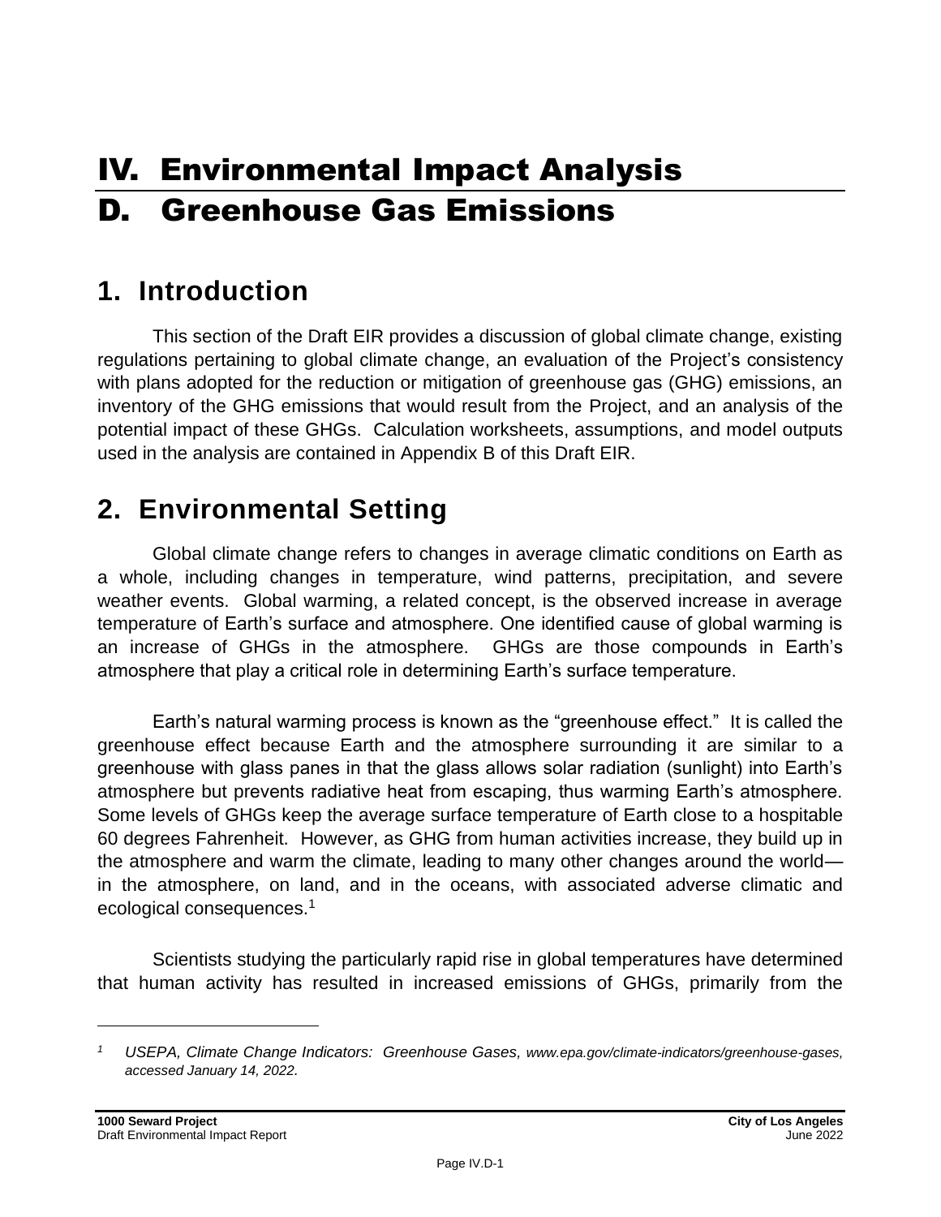# IV. Environmental Impact Analysis

# D. Greenhouse Gas Emissions

## 1. Introduction

This section of the Draft EIR provides a discussion of global climate change, existing regulations pertaining to global climate change, an evaluation of the Project's consistency with plans adopted for the reduction or mitigation of greenhouse gas (GHG) emissions, an inventory of the GHG emissions that would result from the Project, and an analysis of the potential impact of these GHGs. Calculation worksheets, assumptions, and model outputs used in the analysis are contained in Appendix B of this Draft EIR.

## 2. Environmental Setting

Global climate change refers to changes in average climatic conditions on Earth as a whole, including changes in temperature, wind patterns, precipitation, and severe weather events. Global warming, a related concept, is the observed increase in average temperature of Earth's surface and atmosphere. One identified cause of global warming is an increase of GHGs in the atmosphere. GHGs are those compounds in Earth's atmosphere that play a critical role in determining Earth's surface temperature.

Earth's natural warming process is known as the "greenhouse effect." It is called the greenhouse effect because Earth and the atmosphere surrounding it are similar to a greenhouse with glass panes in that the glass allows solar radiation (sunlight) into Earth's atmosphere but prevents radiative heat from escaping, thus warming Earth's atmosphere. Some levels of GHGs keep the average surface temperature of Earth close to a hospitable 60 degrees Fahrenheit. However, as GHG from human activities increase, they build up in the atmosphere and warm the climate, leading to many other changes around the world—in the atmosphere, on land, and in the oceans, with associated adverse climatic and ecological consequences.[1]

Scientists studying the particularly rapid rise in global temperatures have determined that human activity has resulted in increased emissions of GHGs, primarily from the

---

[1] *USEPA, Climate Change Indicators: Greenhouse Gases, www.epa.gov/climate-indicators/greenhouse-gases, accessed January 14, 2022.*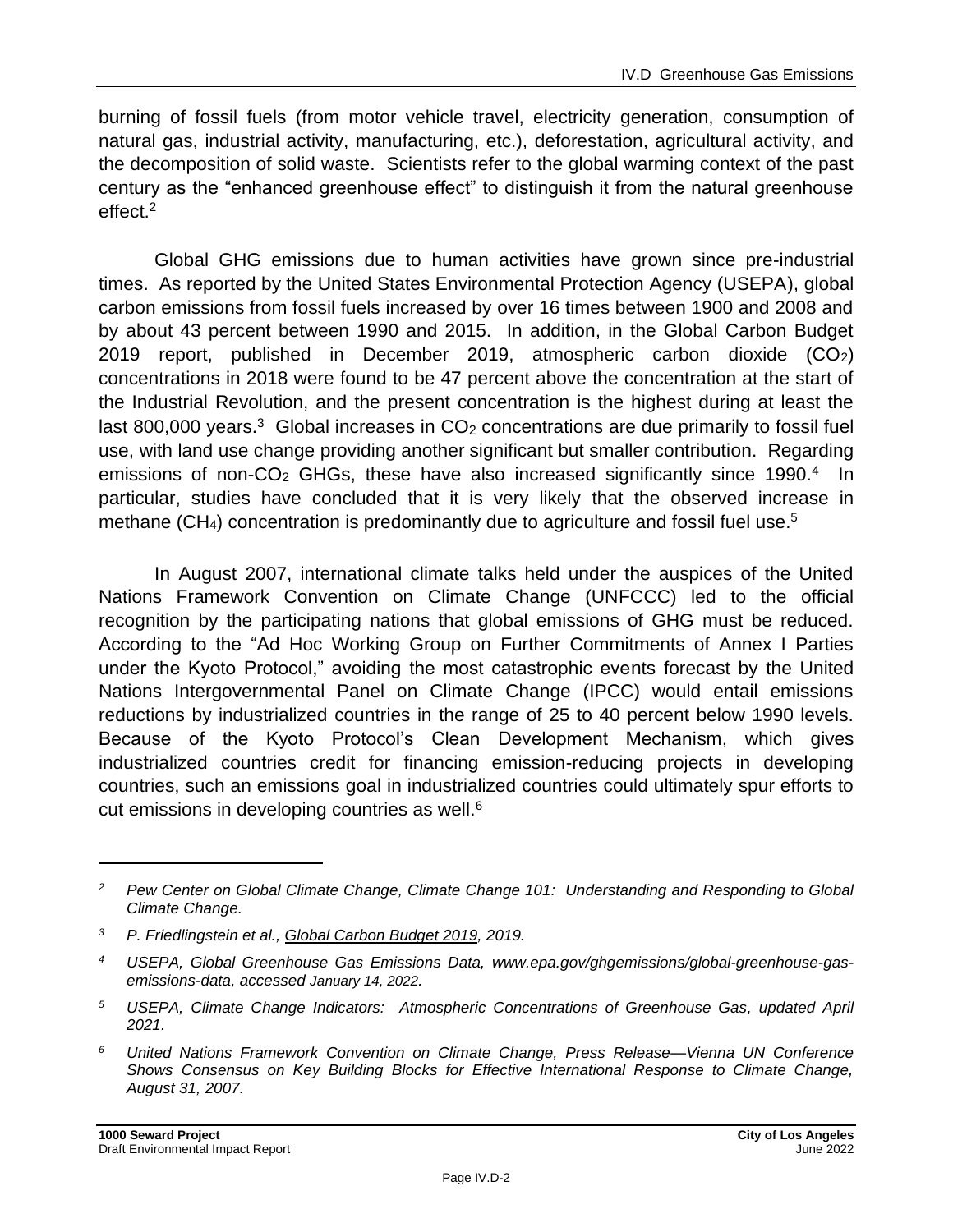burning of fossil fuels (from motor vehicle travel, electricity generation, consumption of natural gas, industrial activity, manufacturing, etc.), deforestation, agricultural activity, and the decomposition of solid waste. Scientists refer to the global warming context of the past century as the "enhanced greenhouse effect" to distinguish it from the natural greenhouse effect.[2]

Global GHG emissions due to human activities have grown since pre-industrial times. As reported by the United States Environmental Protection Agency (USEPA), global carbon emissions from fossil fuels increased by over 16 times between 1900 and 2008 and by about 43 percent between 1990 and 2015. In addition, in the Global Carbon Budget 2019 report, published in December 2019, atmospheric carbon dioxide ($CO_2$) concentrations in 2018 were found to be 47 percent above the concentration at the start of the Industrial Revolution, and the present concentration is the highest during at least the last 800,000 years.[3] Global increases in $CO_2$ concentrations are due primarily to fossil fuel use, with land use change providing another significant but smaller contribution. Regarding emissions of non-$CO_2$ GHGs, these have also increased significantly since 1990.[4] In particular, studies have concluded that it is very likely that the observed increase in methane ($CH_4$) concentration is predominantly due to agriculture and fossil fuel use.[5]

In August 2007, international climate talks held under the auspices of the United Nations Framework Convention on Climate Change (UNFCCC) led to the official recognition by the participating nations that global emissions of GHG must be reduced. According to the "Ad Hoc Working Group on Further Commitments of Annex I Parties under the Kyoto Protocol," avoiding the most catastrophic events forecast by the United Nations Intergovernmental Panel on Climate Change (IPCC) would entail emissions reductions by industrialized countries in the range of 25 to 40 percent below 1990 levels. Because of the Kyoto Protocol's Clean Development Mechanism, which gives industrialized countries credit for financing emission-reducing projects in developing countries, such an emissions goal in industrialized countries could ultimately spur efforts to cut emissions in developing countries as well.[6]

---

[2] *Pew Center on Global Climate Change, Climate Change 101: Understanding and Responding to Global Climate Change.*

[3] *P. Friedlingstein et al., Global Carbon Budget 2019, 2019.*

[4] *USEPA, Global Greenhouse Gas Emissions Data, www.epa.gov/ghgemissions/global-greenhouse-gas-emissions-data, accessed January 14, 2022.*

[5] *USEPA, Climate Change Indicators: Atmospheric Concentrations of Greenhouse Gas, updated April 2021.*

[6] *United Nations Framework Convention on Climate Change, Press Release—Vienna UN Conference Shows Consensus on Key Building Blocks for Effective International Response to Climate Change, August 31, 2007.*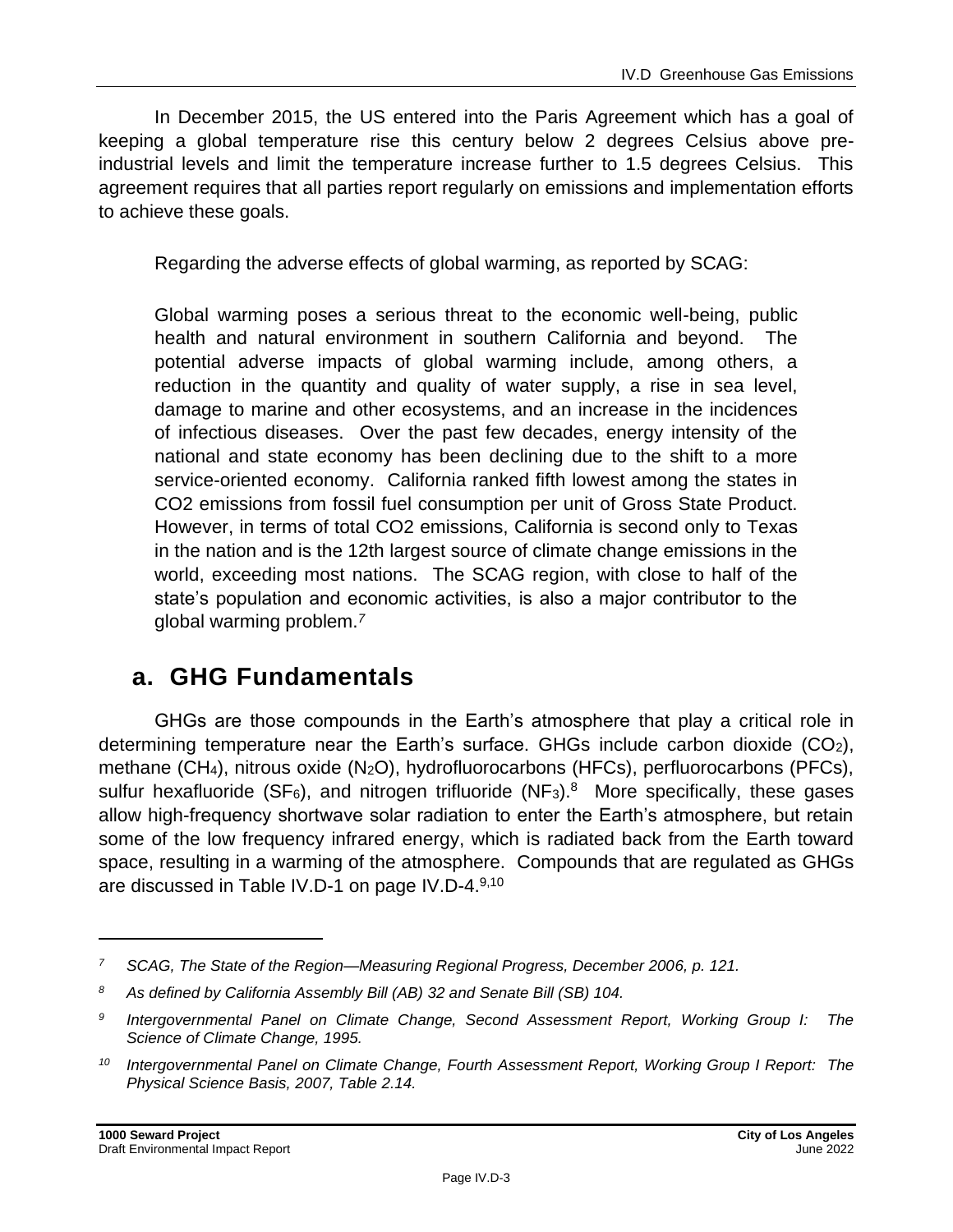In December 2015, the US entered into the Paris Agreement which has a goal of keeping a global temperature rise this century below 2 degrees Celsius above pre-industrial levels and limit the temperature increase further to 1.5 degrees Celsius. This agreement requires that all parties report regularly on emissions and implementation efforts to achieve these goals.

Regarding the adverse effects of global warming, as reported by SCAG:

> Global warming poses a serious threat to the economic well-being, public health and natural environment in southern California and beyond. The potential adverse impacts of global warming include, among others, a reduction in the quantity and quality of water supply, a rise in sea level, damage to marine and other ecosystems, and an increase in the incidences of infectious diseases. Over the past few decades, energy intensity of the national and state economy has been declining due to the shift to a more service-oriented economy. California ranked fifth lowest among the states in CO2 emissions from fossil fuel consumption per unit of Gross State Product. However, in terms of total CO2 emissions, California is second only to Texas in the nation and is the 12th largest source of climate change emissions in the world, exceeding most nations. The SCAG region, with close to half of the state's population and economic activities, is also a major contributor to the global warming problem.[7]

## a. GHG Fundamentals

GHGs are those compounds in the Earth's atmosphere that play a critical role in determining temperature near the Earth's surface. GHGs include carbon dioxide ($CO_2$), methane ($CH_4$), nitrous oxide ($N_2O$), hydrofluorocarbons (HFCs), perfluorocarbons (PFCs), sulfur hexafluoride ($SF_6$), and nitrogen trifluoride ($NF_3$).[8] More specifically, these gases allow high-frequency shortwave solar radiation to enter the Earth's atmosphere, but retain some of the low frequency infrared energy, which is radiated back from the Earth toward space, resulting in a warming of the atmosphere. Compounds that are regulated as GHGs are discussed in Table IV.D-1 on page IV.D-4.[9,10]

---

[7] *SCAG, The State of the Region—Measuring Regional Progress, December 2006, p. 121.*

[8] *As defined by California Assembly Bill (AB) 32 and Senate Bill (SB) 104.*

[9] *Intergovernmental Panel on Climate Change, Second Assessment Report, Working Group I: The Science of Climate Change, 1995.*

[10] *Intergovernmental Panel on Climate Change, Fourth Assessment Report, Working Group I Report: The Physical Science Basis, 2007, Table 2.14.*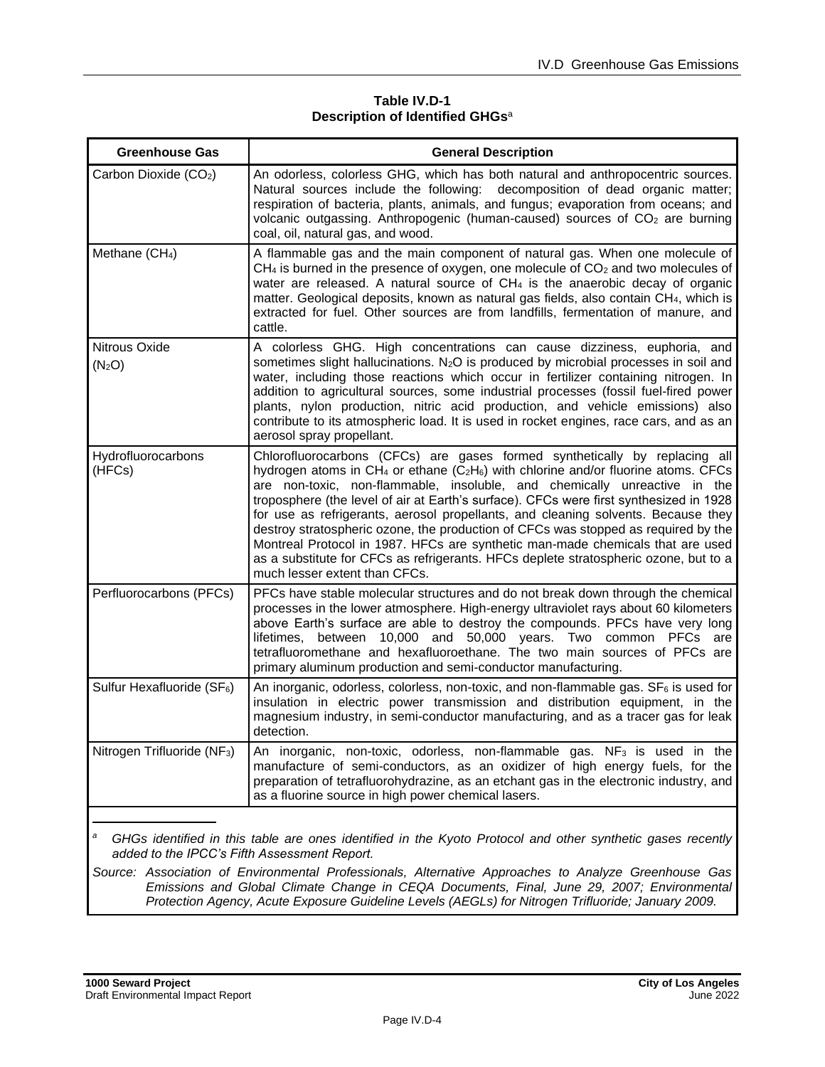**Table IV.D-1**
**Description of Identified GHGs**[a]

| Greenhouse Gas | General Description |
|---|---|
| Carbon Dioxide ($CO_2$) | An odorless, colorless GHG, which has both natural and anthropocentric sources. Natural sources include the following: decomposition of dead organic matter; respiration of bacteria, plants, animals, and fungus; evaporation from oceans; and volcanic outgassing. Anthropogenic (human-caused) sources of $CO_2$ are burning coal, oil, natural gas, and wood. |
| Methane ($CH_4$) | A flammable gas and the main component of natural gas. When one molecule of $CH_4$ is burned in the presence of oxygen, one molecule of $CO_2$ and two molecules of water are released. A natural source of $CH_4$ is the anaerobic decay of organic matter. Geological deposits, known as natural gas fields, also contain $CH_4$, which is extracted for fuel. Other sources are from landfills, fermentation of manure, and cattle. |
| Nitrous Oxide ($N_2O$) | A colorless GHG. High concentrations can cause dizziness, euphoria, and sometimes slight hallucinations. $N_2O$ is produced by microbial processes in soil and water, including those reactions which occur in fertilizer containing nitrogen. In addition to agricultural sources, some industrial processes (fossil fuel-fired power plants, nylon production, nitric acid production, and vehicle emissions) also contribute to its atmospheric load. It is used in rocket engines, race cars, and as an aerosol spray propellant. |
| Hydrofluorocarbons (HFCs) | Chlorofluorocarbons (CFCs) are gases formed synthetically by replacing all hydrogen atoms in $CH_4$ or ethane ($C_2H_6$) with chlorine and/or fluorine atoms. CFCs are non-toxic, non-flammable, insoluble, and chemically unreactive in the troposphere (the level of air at Earth's surface). CFCs were first synthesized in 1928 for use as refrigerants, aerosol propellants, and cleaning solvents. Because they destroy stratospheric ozone, the production of CFCs was stopped as required by the Montreal Protocol in 1987. HFCs are synthetic man-made chemicals that are used as a substitute for CFCs as refrigerants. HFCs deplete stratospheric ozone, but to a much lesser extent than CFCs. |
| Perfluorocarbons (PFCs) | PFCs have stable molecular structures and do not break down through the chemical processes in the lower atmosphere. High-energy ultraviolet rays about 60 kilometers above Earth's surface are able to destroy the compounds. PFCs have very long lifetimes, between 10,000 and 50,000 years. Two common PFCs are tetrafluoromethane and hexafluoroethane. The two main sources of PFCs are primary aluminum production and semi-conductor manufacturing. |
| Sulfur Hexafluoride ($SF_6$) | An inorganic, odorless, colorless, non-toxic, and non-flammable gas. $SF_6$ is used for insulation in electric power transmission and distribution equipment, in the magnesium industry, in semi-conductor manufacturing, and as a tracer gas for leak detection. |
| Nitrogen Trifluoride ($NF_3$) | An inorganic, non-toxic, odorless, non-flammable gas. $NF_3$ is used in the manufacture of semi-conductors, as an oxidizer of high energy fuels, for the preparation of tetrafluorohydrazine, as an etchant gas in the electronic industry, and as a fluorine source in high power chemical lasers. |

[a] *GHGs identified in this table are ones identified in the Kyoto Protocol and other synthetic gases recently added to the IPCC's Fifth Assessment Report.*

*Source: Association of Environmental Professionals, Alternative Approaches to Analyze Greenhouse Gas Emissions and Global Climate Change in CEQA Documents, Final, June 29, 2007; Environmental Protection Agency, Acute Exposure Guideline Levels (AEGLs) for Nitrogen Trifluoride; January 2009.*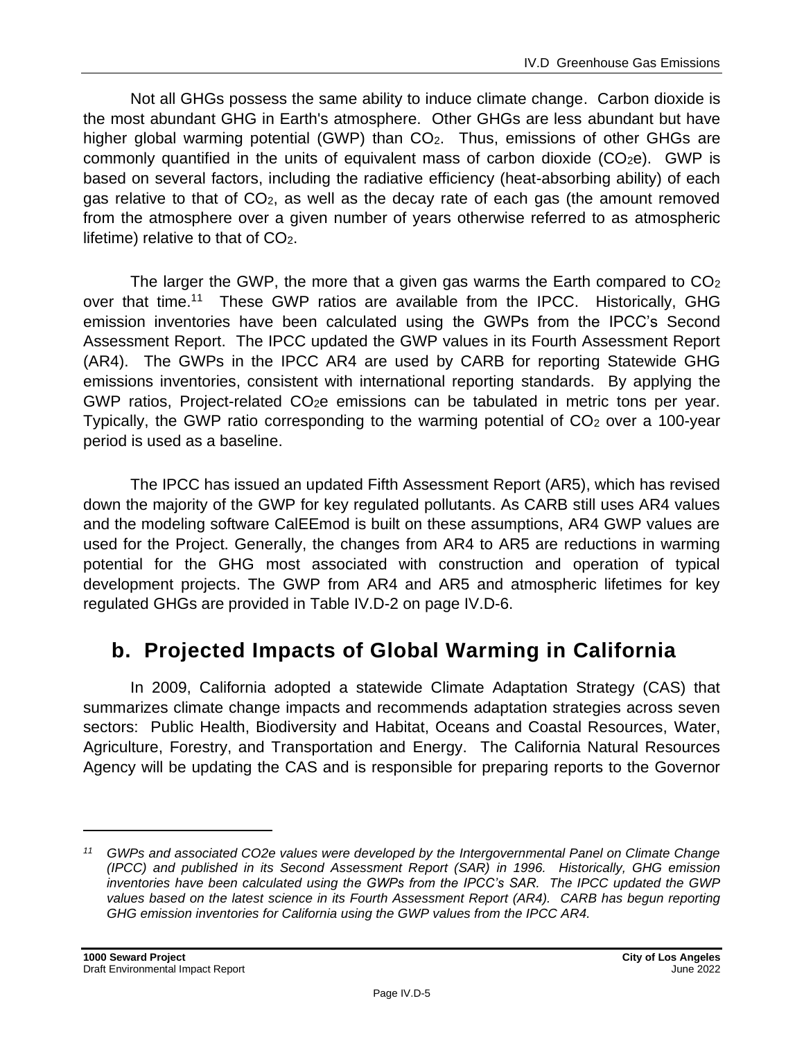Not all GHGs possess the same ability to induce climate change. Carbon dioxide is the most abundant GHG in Earth's atmosphere. Other GHGs are less abundant but have higher global warming potential (GWP) than $CO_2$. Thus, emissions of other GHGs are commonly quantified in the units of equivalent mass of carbon dioxide ($CO_2e$). GWP is based on several factors, including the radiative efficiency (heat-absorbing ability) of each gas relative to that of $CO_2$, as well as the decay rate of each gas (the amount removed from the atmosphere over a given number of years otherwise referred to as atmospheric lifetime) relative to that of $CO_2$.

The larger the GWP, the more that a given gas warms the Earth compared to $CO_2$ over that time.[11] These GWP ratios are available from the IPCC. Historically, GHG emission inventories have been calculated using the GWPs from the IPCC's Second Assessment Report. The IPCC updated the GWP values in its Fourth Assessment Report (AR4). The GWPs in the IPCC AR4 are used by CARB for reporting Statewide GHG emissions inventories, consistent with international reporting standards. By applying the GWP ratios, Project-related $CO_2e$ emissions can be tabulated in metric tons per year. Typically, the GWP ratio corresponding to the warming potential of $CO_2$ over a 100-year period is used as a baseline.

The IPCC has issued an updated Fifth Assessment Report (AR5), which has revised down the majority of the GWP for key regulated pollutants. As CARB still uses AR4 values and the modeling software CalEEmod is built on these assumptions, AR4 GWP values are used for the Project. Generally, the changes from AR4 to AR5 are reductions in warming potential for the GHG most associated with construction and operation of typical development projects. The GWP from AR4 and AR5 and atmospheric lifetimes for key regulated GHGs are provided in Table IV.D-2 on page IV.D-6.

## b. Projected Impacts of Global Warming in California

In 2009, California adopted a statewide Climate Adaptation Strategy (CAS) that summarizes climate change impacts and recommends adaptation strategies across seven sectors: Public Health, Biodiversity and Habitat, Oceans and Coastal Resources, Water, Agriculture, Forestry, and Transportation and Energy. The California Natural Resources Agency will be updating the CAS and is responsible for preparing reports to the Governor

---

*[11] GWPs and associated CO2e values were developed by the Intergovernmental Panel on Climate Change (IPCC) and published in its Second Assessment Report (SAR) in 1996. Historically, GHG emission inventories have been calculated using the GWPs from the IPCC's SAR. The IPCC updated the GWP values based on the latest science in its Fourth Assessment Report (AR4). CARB has begun reporting GHG emission inventories for California using the GWP values from the IPCC AR4.*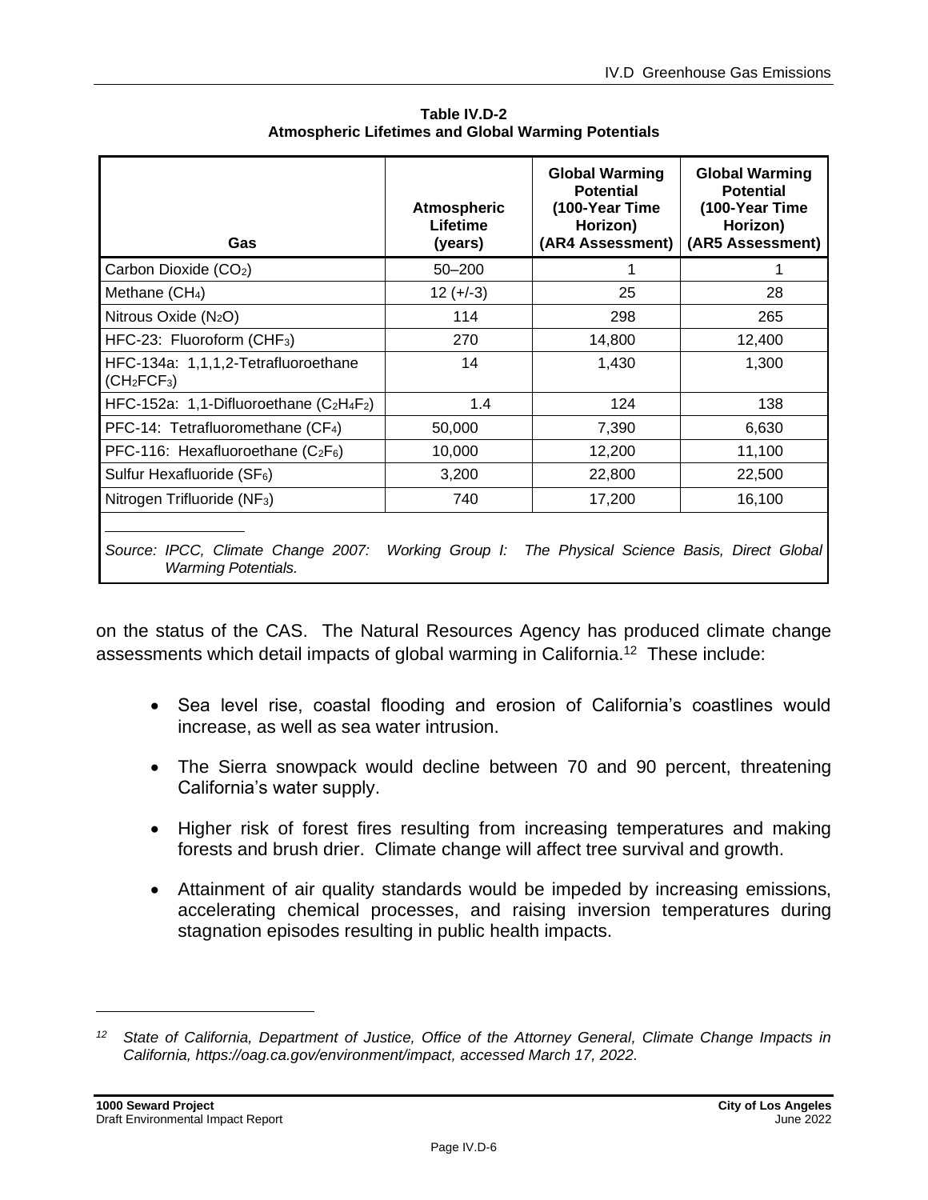**Table IV.D-2**
**Atmospheric Lifetimes and Global Warming Potentials**

| Gas | Atmospheric Lifetime (years) | Global Warming Potential (100-Year Time Horizon) (AR4 Assessment) | Global Warming Potential (100-Year Time Horizon) (AR5 Assessment) |
|---|---|---|---|
| Carbon Dioxide ($CO_2$) | 50–200 | 1 | 1 |
| Methane ($CH_4$) | 12 (+/-3) | 25 | 28 |
| Nitrous Oxide ($N_2O$) | 114 | 298 | 265 |
| HFC-23: Fluoroform ($CHF_3$) | 270 | 14,800 | 12,400 |
| HFC-134a: 1,1,1,2-Tetrafluoroethane ($CH_2FCF_3$) | 14 | 1,430 | 1,300 |
| HFC-152a: 1,1-Difluoroethane ($C_2H_4F_2$) | 1.4 | 124 | 138 |
| PFC-14: Tetrafluoromethane ($CF_4$) | 50,000 | 7,390 | 6,630 |
| PFC-116: Hexafluoroethane ($C_2F_6$) | 10,000 | 12,200 | 11,100 |
| Sulfur Hexafluoride ($SF_6$) | 3,200 | 22,800 | 22,500 |
| Nitrogen Trifluoride ($NF_3$) | 740 | 17,200 | 16,100 |

*Source: IPCC, Climate Change 2007: Working Group I: The Physical Science Basis, Direct Global Warming Potentials.*

on the status of the CAS. The Natural Resources Agency has produced climate change assessments which detail impacts of global warming in California.[12] These include:

- Sea level rise, coastal flooding and erosion of California's coastlines would increase, as well as sea water intrusion.
- The Sierra snowpack would decline between 70 and 90 percent, threatening California's water supply.
- Higher risk of forest fires resulting from increasing temperatures and making forests and brush drier. Climate change will affect tree survival and growth.
- Attainment of air quality standards would be impeded by increasing emissions, accelerating chemical processes, and raising inversion temperatures during stagnation episodes resulting in public health impacts.

---

[12] *State of California, Department of Justice, Office of the Attorney General, Climate Change Impacts in California, https://oag.ca.gov/environment/impact, accessed March 17, 2022.*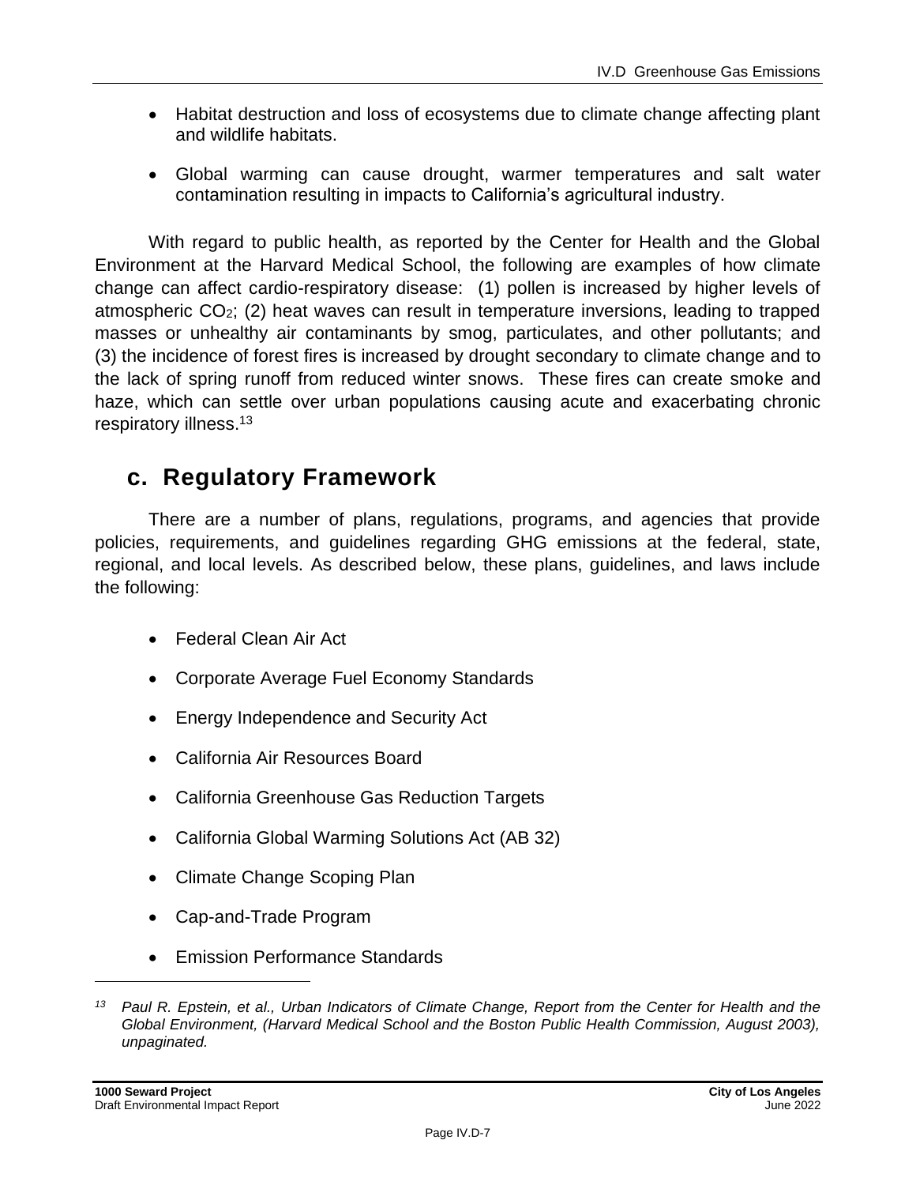- Habitat destruction and loss of ecosystems due to climate change affecting plant and wildlife habitats.

- Global warming can cause drought, warmer temperatures and salt water contamination resulting in impacts to California's agricultural industry.

With regard to public health, as reported by the Center for Health and the Global Environment at the Harvard Medical School, the following are examples of how climate change can affect cardio-respiratory disease: (1) pollen is increased by higher levels of atmospheric $CO_2$; (2) heat waves can result in temperature inversions, leading to trapped masses or unhealthy air contaminants by smog, particulates, and other pollutants; and (3) the incidence of forest fires is increased by drought secondary to climate change and to the lack of spring runoff from reduced winter snows. These fires can create smoke and haze, which can settle over urban populations causing acute and exacerbating chronic respiratory illness.[13]

## c. Regulatory Framework

There are a number of plans, regulations, programs, and agencies that provide policies, requirements, and guidelines regarding GHG emissions at the federal, state, regional, and local levels. As described below, these plans, guidelines, and laws include the following:

- Federal Clean Air Act
- Corporate Average Fuel Economy Standards
- Energy Independence and Security Act
- California Air Resources Board
- California Greenhouse Gas Reduction Targets
- California Global Warming Solutions Act (AB 32)
- Climate Change Scoping Plan
- Cap-and-Trade Program
- Emission Performance Standards

---

[13] *Paul R. Epstein, et al., Urban Indicators of Climate Change, Report from the Center for Health and the Global Environment, (Harvard Medical School and the Boston Public Health Commission, August 2003), unpaginated.*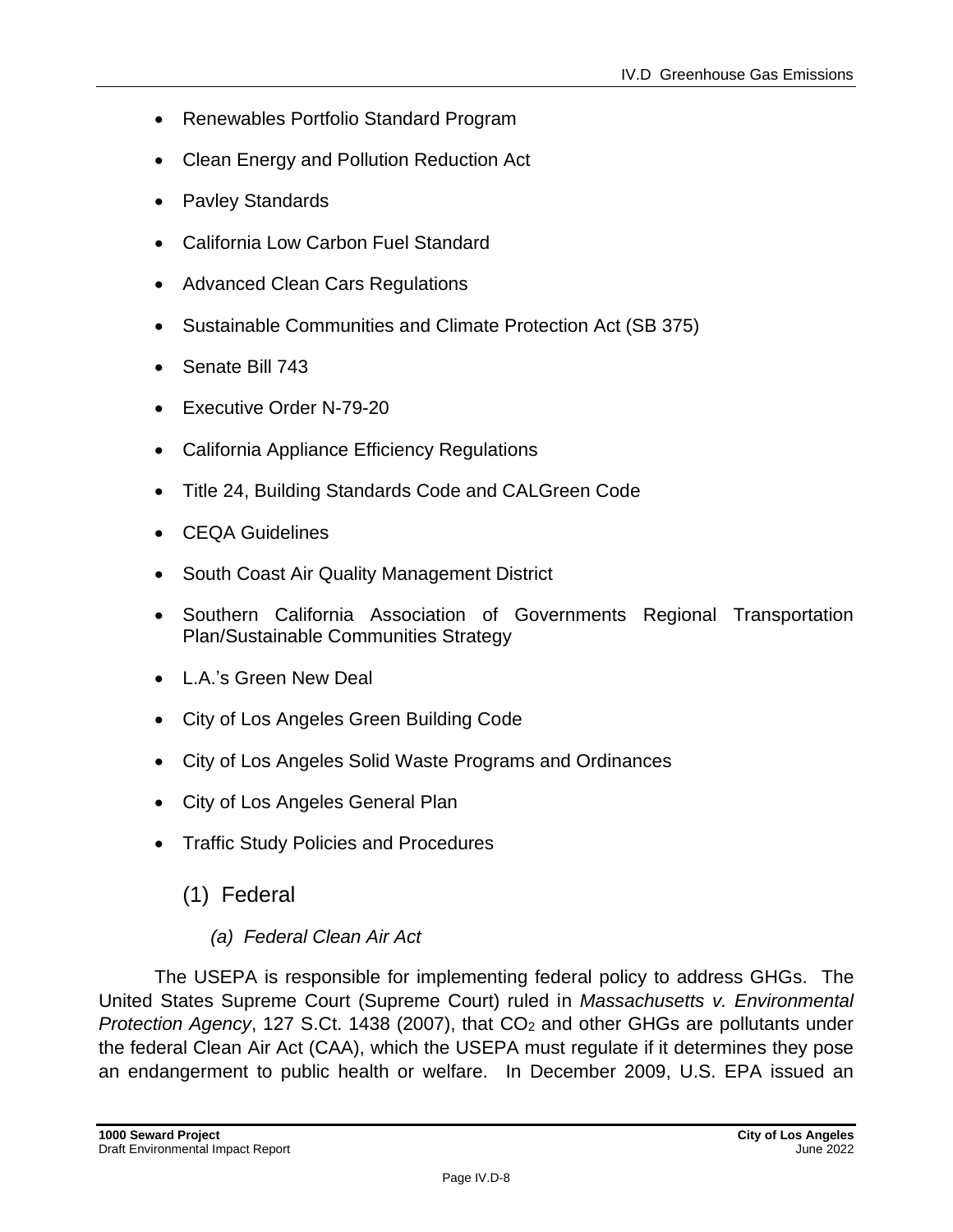- Renewables Portfolio Standard Program
- Clean Energy and Pollution Reduction Act
- Pavley Standards
- California Low Carbon Fuel Standard
- Advanced Clean Cars Regulations
- Sustainable Communities and Climate Protection Act (SB 375)
- Senate Bill 743
- Executive Order N-79-20
- California Appliance Efficiency Regulations
- Title 24, Building Standards Code and CALGreen Code
- CEQA Guidelines
- South Coast Air Quality Management District
- Southern California Association of Governments Regional Transportation Plan/Sustainable Communities Strategy
- L.A.'s Green New Deal
- City of Los Angeles Green Building Code
- City of Los Angeles Solid Waste Programs and Ordinances
- City of Los Angeles General Plan
- Traffic Study Policies and Procedures

## (1) Federal

### *(a) Federal Clean Air Act*

The USEPA is responsible for implementing federal policy to address GHGs. The United States Supreme Court (Supreme Court) ruled in *Massachusetts v. Environmental Protection Agency*, 127 S.Ct. 1438 (2007), that $CO_2$ and other GHGs are pollutants under the federal Clean Air Act (CAA), which the USEPA must regulate if it determines they pose an endangerment to public health or welfare. In December 2009, U.S. EPA issued an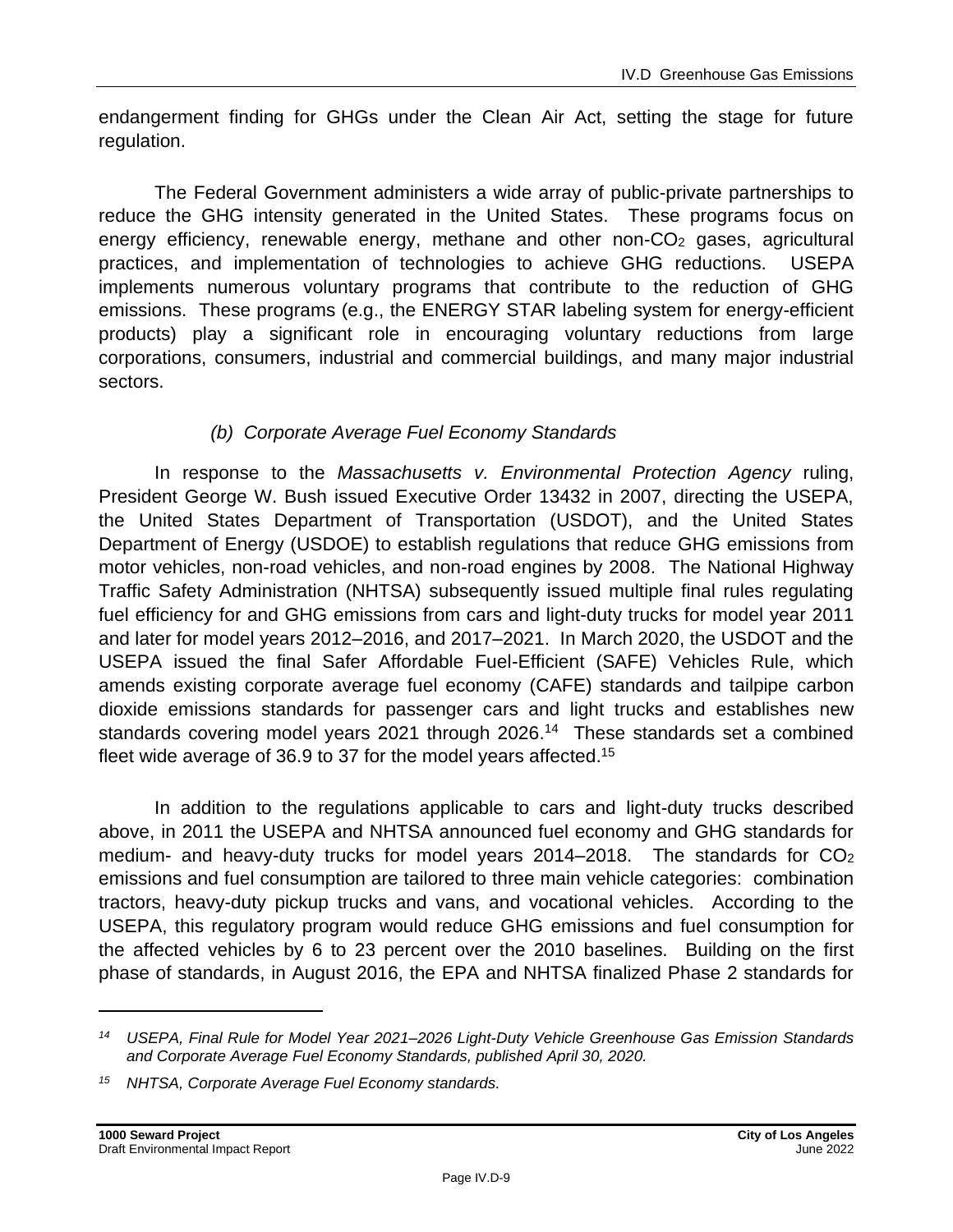endangerment finding for GHGs under the Clean Air Act, setting the stage for future regulation.

The Federal Government administers a wide array of public-private partnerships to reduce the GHG intensity generated in the United States. These programs focus on energy efficiency, renewable energy, methane and other non-$CO_2$ gases, agricultural practices, and implementation of technologies to achieve GHG reductions. USEPA implements numerous voluntary programs that contribute to the reduction of GHG emissions. These programs (e.g., the ENERGY STAR labeling system for energy-efficient products) play a significant role in encouraging voluntary reductions from large corporations, consumers, industrial and commercial buildings, and many major industrial sectors.

#### *(b) Corporate Average Fuel Economy Standards*

In response to the *Massachusetts v. Environmental Protection Agency* ruling, President George W. Bush issued Executive Order 13432 in 2007, directing the USEPA, the United States Department of Transportation (USDOT), and the United States Department of Energy (USDOE) to establish regulations that reduce GHG emissions from motor vehicles, non-road vehicles, and non-road engines by 2008. The National Highway Traffic Safety Administration (NHTSA) subsequently issued multiple final rules regulating fuel efficiency for and GHG emissions from cars and light-duty trucks for model year 2011 and later for model years 2012–2016, and 2017–2021. In March 2020, the USDOT and the USEPA issued the final Safer Affordable Fuel-Efficient (SAFE) Vehicles Rule, which amends existing corporate average fuel economy (CAFE) standards and tailpipe carbon dioxide emissions standards for passenger cars and light trucks and establishes new standards covering model years 2021 through 2026.[14] These standards set a combined fleet wide average of 36.9 to 37 for the model years affected.[15]

In addition to the regulations applicable to cars and light-duty trucks described above, in 2011 the USEPA and NHTSA announced fuel economy and GHG standards for medium- and heavy-duty trucks for model years 2014–2018. The standards for $CO_2$ emissions and fuel consumption are tailored to three main vehicle categories: combination tractors, heavy-duty pickup trucks and vans, and vocational vehicles. According to the USEPA, this regulatory program would reduce GHG emissions and fuel consumption for the affected vehicles by 6 to 23 percent over the 2010 baselines. Building on the first phase of standards, in August 2016, the EPA and NHTSA finalized Phase 2 standards for

---

[14] *USEPA, Final Rule for Model Year 2021–2026 Light-Duty Vehicle Greenhouse Gas Emission Standards and Corporate Average Fuel Economy Standards, published April 30, 2020.*

[15] *NHTSA, Corporate Average Fuel Economy standards.*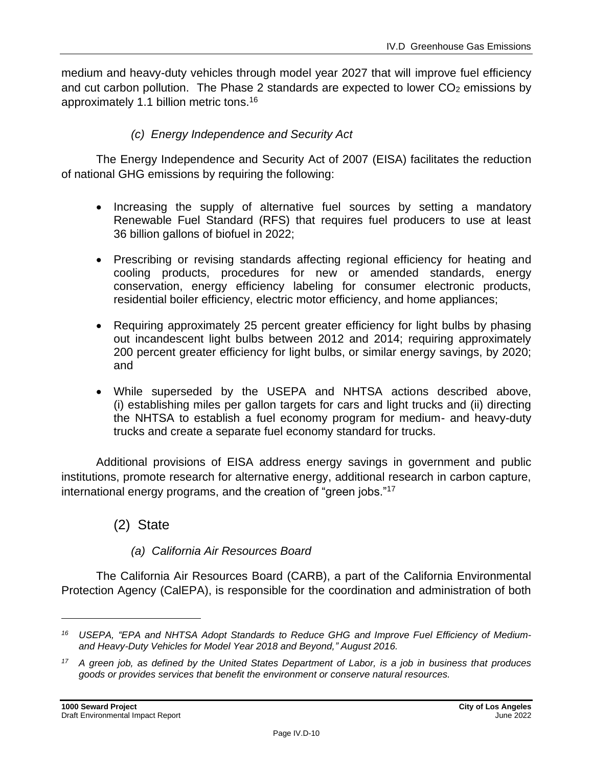medium and heavy-duty vehicles through model year 2027 that will improve fuel efficiency and cut carbon pollution. The Phase 2 standards are expected to lower $CO_2$ emissions by approximately 1.1 billion metric tons.[16]

#### *(c) Energy Independence and Security Act*

The Energy Independence and Security Act of 2007 (EISA) facilitates the reduction of national GHG emissions by requiring the following:

- Increasing the supply of alternative fuel sources by setting a mandatory Renewable Fuel Standard (RFS) that requires fuel producers to use at least 36 billion gallons of biofuel in 2022;
- Prescribing or revising standards affecting regional efficiency for heating and cooling products, procedures for new or amended standards, energy conservation, energy efficiency labeling for consumer electronic products, residential boiler efficiency, electric motor efficiency, and home appliances;
- Requiring approximately 25 percent greater efficiency for light bulbs by phasing out incandescent light bulbs between 2012 and 2014; requiring approximately 200 percent greater efficiency for light bulbs, or similar energy savings, by 2020; and
- While superseded by the USEPA and NHTSA actions described above, (i) establishing miles per gallon targets for cars and light trucks and (ii) directing the NHTSA to establish a fuel economy program for medium- and heavy-duty trucks and create a separate fuel economy standard for trucks.

Additional provisions of EISA address energy savings in government and public institutions, promote research for alternative energy, additional research in carbon capture, international energy programs, and the creation of "green jobs."[17]

### (2) State

#### *(a) California Air Resources Board*

The California Air Resources Board (CARB), a part of the California Environmental Protection Agency (CalEPA), is responsible for the coordination and administration of both

---

*[16] USEPA, "EPA and NHTSA Adopt Standards to Reduce GHG and Improve Fuel Efficiency of Medium- and Heavy-Duty Vehicles for Model Year 2018 and Beyond," August 2016.*

*[17] A green job, as defined by the United States Department of Labor, is a job in business that produces goods or provides services that benefit the environment or conserve natural resources.*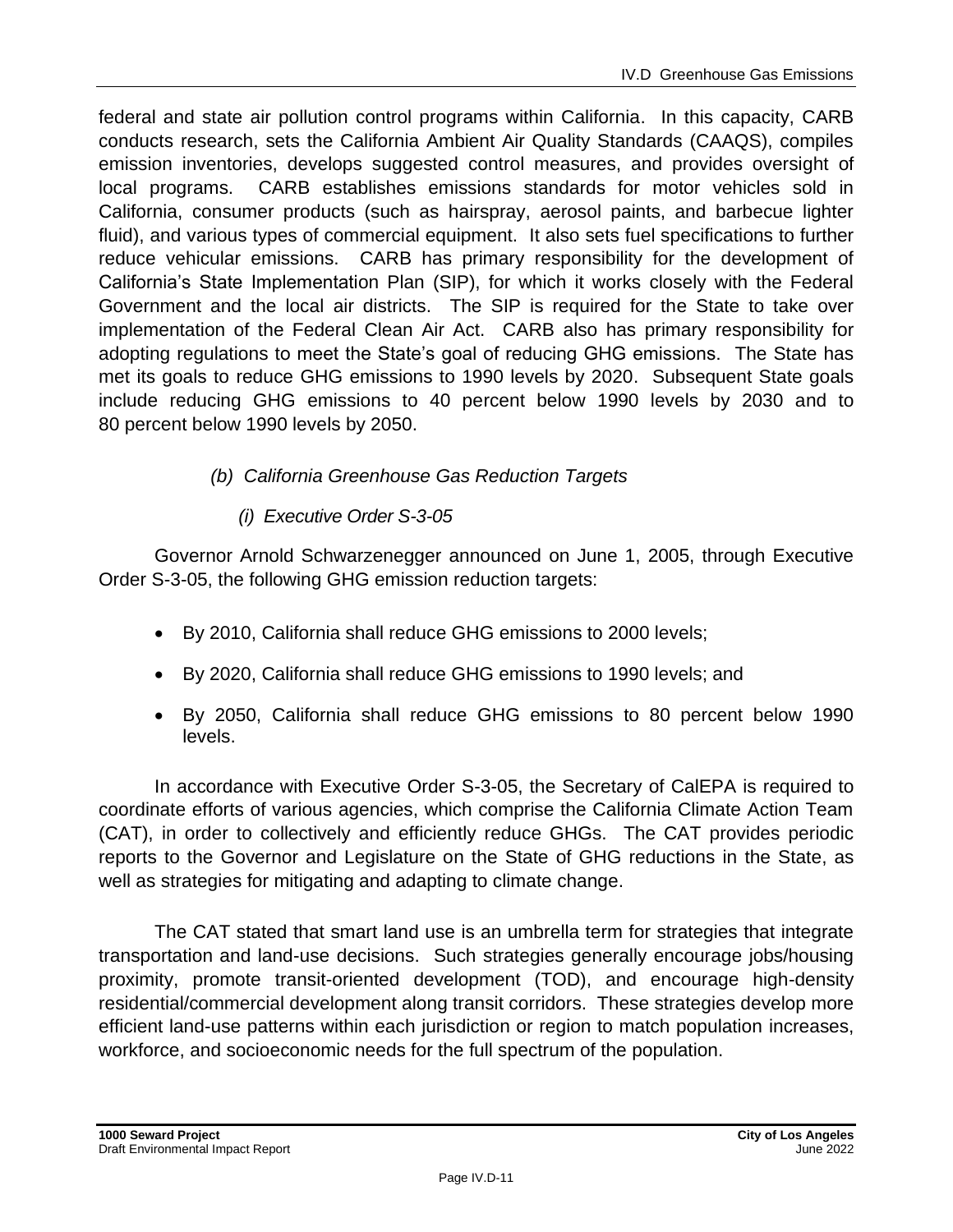federal and state air pollution control programs within California. In this capacity, CARB conducts research, sets the California Ambient Air Quality Standards (CAAQS), compiles emission inventories, develops suggested control measures, and provides oversight of local programs. CARB establishes emissions standards for motor vehicles sold in California, consumer products (such as hairspray, aerosol paints, and barbecue lighter fluid), and various types of commercial equipment. It also sets fuel specifications to further reduce vehicular emissions. CARB has primary responsibility for the development of California's State Implementation Plan (SIP), for which it works closely with the Federal Government and the local air districts. The SIP is required for the State to take over implementation of the Federal Clean Air Act. CARB also has primary responsibility for adopting regulations to meet the State's goal of reducing GHG emissions. The State has met its goals to reduce GHG emissions to 1990 levels by 2020. Subsequent State goals include reducing GHG emissions to 40 percent below 1990 levels by 2030 and to 80 percent below 1990 levels by 2050.

*(b) California Greenhouse Gas Reduction Targets*

*(i) Executive Order S-3-05*

Governor Arnold Schwarzenegger announced on June 1, 2005, through Executive Order S-3-05, the following GHG emission reduction targets:

- By 2010, California shall reduce GHG emissions to 2000 levels;
- By 2020, California shall reduce GHG emissions to 1990 levels; and
- By 2050, California shall reduce GHG emissions to 80 percent below 1990 levels.

In accordance with Executive Order S-3-05, the Secretary of CalEPA is required to coordinate efforts of various agencies, which comprise the California Climate Action Team (CAT), in order to collectively and efficiently reduce GHGs. The CAT provides periodic reports to the Governor and Legislature on the State of GHG reductions in the State, as well as strategies for mitigating and adapting to climate change.

The CAT stated that smart land use is an umbrella term for strategies that integrate transportation and land-use decisions. Such strategies generally encourage jobs/housing proximity, promote transit-oriented development (TOD), and encourage high-density residential/commercial development along transit corridors. These strategies develop more efficient land-use patterns within each jurisdiction or region to match population increases, workforce, and socioeconomic needs for the full spectrum of the population.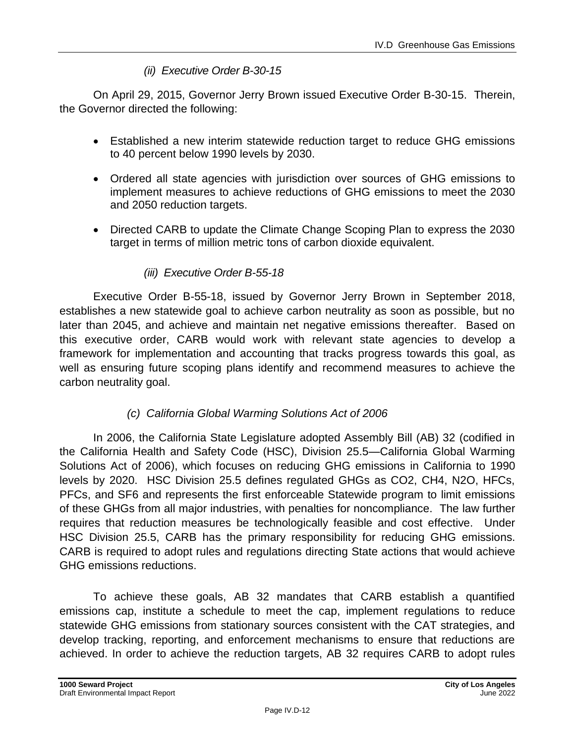*(ii) Executive Order B-30-15*

On April 29, 2015, Governor Jerry Brown issued Executive Order B-30-15. Therein, the Governor directed the following:

- Established a new interim statewide reduction target to reduce GHG emissions to 40 percent below 1990 levels by 2030.
- Ordered all state agencies with jurisdiction over sources of GHG emissions to implement measures to achieve reductions of GHG emissions to meet the 2030 and 2050 reduction targets.
- Directed CARB to update the Climate Change Scoping Plan to express the 2030 target in terms of million metric tons of carbon dioxide equivalent.

*(iii) Executive Order B-55-18*

Executive Order B-55-18, issued by Governor Jerry Brown in September 2018, establishes a new statewide goal to achieve carbon neutrality as soon as possible, but no later than 2045, and achieve and maintain net negative emissions thereafter. Based on this executive order, CARB would work with relevant state agencies to develop a framework for implementation and accounting that tracks progress towards this goal, as well as ensuring future scoping plans identify and recommend measures to achieve the carbon neutrality goal.

*(c) California Global Warming Solutions Act of 2006*

In 2006, the California State Legislature adopted Assembly Bill (AB) 32 (codified in the California Health and Safety Code (HSC), Division 25.5—California Global Warming Solutions Act of 2006), which focuses on reducing GHG emissions in California to 1990 levels by 2020. HSC Division 25.5 defines regulated GHGs as CO2, CH4, N2O, HFCs, PFCs, and SF6 and represents the first enforceable Statewide program to limit emissions of these GHGs from all major industries, with penalties for noncompliance. The law further requires that reduction measures be technologically feasible and cost effective. Under HSC Division 25.5, CARB has the primary responsibility for reducing GHG emissions. CARB is required to adopt rules and regulations directing State actions that would achieve GHG emissions reductions.

To achieve these goals, AB 32 mandates that CARB establish a quantified emissions cap, institute a schedule to meet the cap, implement regulations to reduce statewide GHG emissions from stationary sources consistent with the CAT strategies, and develop tracking, reporting, and enforcement mechanisms to ensure that reductions are achieved. In order to achieve the reduction targets, AB 32 requires CARB to adopt rules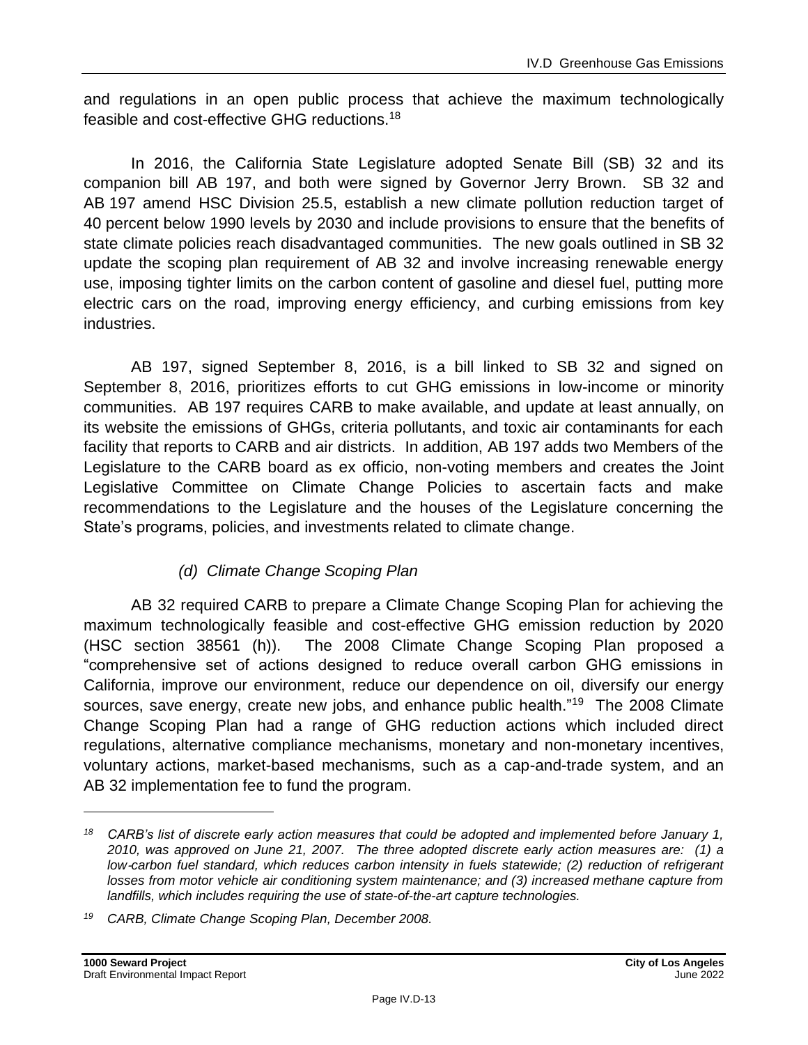and regulations in an open public process that achieve the maximum technologically feasible and cost-effective GHG reductions.[18]

In 2016, the California State Legislature adopted Senate Bill (SB) 32 and its companion bill AB 197, and both were signed by Governor Jerry Brown. SB 32 and AB 197 amend HSC Division 25.5, establish a new climate pollution reduction target of 40 percent below 1990 levels by 2030 and include provisions to ensure that the benefits of state climate policies reach disadvantaged communities. The new goals outlined in SB 32 update the scoping plan requirement of AB 32 and involve increasing renewable energy use, imposing tighter limits on the carbon content of gasoline and diesel fuel, putting more electric cars on the road, improving energy efficiency, and curbing emissions from key industries.

AB 197, signed September 8, 2016, is a bill linked to SB 32 and signed on September 8, 2016, prioritizes efforts to cut GHG emissions in low-income or minority communities. AB 197 requires CARB to make available, and update at least annually, on its website the emissions of GHGs, criteria pollutants, and toxic air contaminants for each facility that reports to CARB and air districts. In addition, AB 197 adds two Members of the Legislature to the CARB board as ex officio, non-voting members and creates the Joint Legislative Committee on Climate Change Policies to ascertain facts and make recommendations to the Legislature and the houses of the Legislature concerning the State's programs, policies, and investments related to climate change.

*(d) Climate Change Scoping Plan*

AB 32 required CARB to prepare a Climate Change Scoping Plan for achieving the maximum technologically feasible and cost-effective GHG emission reduction by 2020 (HSC section 38561 (h)). The 2008 Climate Change Scoping Plan proposed a "comprehensive set of actions designed to reduce overall carbon GHG emissions in California, improve our environment, reduce our dependence on oil, diversify our energy sources, save energy, create new jobs, and enhance public health."[19] The 2008 Climate Change Scoping Plan had a range of GHG reduction actions which included direct regulations, alternative compliance mechanisms, monetary and non-monetary incentives, voluntary actions, market-based mechanisms, such as a cap-and-trade system, and an AB 32 implementation fee to fund the program.

---

[18] *CARB's list of discrete early action measures that could be adopted and implemented before January 1, 2010, was approved on June 21, 2007. The three adopted discrete early action measures are: (1) a low-carbon fuel standard, which reduces carbon intensity in fuels statewide; (2) reduction of refrigerant losses from motor vehicle air conditioning system maintenance; and (3) increased methane capture from landfills, which includes requiring the use of state-of-the-art capture technologies.*

[19] *CARB, Climate Change Scoping Plan, December 2008.*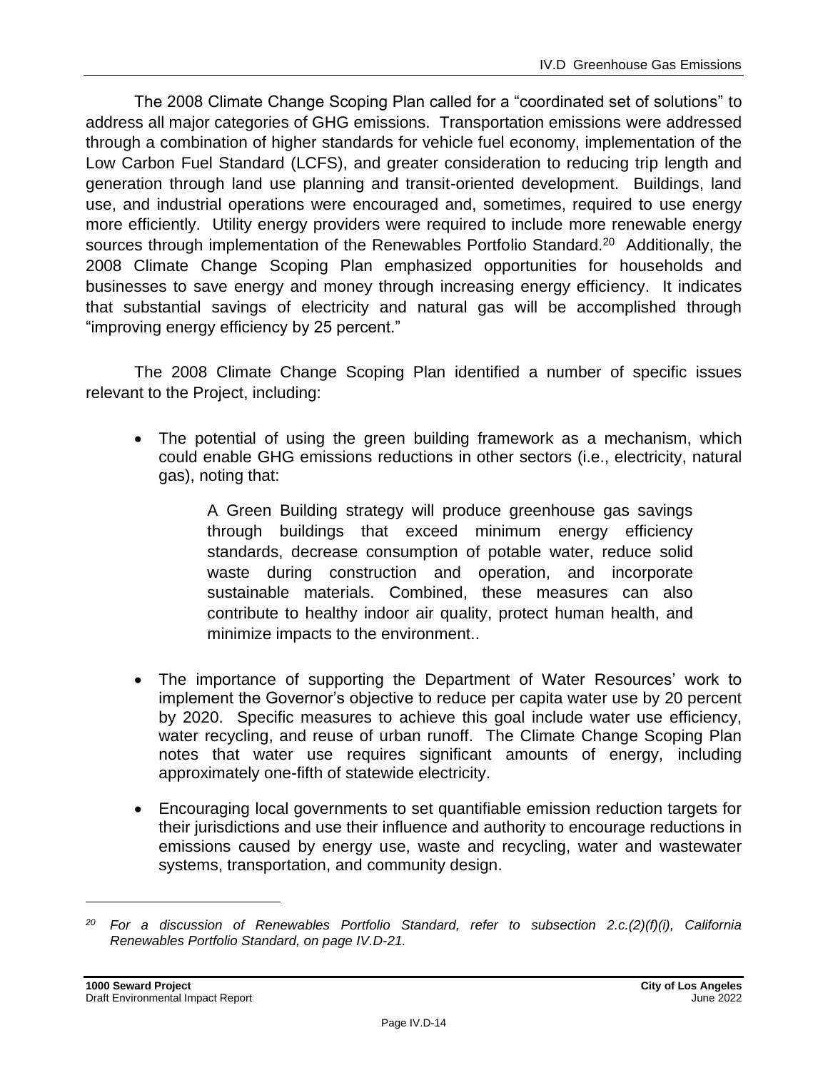The 2008 Climate Change Scoping Plan called for a "coordinated set of solutions" to address all major categories of GHG emissions. Transportation emissions were addressed through a combination of higher standards for vehicle fuel economy, implementation of the Low Carbon Fuel Standard (LCFS), and greater consideration to reducing trip length and generation through land use planning and transit-oriented development. Buildings, land use, and industrial operations were encouraged and, sometimes, required to use energy more efficiently. Utility energy providers were required to include more renewable energy sources through implementation of the Renewables Portfolio Standard.[20] Additionally, the 2008 Climate Change Scoping Plan emphasized opportunities for households and businesses to save energy and money through increasing energy efficiency. It indicates that substantial savings of electricity and natural gas will be accomplished through "improving energy efficiency by 25 percent."

The 2008 Climate Change Scoping Plan identified a number of specific issues relevant to the Project, including:

- The potential of using the green building framework as a mechanism, which could enable GHG emissions reductions in other sectors (i.e., electricity, natural gas), noting that:

  > A Green Building strategy will produce greenhouse gas savings through buildings that exceed minimum energy efficiency standards, decrease consumption of potable water, reduce solid waste during construction and operation, and incorporate sustainable materials. Combined, these measures can also contribute to healthy indoor air quality, protect human health, and minimize impacts to the environment..

- The importance of supporting the Department of Water Resources' work to implement the Governor's objective to reduce per capita water use by 20 percent by 2020. Specific measures to achieve this goal include water use efficiency, water recycling, and reuse of urban runoff. The Climate Change Scoping Plan notes that water use requires significant amounts of energy, including approximately one-fifth of statewide electricity.

- Encouraging local governments to set quantifiable emission reduction targets for their jurisdictions and use their influence and authority to encourage reductions in emissions caused by energy use, waste and recycling, water and wastewater systems, transportation, and community design.

---

*[20] For a discussion of Renewables Portfolio Standard, refer to subsection 2.c.(2)(f)(i), California Renewables Portfolio Standard, on page IV.D-21.*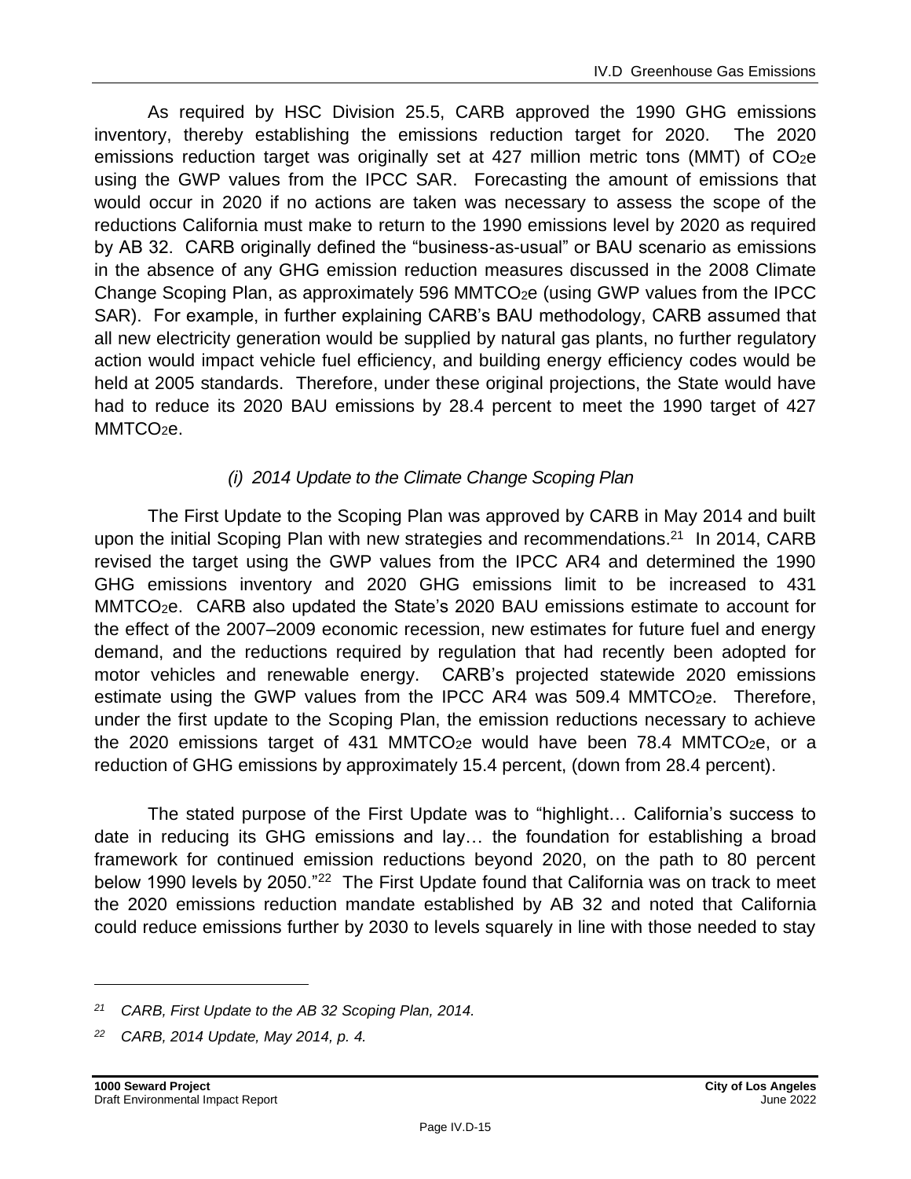As required by HSC Division 25.5, CARB approved the 1990 GHG emissions inventory, thereby establishing the emissions reduction target for 2020. The 2020 emissions reduction target was originally set at 427 million metric tons (MMT) of $CO_2e$ using the GWP values from the IPCC SAR. Forecasting the amount of emissions that would occur in 2020 if no actions are taken was necessary to assess the scope of the reductions California must make to return to the 1990 emissions level by 2020 as required by AB 32. CARB originally defined the "business-as-usual" or BAU scenario as emissions in the absence of any GHG emission reduction measures discussed in the 2008 Climate Change Scoping Plan, as approximately 596 $MMTCO_2e$ (using GWP values from the IPCC SAR). For example, in further explaining CARB's BAU methodology, CARB assumed that all new electricity generation would be supplied by natural gas plants, no further regulatory action would impact vehicle fuel efficiency, and building energy efficiency codes would be held at 2005 standards. Therefore, under these original projections, the State would have had to reduce its 2020 BAU emissions by 28.4 percent to meet the 1990 target of 427 $MMTCO_2e$.

*(i) 2014 Update to the Climate Change Scoping Plan*

The First Update to the Scoping Plan was approved by CARB in May 2014 and built upon the initial Scoping Plan with new strategies and recommendations.[21] In 2014, CARB revised the target using the GWP values from the IPCC AR4 and determined the 1990 GHG emissions inventory and 2020 GHG emissions limit to be increased to 431 $MMTCO_2e$. CARB also updated the State's 2020 BAU emissions estimate to account for the effect of the 2007–2009 economic recession, new estimates for future fuel and energy demand, and the reductions required by regulation that had recently been adopted for motor vehicles and renewable energy. CARB's projected statewide 2020 emissions estimate using the GWP values from the IPCC AR4 was 509.4 $MMTCO_2e$. Therefore, under the first update to the Scoping Plan, the emission reductions necessary to achieve the 2020 emissions target of 431 $MMTCO_2e$ would have been 78.4 $MMTCO_2e$, or a reduction of GHG emissions by approximately 15.4 percent, (down from 28.4 percent).

The stated purpose of the First Update was to "highlight… California's success to date in reducing its GHG emissions and lay… the foundation for establishing a broad framework for continued emission reductions beyond 2020, on the path to 80 percent below 1990 levels by 2050."[22] The First Update found that California was on track to meet the 2020 emissions reduction mandate established by AB 32 and noted that California could reduce emissions further by 2030 to levels squarely in line with those needed to stay

---

[21] *CARB, First Update to the AB 32 Scoping Plan, 2014.*

[22] *CARB, 2014 Update, May 2014, p. 4.*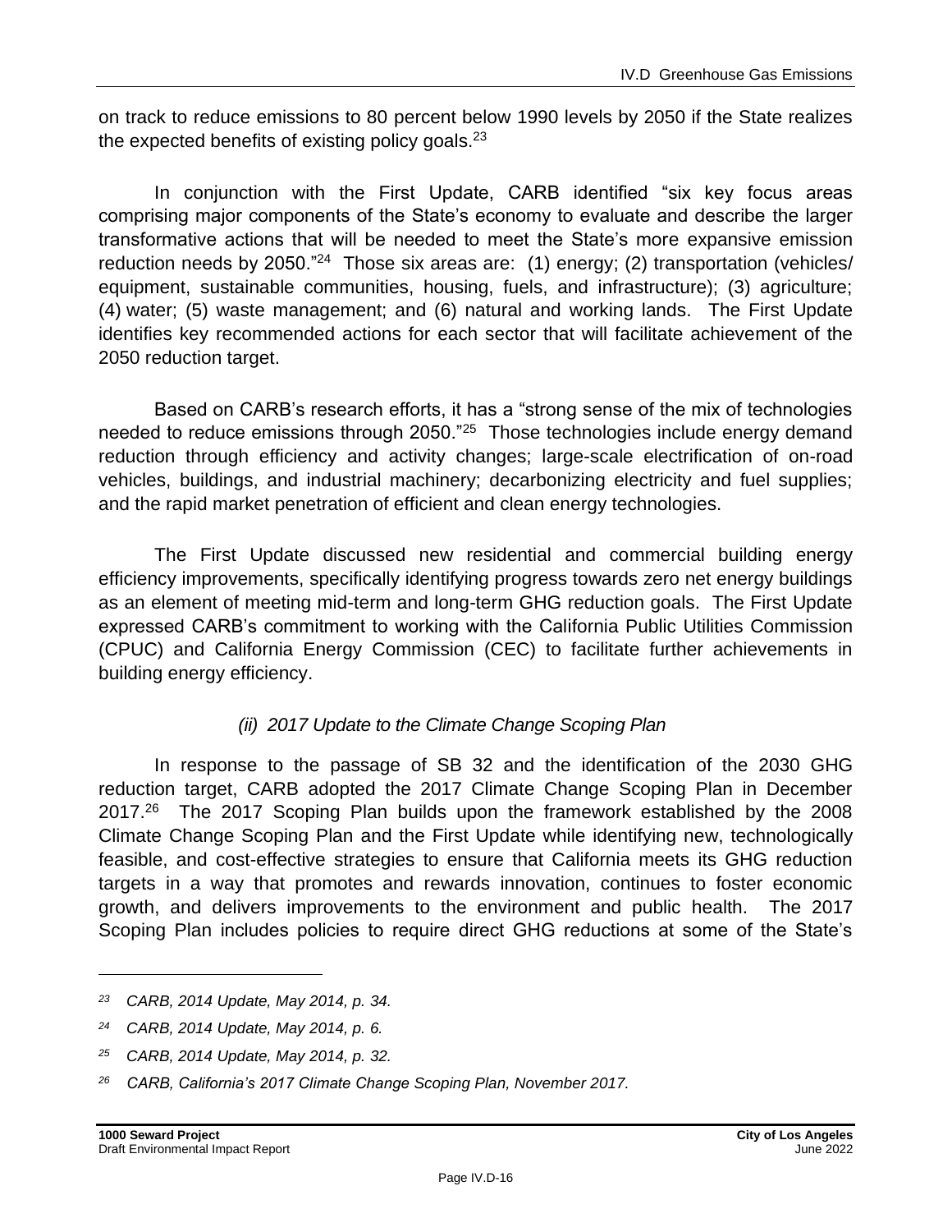on track to reduce emissions to 80 percent below 1990 levels by 2050 if the State realizes the expected benefits of existing policy goals.[23]

In conjunction with the First Update, CARB identified "six key focus areas comprising major components of the State's economy to evaluate and describe the larger transformative actions that will be needed to meet the State's more expansive emission reduction needs by 2050."[24] Those six areas are: (1) energy; (2) transportation (vehicles/ equipment, sustainable communities, housing, fuels, and infrastructure); (3) agriculture; (4) water; (5) waste management; and (6) natural and working lands. The First Update identifies key recommended actions for each sector that will facilitate achievement of the 2050 reduction target.

Based on CARB's research efforts, it has a "strong sense of the mix of technologies needed to reduce emissions through 2050."[25] Those technologies include energy demand reduction through efficiency and activity changes; large-scale electrification of on-road vehicles, buildings, and industrial machinery; decarbonizing electricity and fuel supplies; and the rapid market penetration of efficient and clean energy technologies.

The First Update discussed new residential and commercial building energy efficiency improvements, specifically identifying progress towards zero net energy buildings as an element of meeting mid-term and long-term GHG reduction goals. The First Update expressed CARB's commitment to working with the California Public Utilities Commission (CPUC) and California Energy Commission (CEC) to facilitate further achievements in building energy efficiency.

*(ii) 2017 Update to the Climate Change Scoping Plan*

In response to the passage of SB 32 and the identification of the 2030 GHG reduction target, CARB adopted the 2017 Climate Change Scoping Plan in December 2017.[26] The 2017 Scoping Plan builds upon the framework established by the 2008 Climate Change Scoping Plan and the First Update while identifying new, technologically feasible, and cost-effective strategies to ensure that California meets its GHG reduction targets in a way that promotes and rewards innovation, continues to foster economic growth, and delivers improvements to the environment and public health. The 2017 Scoping Plan includes policies to require direct GHG reductions at some of the State's

---

*[23] CARB, 2014 Update, May 2014, p. 34.*

*[24] CARB, 2014 Update, May 2014, p. 6.*

*[25] CARB, 2014 Update, May 2014, p. 32.*

*[26] CARB, California's 2017 Climate Change Scoping Plan, November 2017.*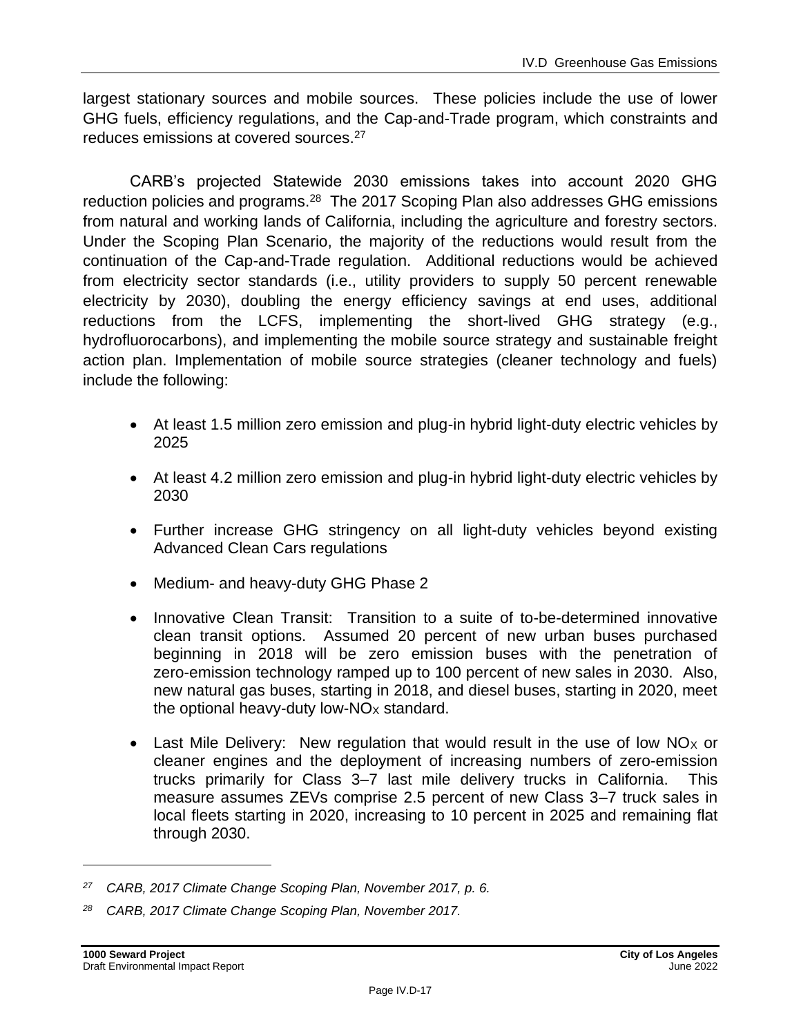largest stationary sources and mobile sources. These policies include the use of lower GHG fuels, efficiency regulations, and the Cap-and-Trade program, which constraints and reduces emissions at covered sources.[27]

CARB's projected Statewide 2030 emissions takes into account 2020 GHG reduction policies and programs.[28] The 2017 Scoping Plan also addresses GHG emissions from natural and working lands of California, including the agriculture and forestry sectors. Under the Scoping Plan Scenario, the majority of the reductions would result from the continuation of the Cap-and-Trade regulation. Additional reductions would be achieved from electricity sector standards (i.e., utility providers to supply 50 percent renewable electricity by 2030), doubling the energy efficiency savings at end uses, additional reductions from the LCFS, implementing the short-lived GHG strategy (e.g., hydrofluorocarbons), and implementing the mobile source strategy and sustainable freight action plan. Implementation of mobile source strategies (cleaner technology and fuels) include the following:

- At least 1.5 million zero emission and plug-in hybrid light-duty electric vehicles by 2025
- At least 4.2 million zero emission and plug-in hybrid light-duty electric vehicles by 2030
- Further increase GHG stringency on all light-duty vehicles beyond existing Advanced Clean Cars regulations
- Medium- and heavy-duty GHG Phase 2
- Innovative Clean Transit: Transition to a suite of to-be-determined innovative clean transit options. Assumed 20 percent of new urban buses purchased beginning in 2018 will be zero emission buses with the penetration of zero-emission technology ramped up to 100 percent of new sales in 2030. Also, new natural gas buses, starting in 2018, and diesel buses, starting in 2020, meet the optional heavy-duty low-$NO_X$ standard.
- Last Mile Delivery: New regulation that would result in the use of low $NO_X$ or cleaner engines and the deployment of increasing numbers of zero-emission trucks primarily for Class 3–7 last mile delivery trucks in California. This measure assumes ZEVs comprise 2.5 percent of new Class 3–7 truck sales in local fleets starting in 2020, increasing to 10 percent in 2025 and remaining flat through 2030.

---

*[27] CARB, 2017 Climate Change Scoping Plan, November 2017, p. 6.*

*[28] CARB, 2017 Climate Change Scoping Plan, November 2017.*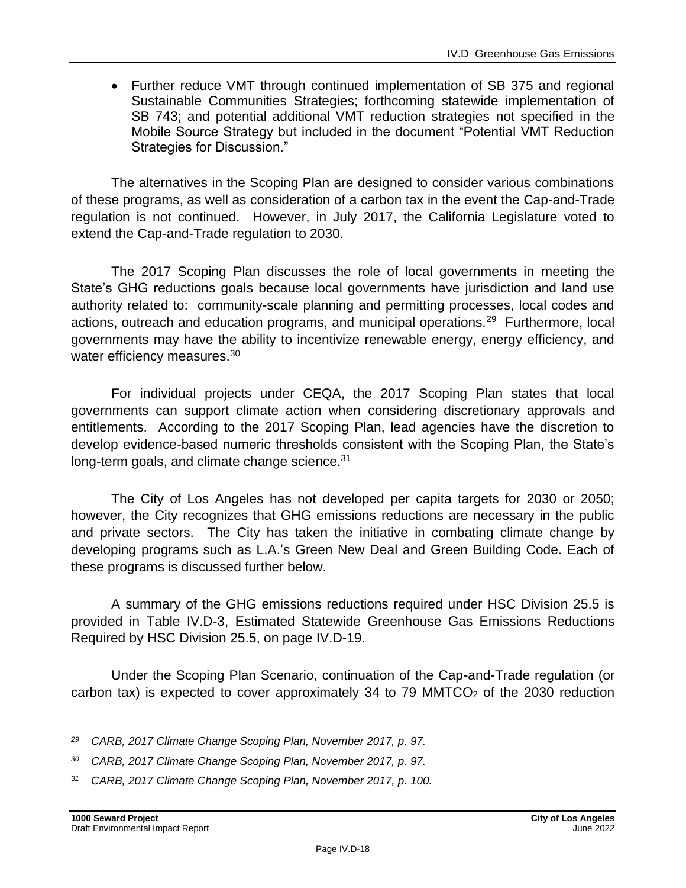- Further reduce VMT through continued implementation of SB 375 and regional Sustainable Communities Strategies; forthcoming statewide implementation of SB 743; and potential additional VMT reduction strategies not specified in the Mobile Source Strategy but included in the document "Potential VMT Reduction Strategies for Discussion."

The alternatives in the Scoping Plan are designed to consider various combinations of these programs, as well as consideration of a carbon tax in the event the Cap-and-Trade regulation is not continued. However, in July 2017, the California Legislature voted to extend the Cap-and-Trade regulation to 2030.

The 2017 Scoping Plan discusses the role of local governments in meeting the State's GHG reductions goals because local governments have jurisdiction and land use authority related to: community-scale planning and permitting processes, local codes and actions, outreach and education programs, and municipal operations.[29] Furthermore, local governments may have the ability to incentivize renewable energy, energy efficiency, and water efficiency measures.[30]

For individual projects under CEQA, the 2017 Scoping Plan states that local governments can support climate action when considering discretionary approvals and entitlements. According to the 2017 Scoping Plan, lead agencies have the discretion to develop evidence-based numeric thresholds consistent with the Scoping Plan, the State's long-term goals, and climate change science.[31]

The City of Los Angeles has not developed per capita targets for 2030 or 2050; however, the City recognizes that GHG emissions reductions are necessary in the public and private sectors. The City has taken the initiative in combating climate change by developing programs such as L.A.'s Green New Deal and Green Building Code. Each of these programs is discussed further below.

A summary of the GHG emissions reductions required under HSC Division 25.5 is provided in Table IV.D-3, Estimated Statewide Greenhouse Gas Emissions Reductions Required by HSC Division 25.5, on page IV.D-19.

Under the Scoping Plan Scenario, continuation of the Cap-and-Trade regulation (or carbon tax) is expected to cover approximately 34 to 79 $MMTCO_2$ of the 2030 reduction

---

[29] *CARB, 2017 Climate Change Scoping Plan, November 2017, p. 97.*

[30] *CARB, 2017 Climate Change Scoping Plan, November 2017, p. 97.*

[31] *CARB, 2017 Climate Change Scoping Plan, November 2017, p. 100.*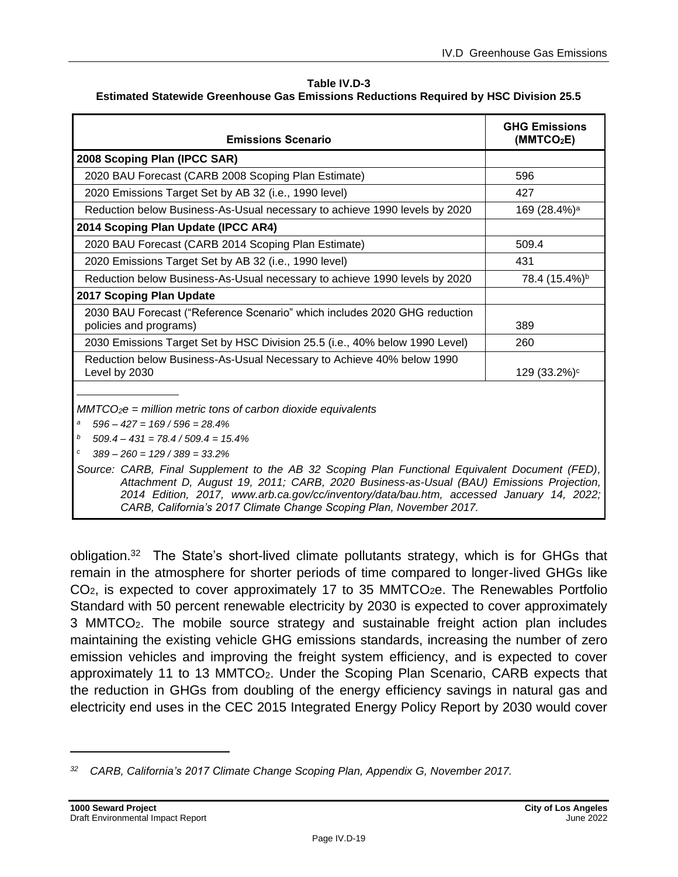**Table IV.D-3**
**Estimated Statewide Greenhouse Gas Emissions Reductions Required by HSC Division 25.5**

| Emissions Scenario | GHG Emissions ($MMTCO_2E$) |
|---|---|
| **2008 Scoping Plan (IPCC SAR)** | |
| 2020 BAU Forecast (CARB 2008 Scoping Plan Estimate) | 596 |
| 2020 Emissions Target Set by AB 32 (i.e., 1990 level) | 427 |
| Reduction below Business-As-Usual necessary to achieve 1990 levels by 2020 | 169 (28.4%)[a] |
| **2014 Scoping Plan Update (IPCC AR4)** | |
| 2020 BAU Forecast (CARB 2014 Scoping Plan Estimate) | 509.4 |
| 2020 Emissions Target Set by AB 32 (i.e., 1990 level) | 431 |
| Reduction below Business-As-Usual necessary to achieve 1990 levels by 2020 | 78.4 (15.4%)[b] |
| **2017 Scoping Plan Update** | |
| 2030 BAU Forecast ("Reference Scenario" which includes 2020 GHG reduction policies and programs) | 389 |
| 2030 Emissions Target Set by HSC Division 25.5 (i.e., 40% below 1990 Level) | 260 |
| Reduction below Business-As-Usual Necessary to Achieve 40% below 1990 Level by 2030 | 129 (33.2%)[c] |

*$MMTCO_2e$ = million metric tons of carbon dioxide equivalents*

[a] *596 – 427 = 169 / 596 = 28.4%*

[b] *509.4 – 431 = 78.4 / 509.4 = 15.4%*

[c] *389 – 260 = 129 / 389 = 33.2%*

*Source: CARB, Final Supplement to the AB 32 Scoping Plan Functional Equivalent Document (FED), Attachment D, August 19, 2011; CARB, 2020 Business-as-Usual (BAU) Emissions Projection, 2014 Edition, 2017, www.arb.ca.gov/cc/inventory/data/bau.htm, accessed January 14, 2022; CARB, California's 2017 Climate Change Scoping Plan, November 2017.*

obligation.[32] The State's short-lived climate pollutants strategy, which is for GHGs that remain in the atmosphere for shorter periods of time compared to longer-lived GHGs like $CO_2$, is expected to cover approximately 17 to 35 $MMTCO_2e$. The Renewables Portfolio Standard with 50 percent renewable electricity by 2030 is expected to cover approximately 3 $MMTCO_2$. The mobile source strategy and sustainable freight action plan includes maintaining the existing vehicle GHG emissions standards, increasing the number of zero emission vehicles and improving the freight system efficiency, and is expected to cover approximately 11 to 13 $MMTCO_2$. Under the Scoping Plan Scenario, CARB expects that the reduction in GHGs from doubling of the energy efficiency savings in natural gas and electricity end uses in the CEC 2015 Integrated Energy Policy Report by 2030 would cover

[32] *CARB, California's 2017 Climate Change Scoping Plan, Appendix G, November 2017.*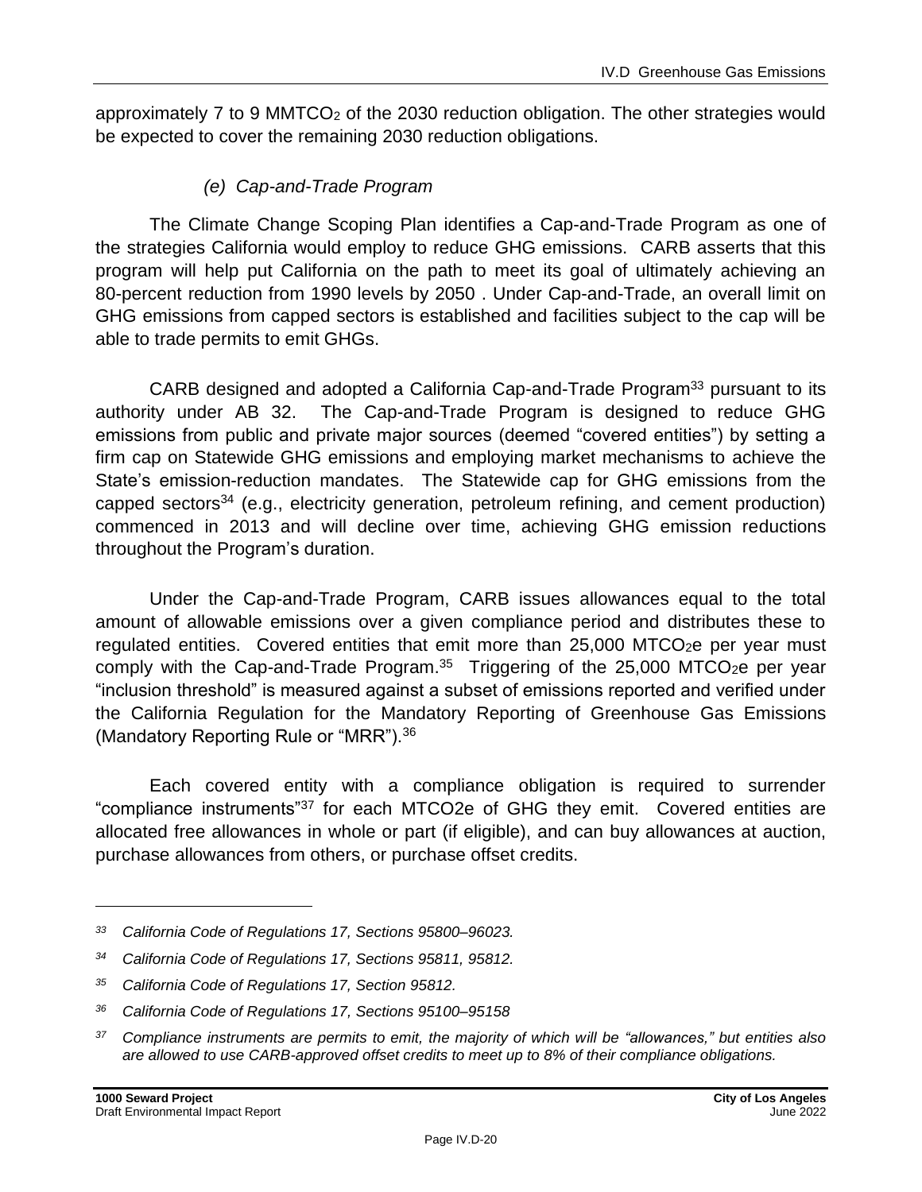approximately 7 to 9 $MMTCO_2$ of the 2030 reduction obligation. The other strategies would be expected to cover the remaining 2030 reduction obligations.

*(e) Cap-and-Trade Program*

The Climate Change Scoping Plan identifies a Cap-and-Trade Program as one of the strategies California would employ to reduce GHG emissions. CARB asserts that this program will help put California on the path to meet its goal of ultimately achieving an 80-percent reduction from 1990 levels by 2050 . Under Cap-and-Trade, an overall limit on GHG emissions from capped sectors is established and facilities subject to the cap will be able to trade permits to emit GHGs.

CARB designed and adopted a California Cap-and-Trade Program[33] pursuant to its authority under AB 32. The Cap-and-Trade Program is designed to reduce GHG emissions from public and private major sources (deemed "covered entities") by setting a firm cap on Statewide GHG emissions and employing market mechanisms to achieve the State's emission-reduction mandates. The Statewide cap for GHG emissions from the capped sectors[34] (e.g., electricity generation, petroleum refining, and cement production) commenced in 2013 and will decline over time, achieving GHG emission reductions throughout the Program's duration.

Under the Cap-and-Trade Program, CARB issues allowances equal to the total amount of allowable emissions over a given compliance period and distributes these to regulated entities. Covered entities that emit more than 25,000 $MTCO_2e$ per year must comply with the Cap-and-Trade Program.[35] Triggering of the 25,000 $MTCO_2e$ per year "inclusion threshold" is measured against a subset of emissions reported and verified under the California Regulation for the Mandatory Reporting of Greenhouse Gas Emissions (Mandatory Reporting Rule or "MRR").[36]

Each covered entity with a compliance obligation is required to surrender "compliance instruments"[37] for each MTCO2e of GHG they emit. Covered entities are allocated free allowances in whole or part (if eligible), and can buy allowances at auction, purchase allowances from others, or purchase offset credits.

---

*[33] California Code of Regulations 17, Sections 95800–96023.*

*[34] California Code of Regulations 17, Sections 95811, 95812.*

*[35] California Code of Regulations 17, Section 95812.*

*[36] California Code of Regulations 17, Sections 95100–95158*

*[37] Compliance instruments are permits to emit, the majority of which will be "allowances," but entities also are allowed to use CARB-approved offset credits to meet up to 8% of their compliance obligations.*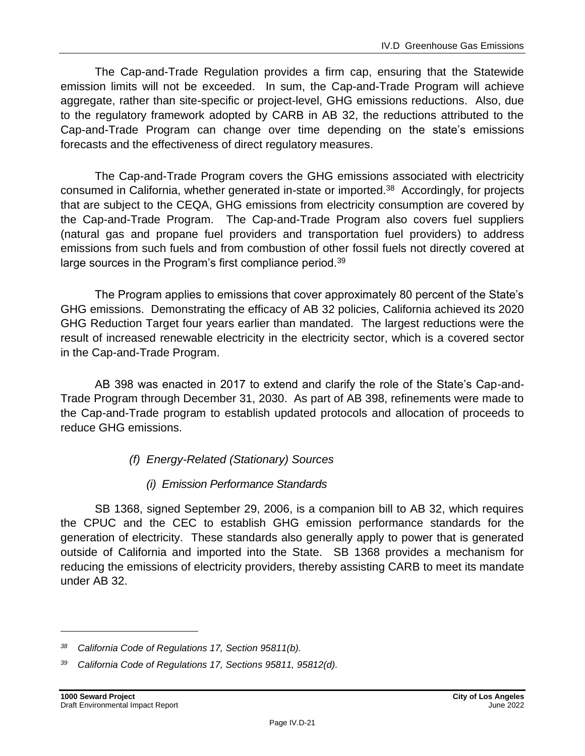The Cap-and-Trade Regulation provides a firm cap, ensuring that the Statewide emission limits will not be exceeded. In sum, the Cap-and-Trade Program will achieve aggregate, rather than site-specific or project-level, GHG emissions reductions. Also, due to the regulatory framework adopted by CARB in AB 32, the reductions attributed to the Cap-and-Trade Program can change over time depending on the state's emissions forecasts and the effectiveness of direct regulatory measures.

The Cap-and-Trade Program covers the GHG emissions associated with electricity consumed in California, whether generated in-state or imported.[38] Accordingly, for projects that are subject to the CEQA, GHG emissions from electricity consumption are covered by the Cap-and-Trade Program. The Cap-and-Trade Program also covers fuel suppliers (natural gas and propane fuel providers and transportation fuel providers) to address emissions from such fuels and from combustion of other fossil fuels not directly covered at large sources in the Program's first compliance period.[39]

The Program applies to emissions that cover approximately 80 percent of the State's GHG emissions. Demonstrating the efficacy of AB 32 policies, California achieved its 2020 GHG Reduction Target four years earlier than mandated. The largest reductions were the result of increased renewable electricity in the electricity sector, which is a covered sector in the Cap-and-Trade Program.

AB 398 was enacted in 2017 to extend and clarify the role of the State's Cap-and-Trade Program through December 31, 2030. As part of AB 398, refinements were made to the Cap-and-Trade program to establish updated protocols and allocation of proceeds to reduce GHG emissions.

##### *(f) Energy-Related (Stationary) Sources*

###### *(i) Emission Performance Standards*

SB 1368, signed September 29, 2006, is a companion bill to AB 32, which requires the CPUC and the CEC to establish GHG emission performance standards for the generation of electricity. These standards also generally apply to power that is generated outside of California and imported into the State. SB 1368 provides a mechanism for reducing the emissions of electricity providers, thereby assisting CARB to meet its mandate under AB 32.

---

[38] *California Code of Regulations 17, Section 95811(b).*

[39] *California Code of Regulations 17, Sections 95811, 95812(d).*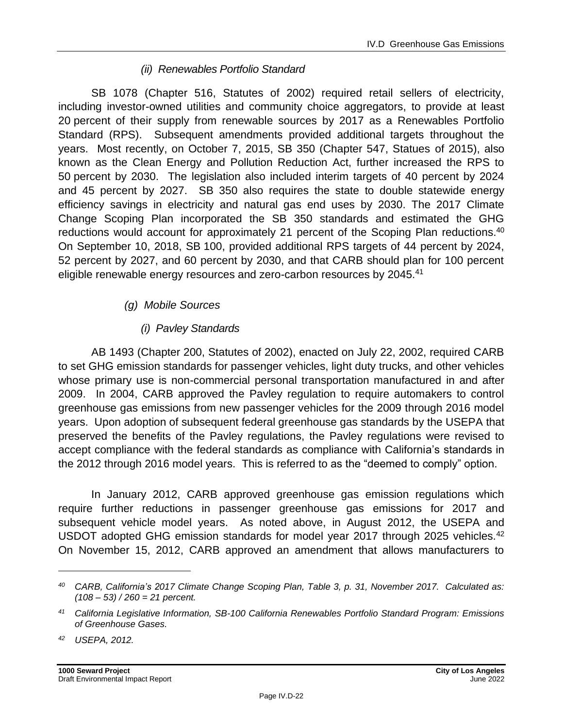*(ii) Renewables Portfolio Standard*

SB 1078 (Chapter 516, Statutes of 2002) required retail sellers of electricity, including investor-owned utilities and community choice aggregators, to provide at least 20 percent of their supply from renewable sources by 2017 as a Renewables Portfolio Standard (RPS). Subsequent amendments provided additional targets throughout the years. Most recently, on October 7, 2015, SB 350 (Chapter 547, Statues of 2015), also known as the Clean Energy and Pollution Reduction Act, further increased the RPS to 50 percent by 2030. The legislation also included interim targets of 40 percent by 2024 and 45 percent by 2027. SB 350 also requires the state to double statewide energy efficiency savings in electricity and natural gas end uses by 2030. The 2017 Climate Change Scoping Plan incorporated the SB 350 standards and estimated the GHG reductions would account for approximately 21 percent of the Scoping Plan reductions.[40] On September 10, 2018, SB 100, provided additional RPS targets of 44 percent by 2024, 52 percent by 2027, and 60 percent by 2030, and that CARB should plan for 100 percent eligible renewable energy resources and zero-carbon resources by 2045.[41]

*(g) Mobile Sources*

*(i) Pavley Standards*

AB 1493 (Chapter 200, Statutes of 2002), enacted on July 22, 2002, required CARB to set GHG emission standards for passenger vehicles, light duty trucks, and other vehicles whose primary use is non-commercial personal transportation manufactured in and after 2009. In 2004, CARB approved the Pavley regulation to require automakers to control greenhouse gas emissions from new passenger vehicles for the 2009 through 2016 model years. Upon adoption of subsequent federal greenhouse gas standards by the USEPA that preserved the benefits of the Pavley regulations, the Pavley regulations were revised to accept compliance with the federal standards as compliance with California's standards in the 2012 through 2016 model years. This is referred to as the "deemed to comply" option.

In January 2012, CARB approved greenhouse gas emission regulations which require further reductions in passenger greenhouse gas emissions for 2017 and subsequent vehicle model years. As noted above, in August 2012, the USEPA and USDOT adopted GHG emission standards for model year 2017 through 2025 vehicles.[42] On November 15, 2012, CARB approved an amendment that allows manufacturers to

---

[40] *CARB, California's 2017 Climate Change Scoping Plan, Table 3, p. 31, November 2017. Calculated as: (108 – 53) / 260 = 21 percent.*

[41] *California Legislative Information, SB-100 California Renewables Portfolio Standard Program: Emissions of Greenhouse Gases.*

[42] *USEPA, 2012.*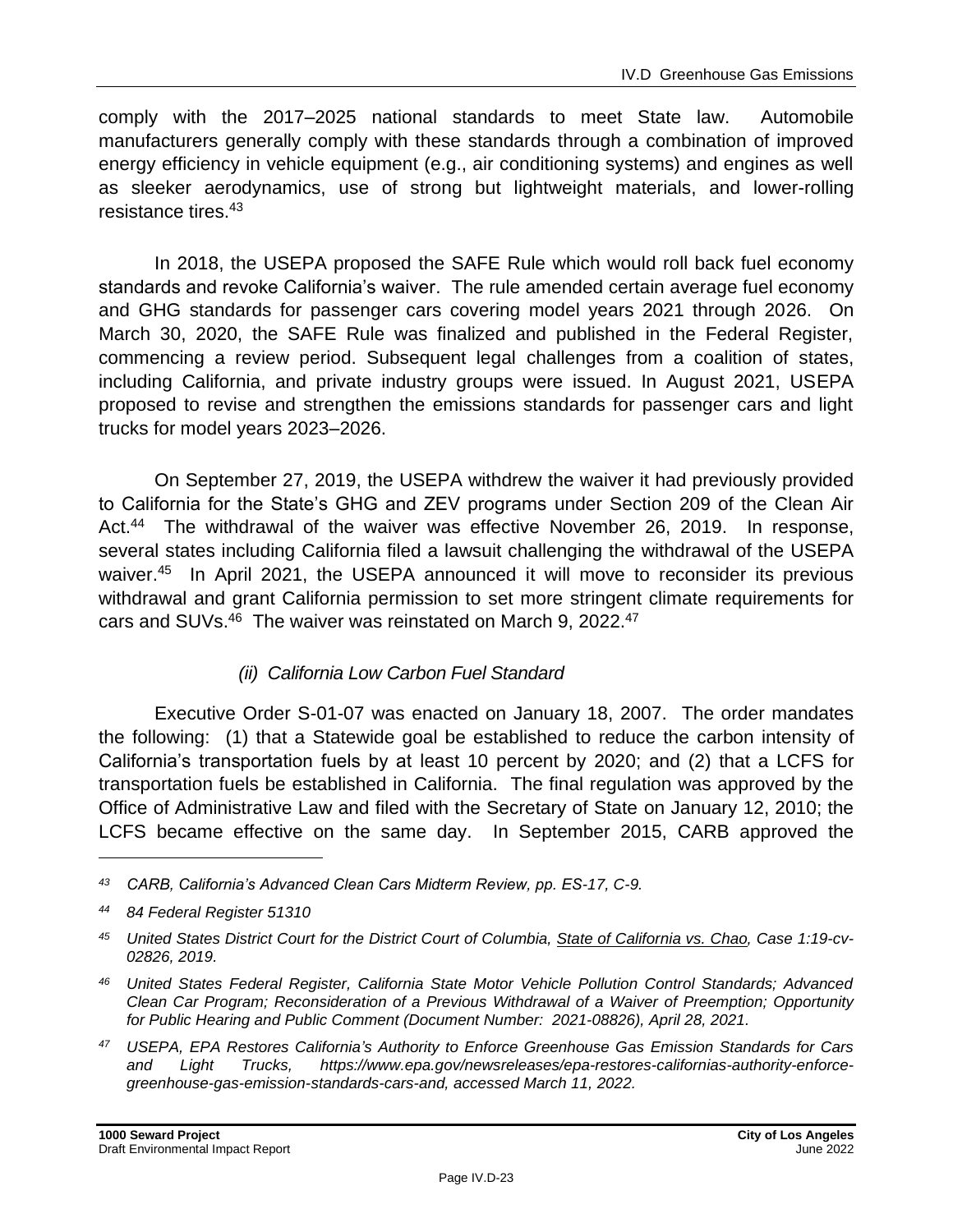comply with the 2017–2025 national standards to meet State law. Automobile manufacturers generally comply with these standards through a combination of improved energy efficiency in vehicle equipment (e.g., air conditioning systems) and engines as well as sleeker aerodynamics, use of strong but lightweight materials, and lower-rolling resistance tires.[43]

In 2018, the USEPA proposed the SAFE Rule which would roll back fuel economy standards and revoke California's waiver. The rule amended certain average fuel economy and GHG standards for passenger cars covering model years 2021 through 2026. On March 30, 2020, the SAFE Rule was finalized and published in the Federal Register, commencing a review period. Subsequent legal challenges from a coalition of states, including California, and private industry groups were issued. In August 2021, USEPA proposed to revise and strengthen the emissions standards for passenger cars and light trucks for model years 2023–2026.

On September 27, 2019, the USEPA withdrew the waiver it had previously provided to California for the State's GHG and ZEV programs under Section 209 of the Clean Air Act.[44] The withdrawal of the waiver was effective November 26, 2019. In response, several states including California filed a lawsuit challenging the withdrawal of the USEPA waiver.[45] In April 2021, the USEPA announced it will move to reconsider its previous withdrawal and grant California permission to set more stringent climate requirements for cars and SUVs.[46] The waiver was reinstated on March 9, 2022.[47]

*(ii) California Low Carbon Fuel Standard*

Executive Order S-01-07 was enacted on January 18, 2007. The order mandates the following: (1) that a Statewide goal be established to reduce the carbon intensity of California's transportation fuels by at least 10 percent by 2020; and (2) that a LCFS for transportation fuels be established in California. The final regulation was approved by the Office of Administrative Law and filed with the Secretary of State on January 12, 2010; the LCFS became effective on the same day. In September 2015, CARB approved the

---

*[43] CARB, California's Advanced Clean Cars Midterm Review, pp. ES-17, C-9.*

*[44] 84 Federal Register 51310*

*[45] United States District Court for the District Court of Columbia, State of California vs. Chao, Case 1:19-cv-02826, 2019.*

*[46] United States Federal Register, California State Motor Vehicle Pollution Control Standards; Advanced Clean Car Program; Reconsideration of a Previous Withdrawal of a Waiver of Preemption; Opportunity for Public Hearing and Public Comment (Document Number: 2021-08826), April 28, 2021.*

*[47] USEPA, EPA Restores California's Authority to Enforce Greenhouse Gas Emission Standards for Cars and Light Trucks, https://www.epa.gov/newsreleases/epa-restores-californias-authority-enforce-greenhouse-gas-emission-standards-cars-and, accessed March 11, 2022.*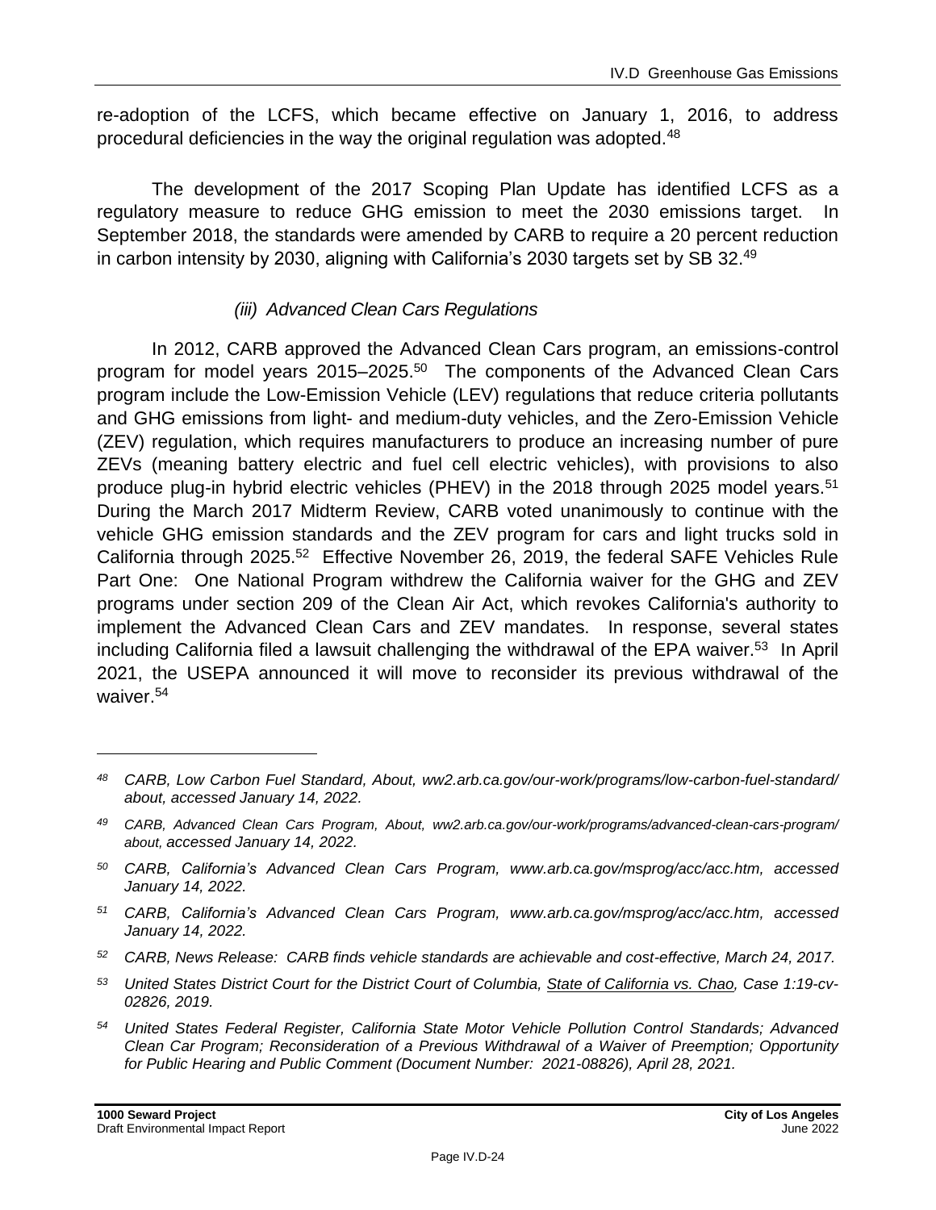re-adoption of the LCFS, which became effective on January 1, 2016, to address procedural deficiencies in the way the original regulation was adopted.[48]

The development of the 2017 Scoping Plan Update has identified LCFS as a regulatory measure to reduce GHG emission to meet the 2030 emissions target. In September 2018, the standards were amended by CARB to require a 20 percent reduction in carbon intensity by 2030, aligning with California's 2030 targets set by SB 32.[49]

*(iii) Advanced Clean Cars Regulations*

In 2012, CARB approved the Advanced Clean Cars program, an emissions-control program for model years 2015–2025.[50] The components of the Advanced Clean Cars program include the Low-Emission Vehicle (LEV) regulations that reduce criteria pollutants and GHG emissions from light- and medium-duty vehicles, and the Zero-Emission Vehicle (ZEV) regulation, which requires manufacturers to produce an increasing number of pure ZEVs (meaning battery electric and fuel cell electric vehicles), with provisions to also produce plug-in hybrid electric vehicles (PHEV) in the 2018 through 2025 model years.[51] During the March 2017 Midterm Review, CARB voted unanimously to continue with the vehicle GHG emission standards and the ZEV program for cars and light trucks sold in California through 2025.[52] Effective November 26, 2019, the federal SAFE Vehicles Rule Part One: One National Program withdrew the California waiver for the GHG and ZEV programs under section 209 of the Clean Air Act, which revokes California's authority to implement the Advanced Clean Cars and ZEV mandates. In response, several states including California filed a lawsuit challenging the withdrawal of the EPA waiver.[53] In April 2021, the USEPA announced it will move to reconsider its previous withdrawal of the waiver.[54]

---

*[48] CARB, Low Carbon Fuel Standard, About, ww2.arb.ca.gov/our-work/programs/low-carbon-fuel-standard/about, accessed January 14, 2022.*

*[49] CARB, Advanced Clean Cars Program, About, ww2.arb.ca.gov/our-work/programs/advanced-clean-cars-program/about, accessed January 14, 2022.*

*[50] CARB, California's Advanced Clean Cars Program, www.arb.ca.gov/msprog/acc/acc.htm, accessed January 14, 2022.*

*[51] CARB, California's Advanced Clean Cars Program, www.arb.ca.gov/msprog/acc/acc.htm, accessed January 14, 2022.*

*[52] CARB, News Release: CARB finds vehicle standards are achievable and cost-effective, March 24, 2017.*

*[53] United States District Court for the District Court of Columbia, State of California vs. Chao, Case 1:19-cv-02826, 2019.*

*[54] United States Federal Register, California State Motor Vehicle Pollution Control Standards; Advanced Clean Car Program; Reconsideration of a Previous Withdrawal of a Waiver of Preemption; Opportunity for Public Hearing and Public Comment (Document Number: 2021-08826), April 28, 2021.*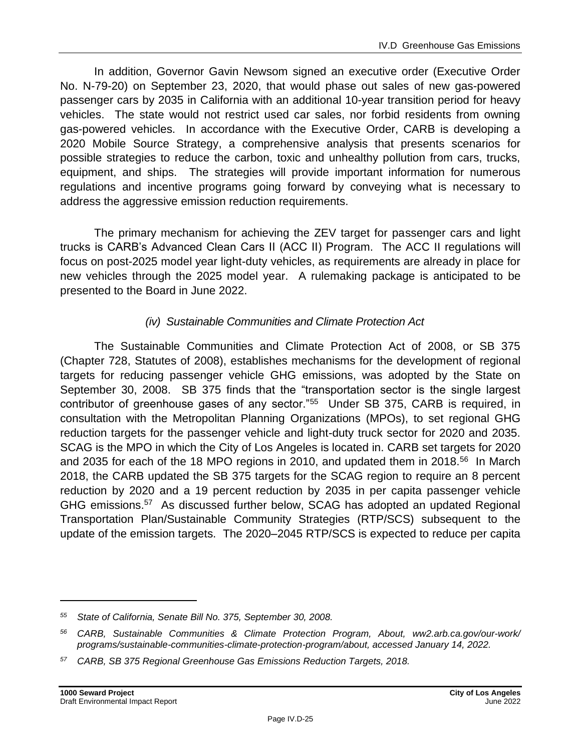In addition, Governor Gavin Newsom signed an executive order (Executive Order No. N-79-20) on September 23, 2020, that would phase out sales of new gas-powered passenger cars by 2035 in California with an additional 10-year transition period for heavy vehicles. The state would not restrict used car sales, nor forbid residents from owning gas-powered vehicles. In accordance with the Executive Order, CARB is developing a 2020 Mobile Source Strategy, a comprehensive analysis that presents scenarios for possible strategies to reduce the carbon, toxic and unhealthy pollution from cars, trucks, equipment, and ships. The strategies will provide important information for numerous regulations and incentive programs going forward by conveying what is necessary to address the aggressive emission reduction requirements.

The primary mechanism for achieving the ZEV target for passenger cars and light trucks is CARB's Advanced Clean Cars II (ACC II) Program. The ACC II regulations will focus on post-2025 model year light-duty vehicles, as requirements are already in place for new vehicles through the 2025 model year. A rulemaking package is anticipated to be presented to the Board in June 2022.

*(iv) Sustainable Communities and Climate Protection Act*

The Sustainable Communities and Climate Protection Act of 2008, or SB 375 (Chapter 728, Statutes of 2008), establishes mechanisms for the development of regional targets for reducing passenger vehicle GHG emissions, was adopted by the State on September 30, 2008. SB 375 finds that the "transportation sector is the single largest contributor of greenhouse gases of any sector."[55] Under SB 375, CARB is required, in consultation with the Metropolitan Planning Organizations (MPOs), to set regional GHG reduction targets for the passenger vehicle and light-duty truck sector for 2020 and 2035. SCAG is the MPO in which the City of Los Angeles is located in. CARB set targets for 2020 and 2035 for each of the 18 MPO regions in 2010, and updated them in 2018.[56] In March 2018, the CARB updated the SB 375 targets for the SCAG region to require an 8 percent reduction by 2020 and a 19 percent reduction by 2035 in per capita passenger vehicle GHG emissions.[57] As discussed further below, SCAG has adopted an updated Regional Transportation Plan/Sustainable Community Strategies (RTP/SCS) subsequent to the update of the emission targets. The 2020–2045 RTP/SCS is expected to reduce per capita

---

*[55] State of California, Senate Bill No. 375, September 30, 2008.*

*[56] CARB, Sustainable Communities & Climate Protection Program, About, ww2.arb.ca.gov/our-work/programs/sustainable-communities-climate-protection-program/about, accessed January 14, 2022.*

*[57] CARB, SB 375 Regional Greenhouse Gas Emissions Reduction Targets, 2018.*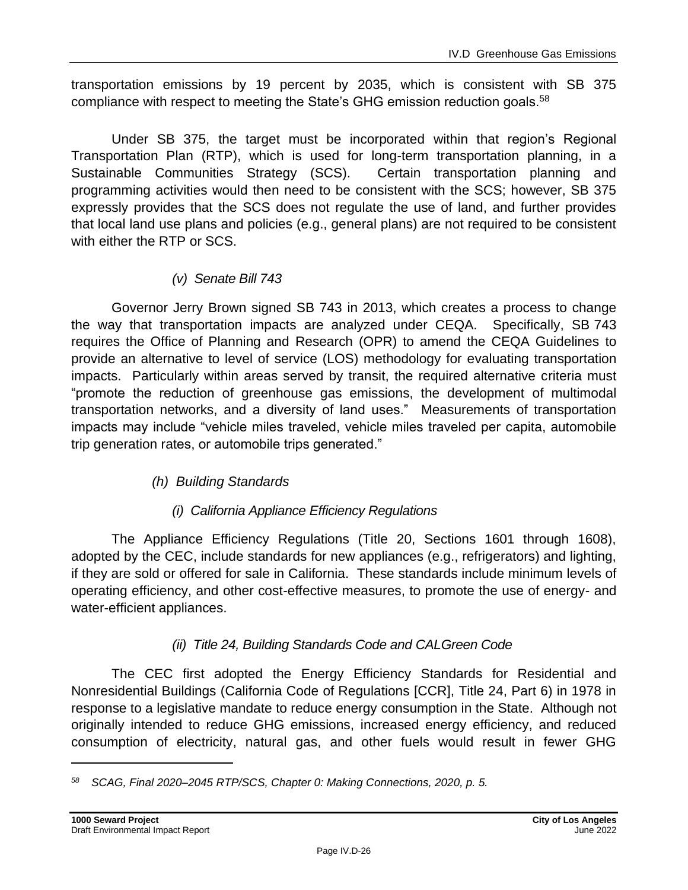transportation emissions by 19 percent by 2035, which is consistent with SB 375 compliance with respect to meeting the State's GHG emission reduction goals.[58]

Under SB 375, the target must be incorporated within that region's Regional Transportation Plan (RTP), which is used for long-term transportation planning, in a Sustainable Communities Strategy (SCS). Certain transportation planning and programming activities would then need to be consistent with the SCS; however, SB 375 expressly provides that the SCS does not regulate the use of land, and further provides that local land use plans and policies (e.g., general plans) are not required to be consistent with either the RTP or SCS.

*(v) Senate Bill 743*

Governor Jerry Brown signed SB 743 in 2013, which creates a process to change the way that transportation impacts are analyzed under CEQA. Specifically, SB 743 requires the Office of Planning and Research (OPR) to amend the CEQA Guidelines to provide an alternative to level of service (LOS) methodology for evaluating transportation impacts. Particularly within areas served by transit, the required alternative criteria must "promote the reduction of greenhouse gas emissions, the development of multimodal transportation networks, and a diversity of land uses." Measurements of transportation impacts may include "vehicle miles traveled, vehicle miles traveled per capita, automobile trip generation rates, or automobile trips generated."

*(h) Building Standards*

*(i) California Appliance Efficiency Regulations*

The Appliance Efficiency Regulations (Title 20, Sections 1601 through 1608), adopted by the CEC, include standards for new appliances (e.g., refrigerators) and lighting, if they are sold or offered for sale in California. These standards include minimum levels of operating efficiency, and other cost-effective measures, to promote the use of energy- and water-efficient appliances.

*(ii) Title 24, Building Standards Code and CALGreen Code*

The CEC first adopted the Energy Efficiency Standards for Residential and Nonresidential Buildings (California Code of Regulations [CCR], Title 24, Part 6) in 1978 in response to a legislative mandate to reduce energy consumption in the State. Although not originally intended to reduce GHG emissions, increased energy efficiency, and reduced consumption of electricity, natural gas, and other fuels would result in fewer GHG

---

[58] *SCAG, Final 2020–2045 RTP/SCS, Chapter 0: Making Connections, 2020, p. 5.*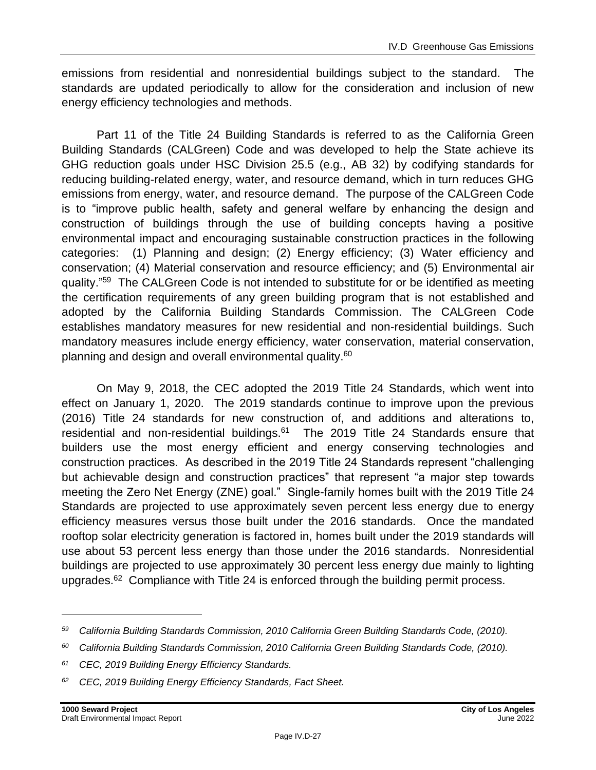emissions from residential and nonresidential buildings subject to the standard. The standards are updated periodically to allow for the consideration and inclusion of new energy efficiency technologies and methods.

Part 11 of the Title 24 Building Standards is referred to as the California Green Building Standards (CALGreen) Code and was developed to help the State achieve its GHG reduction goals under HSC Division 25.5 (e.g., AB 32) by codifying standards for reducing building-related energy, water, and resource demand, which in turn reduces GHG emissions from energy, water, and resource demand. The purpose of the CALGreen Code is to "improve public health, safety and general welfare by enhancing the design and construction of buildings through the use of building concepts having a positive environmental impact and encouraging sustainable construction practices in the following categories: (1) Planning and design; (2) Energy efficiency; (3) Water efficiency and conservation; (4) Material conservation and resource efficiency; and (5) Environmental air quality."[59] The CALGreen Code is not intended to substitute for or be identified as meeting the certification requirements of any green building program that is not established and adopted by the California Building Standards Commission. The CALGreen Code establishes mandatory measures for new residential and non-residential buildings. Such mandatory measures include energy efficiency, water conservation, material conservation, planning and design and overall environmental quality.[60]

On May 9, 2018, the CEC adopted the 2019 Title 24 Standards, which went into effect on January 1, 2020. The 2019 standards continue to improve upon the previous (2016) Title 24 standards for new construction of, and additions and alterations to, residential and non-residential buildings.[61] The 2019 Title 24 Standards ensure that builders use the most energy efficient and energy conserving technologies and construction practices. As described in the 2019 Title 24 Standards represent "challenging but achievable design and construction practices" that represent "a major step towards meeting the Zero Net Energy (ZNE) goal." Single-family homes built with the 2019 Title 24 Standards are projected to use approximately seven percent less energy due to energy efficiency measures versus those built under the 2016 standards. Once the mandated rooftop solar electricity generation is factored in, homes built under the 2019 standards will use about 53 percent less energy than those under the 2016 standards. Nonresidential buildings are projected to use approximately 30 percent less energy due mainly to lighting upgrades.[62] Compliance with Title 24 is enforced through the building permit process.

---

[59] *California Building Standards Commission, 2010 California Green Building Standards Code, (2010).*

[60] *California Building Standards Commission, 2010 California Green Building Standards Code, (2010).*

[61] *CEC, 2019 Building Energy Efficiency Standards.*

[62] *CEC, 2019 Building Energy Efficiency Standards, Fact Sheet.*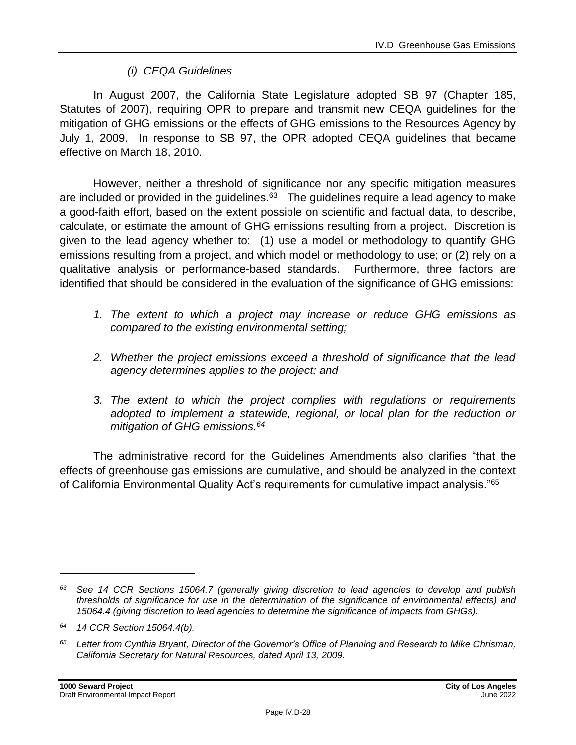*(i) CEQA Guidelines*

In August 2007, the California State Legislature adopted SB 97 (Chapter 185, Statutes of 2007), requiring OPR to prepare and transmit new CEQA guidelines for the mitigation of GHG emissions or the effects of GHG emissions to the Resources Agency by July 1, 2009. In response to SB 97, the OPR adopted CEQA guidelines that became effective on March 18, 2010.

However, neither a threshold of significance nor any specific mitigation measures are included or provided in the guidelines.[63] The guidelines require a lead agency to make a good-faith effort, based on the extent possible on scientific and factual data, to describe, calculate, or estimate the amount of GHG emissions resulting from a project. Discretion is given to the lead agency whether to: (1) use a model or methodology to quantify GHG emissions resulting from a project, and which model or methodology to use; or (2) rely on a qualitative analysis or performance-based standards. Furthermore, three factors are identified that should be considered in the evaluation of the significance of GHG emissions:

1. *The extent to which a project may increase or reduce GHG emissions as compared to the existing environmental setting;*
2. *Whether the project emissions exceed a threshold of significance that the lead agency determines applies to the project; and*
3. *The extent to which the project complies with regulations or requirements adopted to implement a statewide, regional, or local plan for the reduction or mitigation of GHG emissions.[64]*

The administrative record for the Guidelines Amendments also clarifies "that the effects of greenhouse gas emissions are cumulative, and should be analyzed in the context of California Environmental Quality Act's requirements for cumulative impact analysis."[65]

---

[63] *See 14 CCR Sections 15064.7 (generally giving discretion to lead agencies to develop and publish thresholds of significance for use in the determination of the significance of environmental effects) and 15064.4 (giving discretion to lead agencies to determine the significance of impacts from GHGs).*

[64] *14 CCR Section 15064.4(b).*

[65] *Letter from Cynthia Bryant, Director of the Governor's Office of Planning and Research to Mike Chrisman, California Secretary for Natural Resources, dated April 13, 2009.*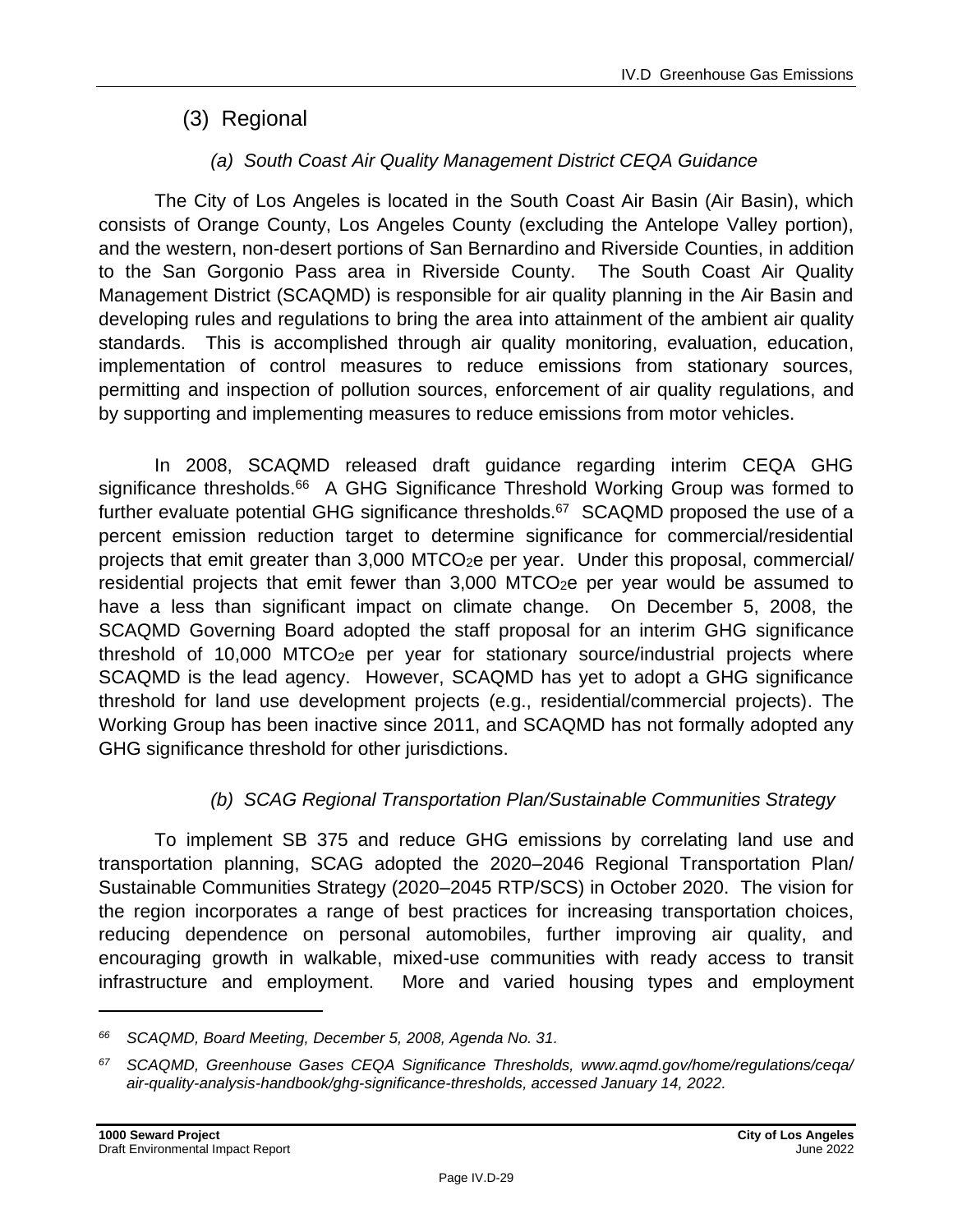## (3) Regional

### *(a) South Coast Air Quality Management District CEQA Guidance*

The City of Los Angeles is located in the South Coast Air Basin (Air Basin), which consists of Orange County, Los Angeles County (excluding the Antelope Valley portion), and the western, non-desert portions of San Bernardino and Riverside Counties, in addition to the San Gorgonio Pass area in Riverside County. The South Coast Air Quality Management District (SCAQMD) is responsible for air quality planning in the Air Basin and developing rules and regulations to bring the area into attainment of the ambient air quality standards. This is accomplished through air quality monitoring, evaluation, education, implementation of control measures to reduce emissions from stationary sources, permitting and inspection of pollution sources, enforcement of air quality regulations, and by supporting and implementing measures to reduce emissions from motor vehicles.

In 2008, SCAQMD released draft guidance regarding interim CEQA GHG significance thresholds.[66] A GHG Significance Threshold Working Group was formed to further evaluate potential GHG significance thresholds.[67] SCAQMD proposed the use of a percent emission reduction target to determine significance for commercial/residential projects that emit greater than 3,000 $MTCO_2e$ per year. Under this proposal, commercial/residential projects that emit fewer than 3,000 $MTCO_2e$ per year would be assumed to have a less than significant impact on climate change. On December 5, 2008, the SCAQMD Governing Board adopted the staff proposal for an interim GHG significance threshold of 10,000 $MTCO_2e$ per year for stationary source/industrial projects where SCAQMD is the lead agency. However, SCAQMD has yet to adopt a GHG significance threshold for land use development projects (e.g., residential/commercial projects). The Working Group has been inactive since 2011, and SCAQMD has not formally adopted any GHG significance threshold for other jurisdictions.

### *(b) SCAG Regional Transportation Plan/Sustainable Communities Strategy*

To implement SB 375 and reduce GHG emissions by correlating land use and transportation planning, SCAG adopted the 2020–2046 Regional Transportation Plan/ Sustainable Communities Strategy (2020–2045 RTP/SCS) in October 2020. The vision for the region incorporates a range of best practices for increasing transportation choices, reducing dependence on personal automobiles, further improving air quality, and encouraging growth in walkable, mixed-use communities with ready access to transit infrastructure and employment. More and varied housing types and employment

---

*66 SCAQMD, Board Meeting, December 5, 2008, Agenda No. 31.*

*67 SCAQMD, Greenhouse Gases CEQA Significance Thresholds, www.aqmd.gov/home/regulations/ceqa/ air-quality-analysis-handbook/ghg-significance-thresholds, accessed January 14, 2022.*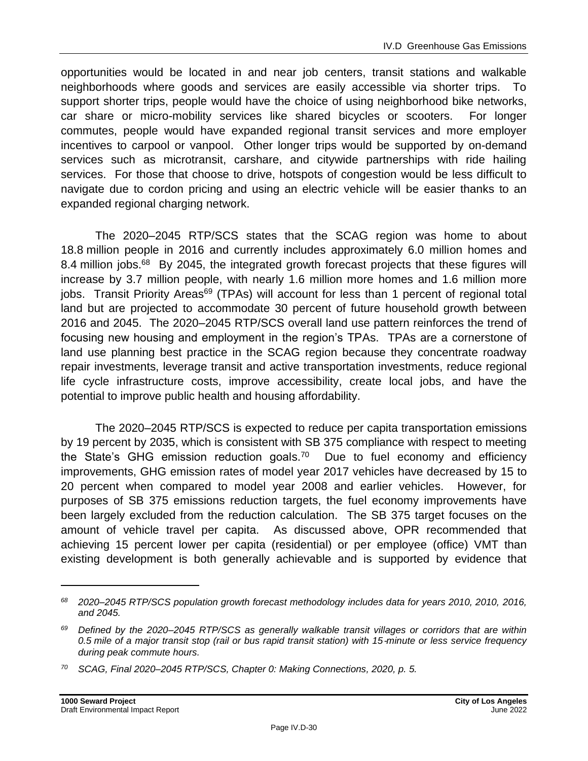opportunities would be located in and near job centers, transit stations and walkable neighborhoods where goods and services are easily accessible via shorter trips. To support shorter trips, people would have the choice of using neighborhood bike networks, car share or micro-mobility services like shared bicycles or scooters. For longer commutes, people would have expanded regional transit services and more employer incentives to carpool or vanpool. Other longer trips would be supported by on-demand services such as microtransit, carshare, and citywide partnerships with ride hailing services. For those that choose to drive, hotspots of congestion would be less difficult to navigate due to cordon pricing and using an electric vehicle will be easier thanks to an expanded regional charging network.

The 2020–2045 RTP/SCS states that the SCAG region was home to about 18.8 million people in 2016 and currently includes approximately 6.0 million homes and 8.4 million jobs.[68] By 2045, the integrated growth forecast projects that these figures will increase by 3.7 million people, with nearly 1.6 million more homes and 1.6 million more jobs. Transit Priority Areas[69] (TPAs) will account for less than 1 percent of regional total land but are projected to accommodate 30 percent of future household growth between 2016 and 2045. The 2020–2045 RTP/SCS overall land use pattern reinforces the trend of focusing new housing and employment in the region's TPAs. TPAs are a cornerstone of land use planning best practice in the SCAG region because they concentrate roadway repair investments, leverage transit and active transportation investments, reduce regional life cycle infrastructure costs, improve accessibility, create local jobs, and have the potential to improve public health and housing affordability.

The 2020–2045 RTP/SCS is expected to reduce per capita transportation emissions by 19 percent by 2035, which is consistent with SB 375 compliance with respect to meeting the State's GHG emission reduction goals.[70] Due to fuel economy and efficiency improvements, GHG emission rates of model year 2017 vehicles have decreased by 15 to 20 percent when compared to model year 2008 and earlier vehicles. However, for purposes of SB 375 emissions reduction targets, the fuel economy improvements have been largely excluded from the reduction calculation. The SB 375 target focuses on the amount of vehicle travel per capita. As discussed above, OPR recommended that achieving 15 percent lower per capita (residential) or per employee (office) VMT than existing development is both generally achievable and is supported by evidence that

---

*[68] 2020–2045 RTP/SCS population growth forecast methodology includes data for years 2010, 2010, 2016, and 2045.*

*[69] Defined by the 2020–2045 RTP/SCS as generally walkable transit villages or corridors that are within 0.5 mile of a major transit stop (rail or bus rapid transit station) with 15-minute or less service frequency during peak commute hours.*

*[70] SCAG, Final 2020–2045 RTP/SCS, Chapter 0: Making Connections, 2020, p. 5.*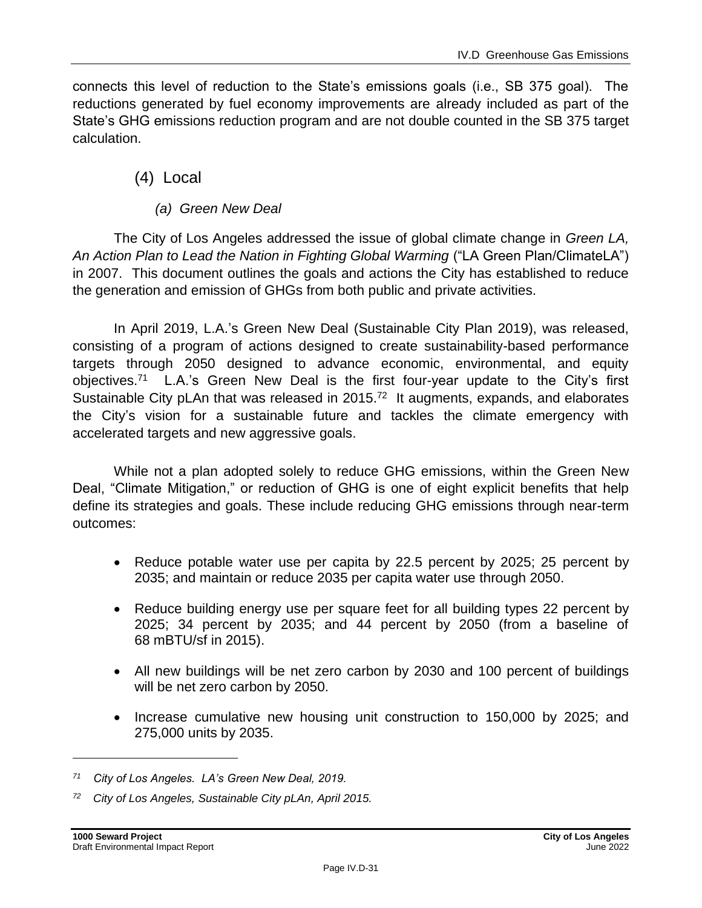connects this level of reduction to the State's emissions goals (i.e., SB 375 goal). The reductions generated by fuel economy improvements are already included as part of the State's GHG emissions reduction program and are not double counted in the SB 375 target calculation.

### (4) Local

#### *(a) Green New Deal*

The City of Los Angeles addressed the issue of global climate change in *Green LA, An Action Plan to Lead the Nation in Fighting Global Warming* ("LA Green Plan/ClimateLA") in 2007. This document outlines the goals and actions the City has established to reduce the generation and emission of GHGs from both public and private activities.

In April 2019, L.A.'s Green New Deal (Sustainable City Plan 2019), was released, consisting of a program of actions designed to create sustainability-based performance targets through 2050 designed to advance economic, environmental, and equity objectives.[71] L.A.'s Green New Deal is the first four-year update to the City's first Sustainable City pLAn that was released in 2015.[72] It augments, expands, and elaborates the City's vision for a sustainable future and tackles the climate emergency with accelerated targets and new aggressive goals.

While not a plan adopted solely to reduce GHG emissions, within the Green New Deal, "Climate Mitigation," or reduction of GHG is one of eight explicit benefits that help define its strategies and goals. These include reducing GHG emissions through near-term outcomes:

- Reduce potable water use per capita by 22.5 percent by 2025; 25 percent by 2035; and maintain or reduce 2035 per capita water use through 2050.
- Reduce building energy use per square feet for all building types 22 percent by 2025; 34 percent by 2035; and 44 percent by 2050 (from a baseline of 68 mBTU/sf in 2015).
- All new buildings will be net zero carbon by 2030 and 100 percent of buildings will be net zero carbon by 2050.
- Increase cumulative new housing unit construction to 150,000 by 2025; and 275,000 units by 2035.

---

[71] *City of Los Angeles. LA's Green New Deal, 2019.*

[72] *City of Los Angeles, Sustainable City pLAn, April 2015.*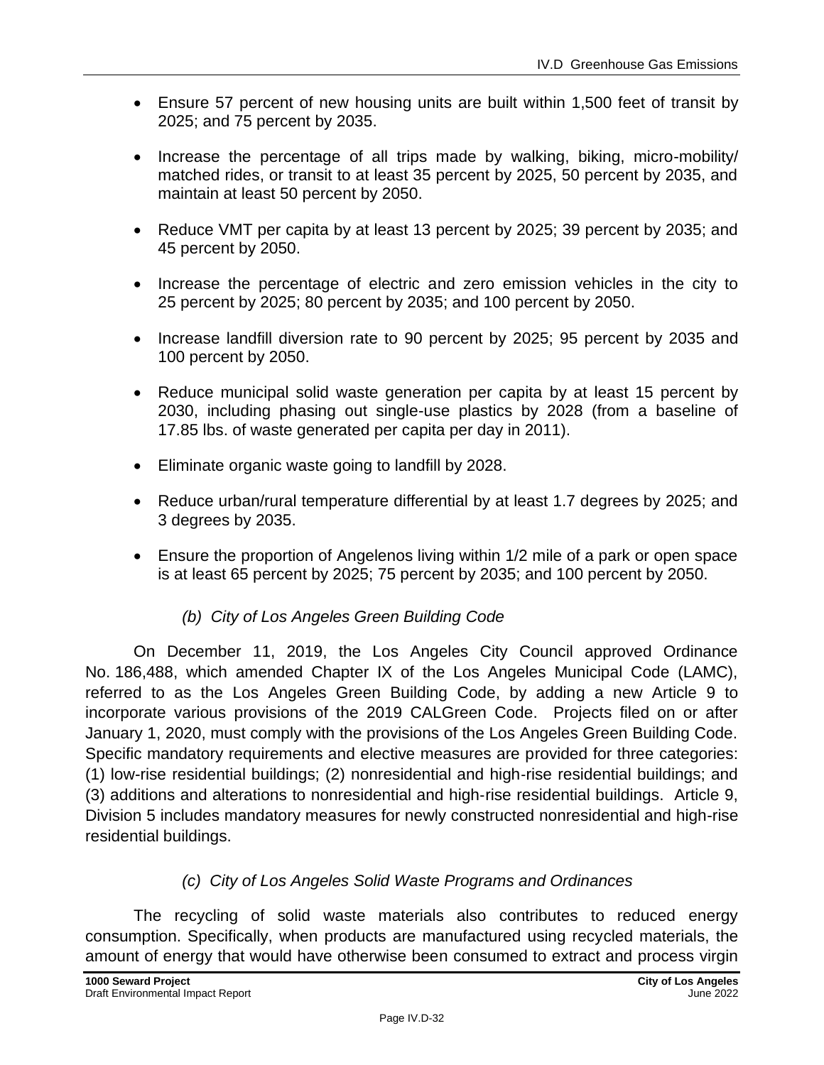- Ensure 57 percent of new housing units are built within 1,500 feet of transit by 2025; and 75 percent by 2035.
- Increase the percentage of all trips made by walking, biking, micro-mobility/ matched rides, or transit to at least 35 percent by 2025, 50 percent by 2035, and maintain at least 50 percent by 2050.
- Reduce VMT per capita by at least 13 percent by 2025; 39 percent by 2035; and 45 percent by 2050.
- Increase the percentage of electric and zero emission vehicles in the city to 25 percent by 2025; 80 percent by 2035; and 100 percent by 2050.
- Increase landfill diversion rate to 90 percent by 2025; 95 percent by 2035 and 100 percent by 2050.
- Reduce municipal solid waste generation per capita by at least 15 percent by 2030, including phasing out single-use plastics by 2028 (from a baseline of 17.85 lbs. of waste generated per capita per day in 2011).
- Eliminate organic waste going to landfill by 2028.
- Reduce urban/rural temperature differential by at least 1.7 degrees by 2025; and 3 degrees by 2035.
- Ensure the proportion of Angelenos living within 1/2 mile of a park or open space is at least 65 percent by 2025; 75 percent by 2035; and 100 percent by 2050.

##### *(b) City of Los Angeles Green Building Code*

On December 11, 2019, the Los Angeles City Council approved Ordinance No. 186,488, which amended Chapter IX of the Los Angeles Municipal Code (LAMC), referred to as the Los Angeles Green Building Code, by adding a new Article 9 to incorporate various provisions of the 2019 CALGreen Code. Projects filed on or after January 1, 2020, must comply with the provisions of the Los Angeles Green Building Code. Specific mandatory requirements and elective measures are provided for three categories: (1) low-rise residential buildings; (2) nonresidential and high-rise residential buildings; and (3) additions and alterations to nonresidential and high-rise residential buildings. Article 9, Division 5 includes mandatory measures for newly constructed nonresidential and high-rise residential buildings.

##### *(c) City of Los Angeles Solid Waste Programs and Ordinances*

The recycling of solid waste materials also contributes to reduced energy consumption. Specifically, when products are manufactured using recycled materials, the amount of energy that would have otherwise been consumed to extract and process virgin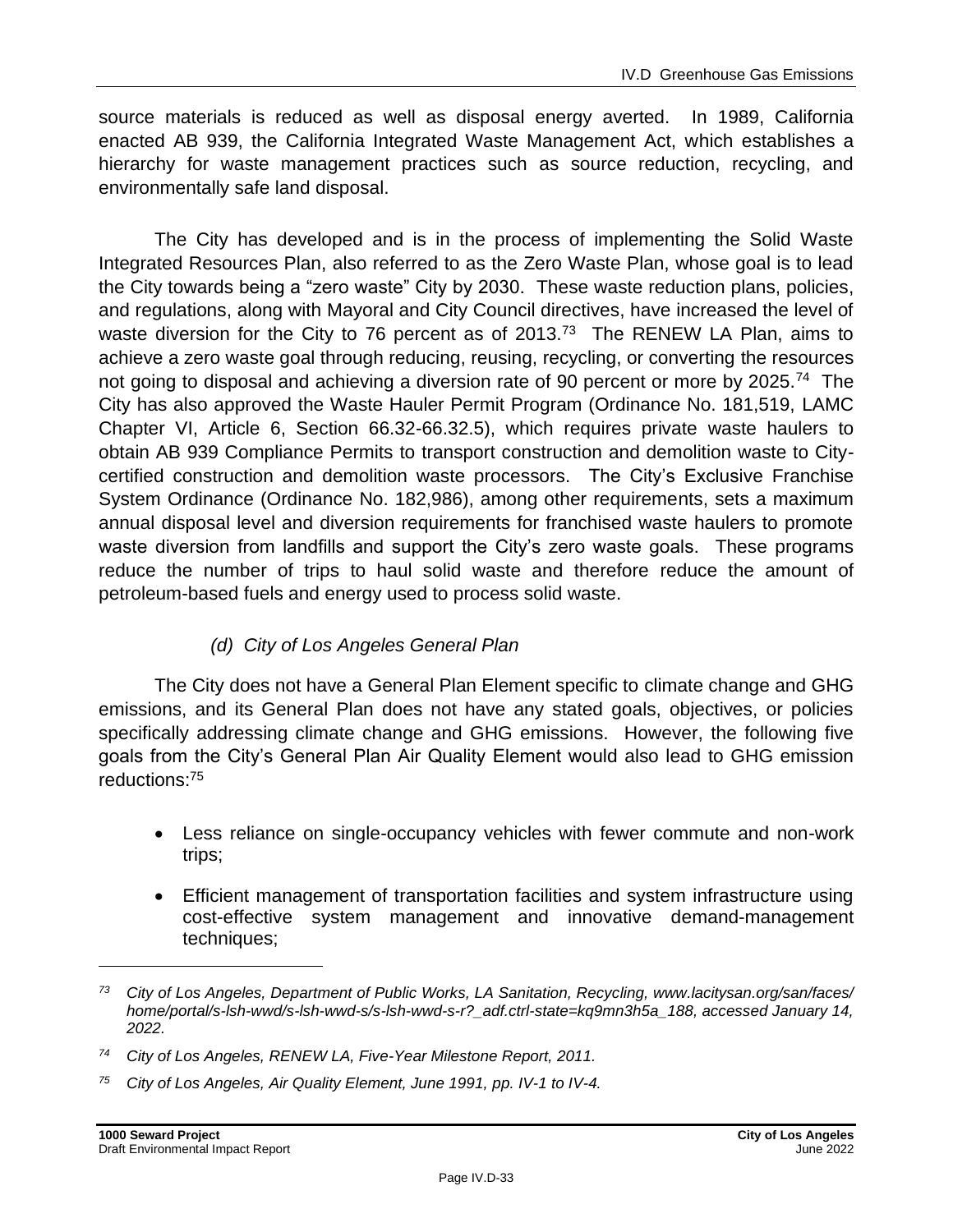source materials is reduced as well as disposal energy averted. In 1989, California enacted AB 939, the California Integrated Waste Management Act, which establishes a hierarchy for waste management practices such as source reduction, recycling, and environmentally safe land disposal.

The City has developed and is in the process of implementing the Solid Waste Integrated Resources Plan, also referred to as the Zero Waste Plan, whose goal is to lead the City towards being a "zero waste" City by 2030. These waste reduction plans, policies, and regulations, along with Mayoral and City Council directives, have increased the level of waste diversion for the City to 76 percent as of 2013.[73] The RENEW LA Plan, aims to achieve a zero waste goal through reducing, reusing, recycling, or converting the resources not going to disposal and achieving a diversion rate of 90 percent or more by 2025.[74] The City has also approved the Waste Hauler Permit Program (Ordinance No. 181,519, LAMC Chapter VI, Article 6, Section 66.32-66.32.5), which requires private waste haulers to obtain AB 939 Compliance Permits to transport construction and demolition waste to City-certified construction and demolition waste processors. The City's Exclusive Franchise System Ordinance (Ordinance No. 182,986), among other requirements, sets a maximum annual disposal level and diversion requirements for franchised waste haulers to promote waste diversion from landfills and support the City's zero waste goals. These programs reduce the number of trips to haul solid waste and therefore reduce the amount of petroleum-based fuels and energy used to process solid waste.

#### *(d) City of Los Angeles General Plan*

The City does not have a General Plan Element specific to climate change and GHG emissions, and its General Plan does not have any stated goals, objectives, or policies specifically addressing climate change and GHG emissions. However, the following five goals from the City's General Plan Air Quality Element would also lead to GHG emission reductions:[75]

- Less reliance on single-occupancy vehicles with fewer commute and non-work trips;
- Efficient management of transportation facilities and system infrastructure using cost-effective system management and innovative demand-management techniques;

---

*73 City of Los Angeles, Department of Public Works, LA Sanitation, Recycling, www.lacitysan.org/san/faces/home/portal/s-lsh-wwd/s-lsh-wwd-s/s-lsh-wwd-s-r?_adf.ctrl-state=kq9mn3h5a_188, accessed January 14, 2022.*

*74 City of Los Angeles, RENEW LA, Five-Year Milestone Report, 2011.*

*75 City of Los Angeles, Air Quality Element, June 1991, pp. IV-1 to IV-4.*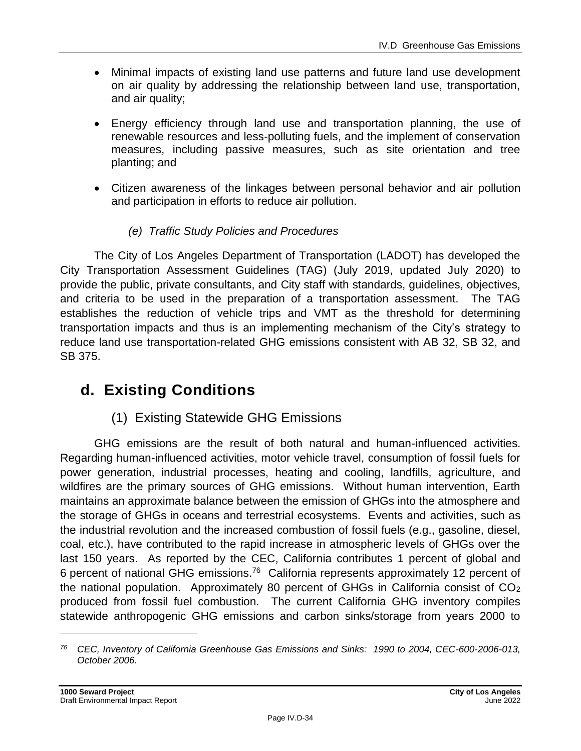- Minimal impacts of existing land use patterns and future land use development on air quality by addressing the relationship between land use, transportation, and air quality;

- Energy efficiency through land use and transportation planning, the use of renewable resources and less-polluting fuels, and the implement of conservation measures, including passive measures, such as site orientation and tree planting; and

- Citizen awareness of the linkages between personal behavior and air pollution and participation in efforts to reduce air pollution.

#### *(e) Traffic Study Policies and Procedures*

The City of Los Angeles Department of Transportation (LADOT) has developed the City Transportation Assessment Guidelines (TAG) (July 2019, updated July 2020) to provide the public, private consultants, and City staff with standards, guidelines, objectives, and criteria to be used in the preparation of a transportation assessment. The TAG establishes the reduction of vehicle trips and VMT as the threshold for determining transportation impacts and thus is an implementing mechanism of the City's strategy to reduce land use transportation-related GHG emissions consistent with AB 32, SB 32, and SB 375.

## d. Existing Conditions

### (1) Existing Statewide GHG Emissions

GHG emissions are the result of both natural and human-influenced activities. Regarding human-influenced activities, motor vehicle travel, consumption of fossil fuels for power generation, industrial processes, heating and cooling, landfills, agriculture, and wildfires are the primary sources of GHG emissions. Without human intervention, Earth maintains an approximate balance between the emission of GHGs into the atmosphere and the storage of GHGs in oceans and terrestrial ecosystems. Events and activities, such as the industrial revolution and the increased combustion of fossil fuels (e.g., gasoline, diesel, coal, etc.), have contributed to the rapid increase in atmospheric levels of GHGs over the last 150 years. As reported by the CEC, California contributes 1 percent of global and 6 percent of national GHG emissions.[76] California represents approximately 12 percent of the national population. Approximately 80 percent of GHGs in California consist of $CO_2$ produced from fossil fuel combustion. The current California GHG inventory compiles statewide anthropogenic GHG emissions and carbon sinks/storage from years 2000 to

---

[76] *CEC, Inventory of California Greenhouse Gas Emissions and Sinks: 1990 to 2004, CEC-600-2006-013, October 2006.*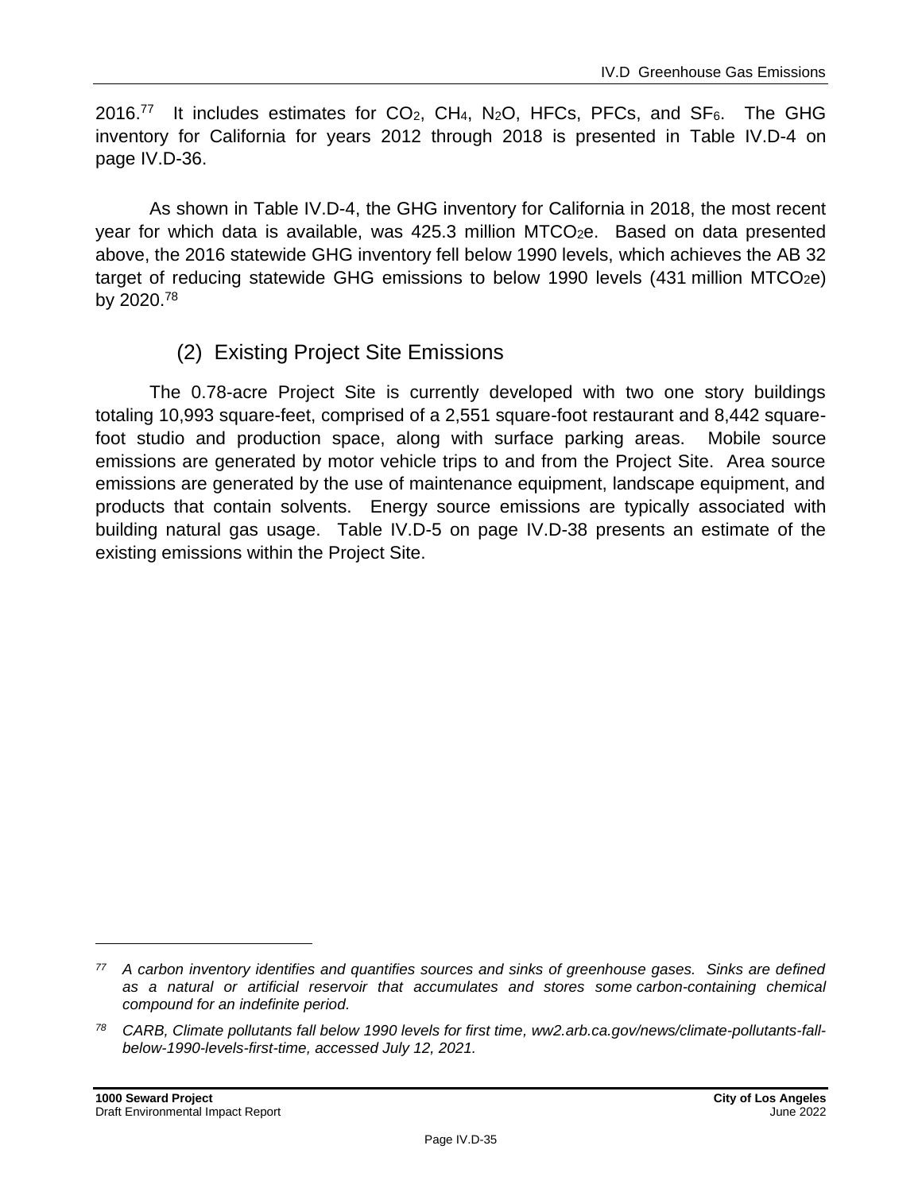2016.[77] It includes estimates for $CO_2$, $CH_4$, $N_2O$, HFCs, PFCs, and $SF_6$. The GHG inventory for California for years 2012 through 2018 is presented in Table IV.D-4 on page IV.D-36.

As shown in Table IV.D-4, the GHG inventory for California in 2018, the most recent year for which data is available, was 425.3 million $MTCO_2e$. Based on data presented above, the 2016 statewide GHG inventory fell below 1990 levels, which achieves the AB 32 target of reducing statewide GHG emissions to below 1990 levels (431 million $MTCO_2e$) by 2020.[78]

### (2) Existing Project Site Emissions

The 0.78-acre Project Site is currently developed with two one story buildings totaling 10,993 square-feet, comprised of a 2,551 square-foot restaurant and 8,442 square-foot studio and production space, along with surface parking areas. Mobile source emissions are generated by motor vehicle trips to and from the Project Site. Area source emissions are generated by the use of maintenance equipment, landscape equipment, and products that contain solvents. Energy source emissions are typically associated with building natural gas usage. Table IV.D-5 on page IV.D-38 presents an estimate of the existing emissions within the Project Site.

---

[77] *A carbon inventory identifies and quantifies sources and sinks of greenhouse gases. Sinks are defined as a natural or artificial reservoir that accumulates and stores some carbon-containing chemical compound for an indefinite period.*

[78] *CARB, Climate pollutants fall below 1990 levels for first time, ww2.arb.ca.gov/news/climate-pollutants-fall-below-1990-levels-first-time, accessed July 12, 2021.*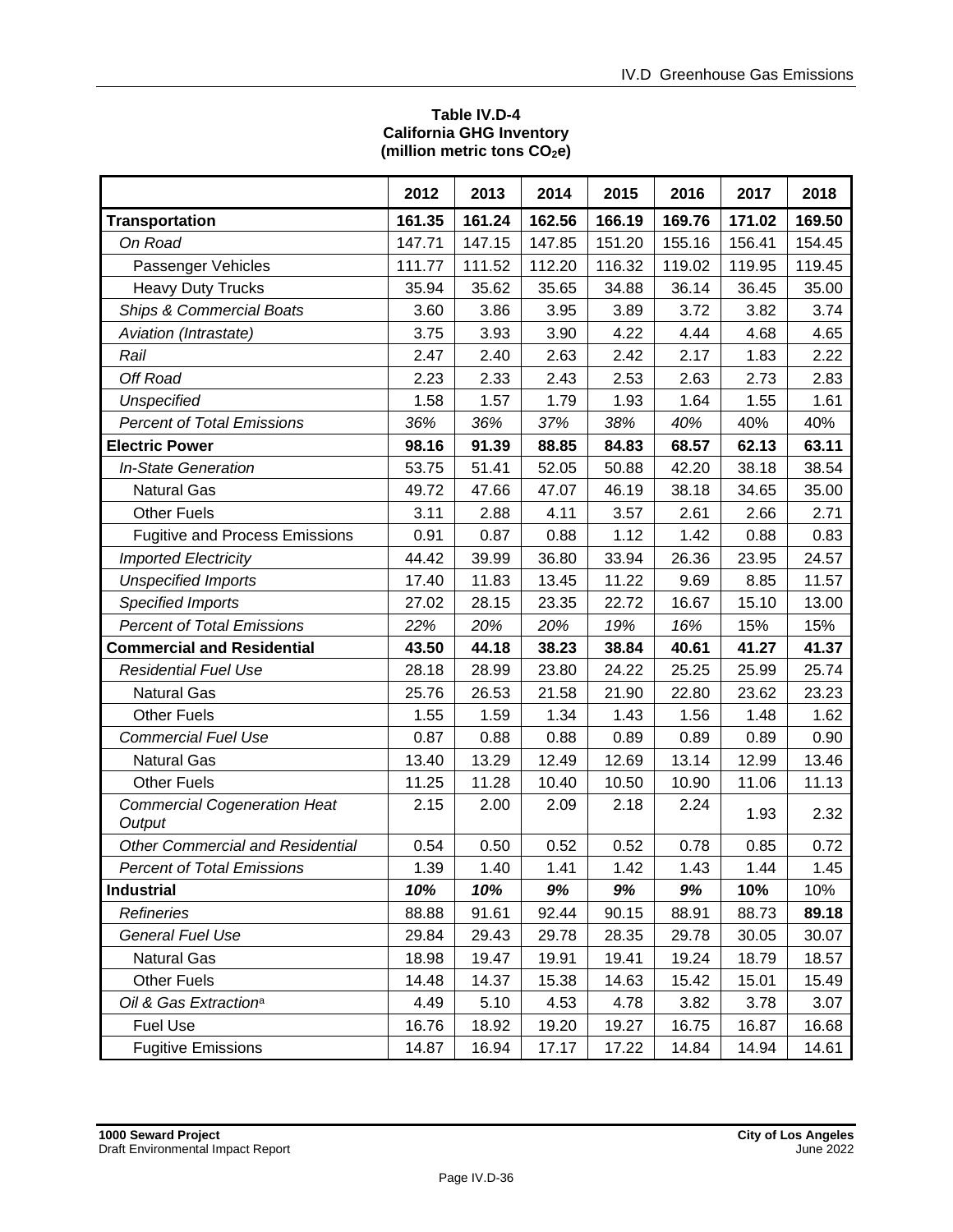**Table IV.D-4**
**California GHG Inventory**
**(million metric tons $CO_2e$)**

| | 2012 | 2013 | 2014 | 2015 | 2016 | 2017 | 2018 |
|---|---|---|---|---|---|---|---|
| **Transportation** | **161.35** | **161.24** | **162.56** | **166.19** | **169.76** | **171.02** | **169.50** |
| *On Road* | 147.71 | 147.15 | 147.85 | 151.20 | 155.16 | 156.41 | 154.45 |
| Passenger Vehicles | 111.77 | 111.52 | 112.20 | 116.32 | 119.02 | 119.95 | 119.45 |
| Heavy Duty Trucks | 35.94 | 35.62 | 35.65 | 34.88 | 36.14 | 36.45 | 35.00 |
| *Ships & Commercial Boats* | 3.60 | 3.86 | 3.95 | 3.89 | 3.72 | 3.82 | 3.74 |
| *Aviation (Intrastate)* | 3.75 | 3.93 | 3.90 | 4.22 | 4.44 | 4.68 | 4.65 |
| *Rail* | 2.47 | 2.40 | 2.63 | 2.42 | 2.17 | 1.83 | 2.22 |
| *Off Road* | 2.23 | 2.33 | 2.43 | 2.53 | 2.63 | 2.73 | 2.83 |
| *Unspecified* | 1.58 | 1.57 | 1.79 | 1.93 | 1.64 | 1.55 | 1.61 |
| *Percent of Total Emissions* | *36%* | *36%* | *37%* | *38%* | *40%* | 40% | 40% |
| **Electric Power** | **98.16** | **91.39** | **88.85** | **84.83** | **68.57** | **62.13** | **63.11** |
| *In-State Generation* | 53.75 | 51.41 | 52.05 | 50.88 | 42.20 | 38.18 | 38.54 |
| Natural Gas | 49.72 | 47.66 | 47.07 | 46.19 | 38.18 | 34.65 | 35.00 |
| Other Fuels | 3.11 | 2.88 | 4.11 | 3.57 | 2.61 | 2.66 | 2.71 |
| Fugitive and Process Emissions | 0.91 | 0.87 | 0.88 | 1.12 | 1.42 | 0.88 | 0.83 |
| *Imported Electricity* | 44.42 | 39.99 | 36.80 | 33.94 | 26.36 | 23.95 | 24.57 |
| *Unspecified Imports* | 17.40 | 11.83 | 13.45 | 11.22 | 9.69 | 8.85 | 11.57 |
| *Specified Imports* | 27.02 | 28.15 | 23.35 | 22.72 | 16.67 | 15.10 | 13.00 |
| *Percent of Total Emissions* | *22%* | *20%* | *20%* | *19%* | *16%* | 15% | 15% |
| **Commercial and Residential** | **43.50** | **44.18** | **38.23** | **38.84** | **40.61** | **41.27** | **41.37** |
| *Residential Fuel Use* | 28.18 | 28.99 | 23.80 | 24.22 | 25.25 | 25.99 | 25.74 |
| Natural Gas | 25.76 | 26.53 | 21.58 | 21.90 | 22.80 | 23.62 | 23.23 |
| Other Fuels | 1.55 | 1.59 | 1.34 | 1.43 | 1.56 | 1.48 | 1.62 |
| *Commercial Fuel Use* | 0.87 | 0.88 | 0.88 | 0.89 | 0.89 | 0.89 | 0.90 |
| Natural Gas | 13.40 | 13.29 | 12.49 | 12.69 | 13.14 | 12.99 | 13.46 |
| Other Fuels | 11.25 | 11.28 | 10.40 | 10.50 | 10.90 | 11.06 | 11.13 |
| *Commercial Cogeneration Heat Output* | 2.15 | 2.00 | 2.09 | 2.18 | 2.24 | 1.93 | 2.32 |
| *Other Commercial and Residential* | 0.54 | 0.50 | 0.52 | 0.52 | 0.78 | 0.85 | 0.72 |
| *Percent of Total Emissions* | 1.39 | 1.40 | 1.41 | 1.42 | 1.43 | 1.44 | 1.45 |
| **Industrial** | ***10%*** | ***10%*** | ***9%*** | ***9%*** | ***9%*** | **10%** | 10% |
| *Refineries* | 88.88 | 91.61 | 92.44 | 90.15 | 88.91 | 88.73 | **89.18** |
| *General Fuel Use* | 29.84 | 29.43 | 29.78 | 28.35 | 29.78 | 30.05 | 30.07 |
| Natural Gas | 18.98 | 19.47 | 19.91 | 19.41 | 19.24 | 18.79 | 18.57 |
| Other Fuels | 14.48 | 14.37 | 15.38 | 14.63 | 15.42 | 15.01 | 15.49 |
| *Oil & Gas Extraction*[a] | 4.49 | 5.10 | 4.53 | 4.78 | 3.82 | 3.78 | 3.07 |
| Fuel Use | 16.76 | 18.92 | 19.20 | 19.27 | 16.75 | 16.87 | 16.68 |
| Fugitive Emissions | 14.87 | 16.94 | 17.17 | 17.22 | 14.84 | 14.94 | 14.61 |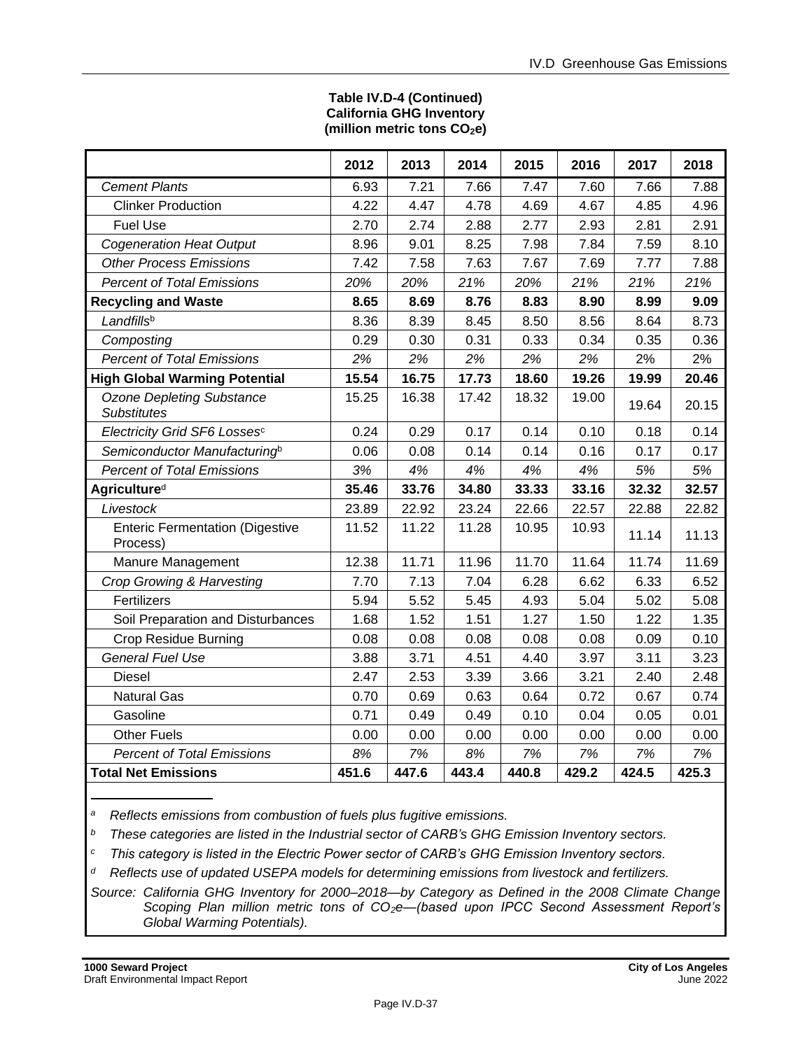**Table IV.D-4 (Continued)**
**California GHG Inventory**
**(million metric tons $CO_2e$)**

| | 2012 | 2013 | 2014 | 2015 | 2016 | 2017 | 2018 |
|---|---|---|---|---|---|---|---|
| *Cement Plants* | 6.93 | 7.21 | 7.66 | 7.47 | 7.60 | 7.66 | 7.88 |
| Clinker Production | 4.22 | 4.47 | 4.78 | 4.69 | 4.67 | 4.85 | 4.96 |
| Fuel Use | 2.70 | 2.74 | 2.88 | 2.77 | 2.93 | 2.81 | 2.91 |
| *Cogeneration Heat Output* | 8.96 | 9.01 | 8.25 | 7.98 | 7.84 | 7.59 | 8.10 |
| *Other Process Emissions* | 7.42 | 7.58 | 7.63 | 7.67 | 7.69 | 7.77 | 7.88 |
| *Percent of Total Emissions* | *20%* | *20%* | *21%* | *20%* | *21%* | *21%* | *21%* |
| **Recycling and Waste** | **8.65** | **8.69** | **8.76** | **8.83** | **8.90** | **8.99** | **9.09** |
| *Landfills*[b] | 8.36 | 8.39 | 8.45 | 8.50 | 8.56 | 8.64 | 8.73 |
| *Composting* | 0.29 | 0.30 | 0.31 | 0.33 | 0.34 | 0.35 | 0.36 |
| *Percent of Total Emissions* | *2%* | *2%* | *2%* | *2%* | *2%* | 2% | 2% |
| **High Global Warming Potential** | **15.54** | **16.75** | **17.73** | **18.60** | **19.26** | **19.99** | **20.46** |
| *Ozone Depleting Substance Substitutes* | 15.25 | 16.38 | 17.42 | 18.32 | 19.00 | 19.64 | 20.15 |
| *Electricity Grid SF6 Losses*[c] | 0.24 | 0.29 | 0.17 | 0.14 | 0.10 | 0.18 | 0.14 |
| *Semiconductor Manufacturing*[b] | 0.06 | 0.08 | 0.14 | 0.14 | 0.16 | 0.17 | 0.17 |
| *Percent of Total Emissions* | *3%* | *4%* | *4%* | *4%* | *4%* | *5%* | *5%* |
| **Agriculture**[d] | **35.46** | **33.76** | **34.80** | **33.33** | **33.16** | **32.32** | **32.57** |
| *Livestock* | 23.89 | 22.92 | 23.24 | 22.66 | 22.57 | 22.88 | 22.82 |
| Enteric Fermentation (Digestive Process) | 11.52 | 11.22 | 11.28 | 10.95 | 10.93 | 11.14 | 11.13 |
| Manure Management | 12.38 | 11.71 | 11.96 | 11.70 | 11.64 | 11.74 | 11.69 |
| *Crop Growing & Harvesting* | 7.70 | 7.13 | 7.04 | 6.28 | 6.62 | 6.33 | 6.52 |
| Fertilizers | 5.94 | 5.52 | 5.45 | 4.93 | 5.04 | 5.02 | 5.08 |
| Soil Preparation and Disturbances | 1.68 | 1.52 | 1.51 | 1.27 | 1.50 | 1.22 | 1.35 |
| Crop Residue Burning | 0.08 | 0.08 | 0.08 | 0.08 | 0.08 | 0.09 | 0.10 |
| *General Fuel Use* | 3.88 | 3.71 | 4.51 | 4.40 | 3.97 | 3.11 | 3.23 |
| Diesel | 2.47 | 2.53 | 3.39 | 3.66 | 3.21 | 2.40 | 2.48 |
| Natural Gas | 0.70 | 0.69 | 0.63 | 0.64 | 0.72 | 0.67 | 0.74 |
| Gasoline | 0.71 | 0.49 | 0.49 | 0.10 | 0.04 | 0.05 | 0.01 |
| Other Fuels | 0.00 | 0.00 | 0.00 | 0.00 | 0.00 | 0.00 | 0.00 |
| *Percent of Total Emissions* | *8%* | *7%* | *8%* | *7%* | *7%* | *7%* | *7%* |
| **Total Net Emissions** | **451.6** | **447.6** | **443.4** | **440.8** | **429.2** | **424.5** | **425.3** |

[a] *Reflects emissions from combustion of fuels plus fugitive emissions.*

[b] *These categories are listed in the Industrial sector of CARB's GHG Emission Inventory sectors.*

[c] *This category is listed in the Electric Power sector of CARB's GHG Emission Inventory sectors.*

[d] *Reflects use of updated USEPA models for determining emissions from livestock and fertilizers.*

*Source: California GHG Inventory for 2000–2018—by Category as Defined in the 2008 Climate Change Scoping Plan million metric tons of $CO_2e$—(based upon IPCC Second Assessment Report's Global Warming Potentials).*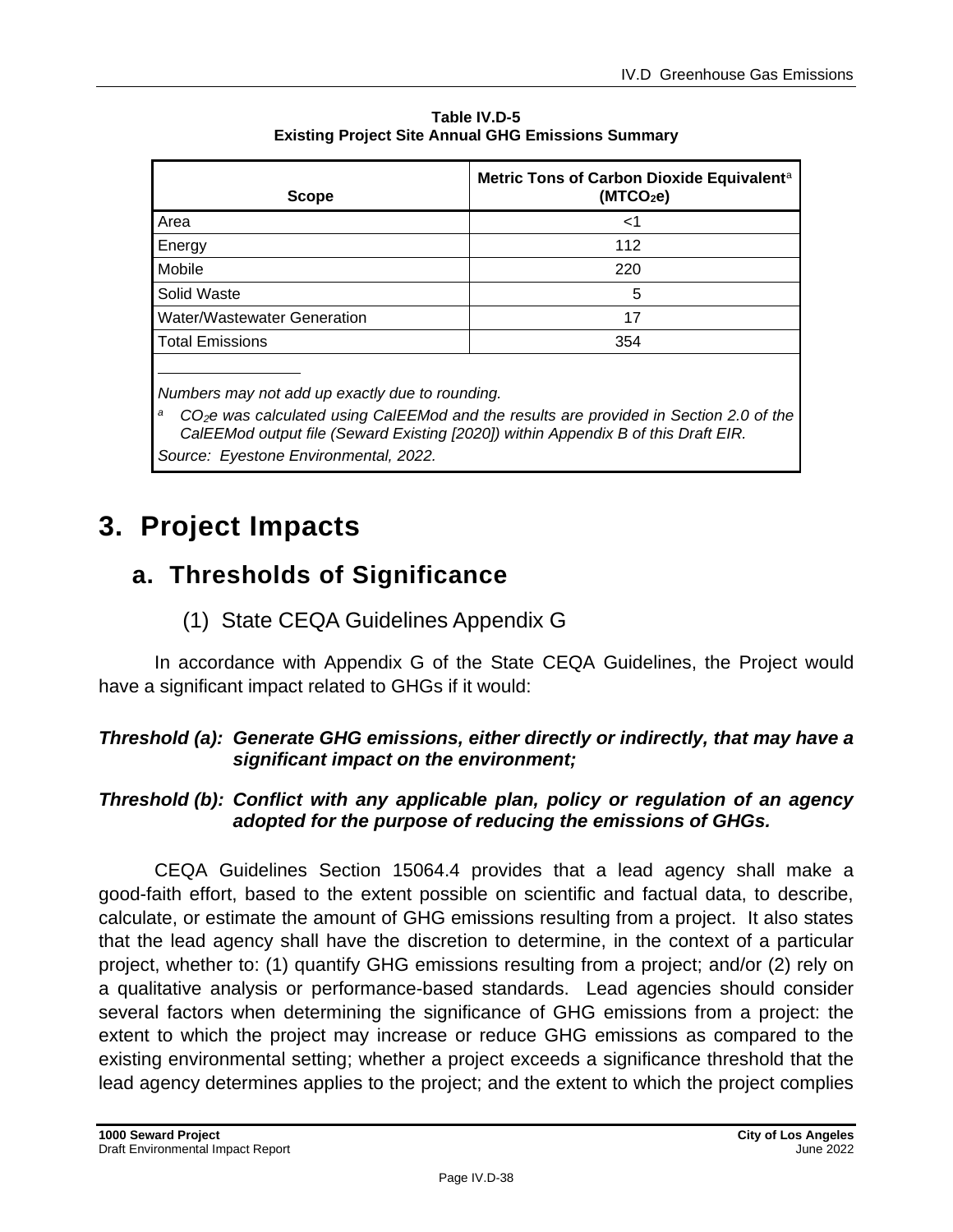**Table IV.D-5**
**Existing Project Site Annual GHG Emissions Summary**

| Scope | Metric Tons of Carbon Dioxide Equivalent[a] ($MTCO_2e$) |
|---|---|
| Area | <1 |
| Energy | 112 |
| Mobile | 220 |
| Solid Waste | 5 |
| Water/Wastewater Generation | 17 |
| Total Emissions | 354 |

*Numbers may not add up exactly due to rounding.*

[a] *$CO_2e$ was calculated using CalEEMod and the results are provided in Section 2.0 of the CalEEMod output file (Seward Existing [2020]) within Appendix B of this Draft EIR.*

*Source: Eyestone Environmental, 2022.*

# 3. Project Impacts

## a. Thresholds of Significance

### (1) State CEQA Guidelines Appendix G

In accordance with Appendix G of the State CEQA Guidelines, the Project would have a significant impact related to GHGs if it would:

***Threshold (a): Generate GHG emissions, either directly or indirectly, that may have a significant impact on the environment;***

***Threshold (b): Conflict with any applicable plan, policy or regulation of an agency adopted for the purpose of reducing the emissions of GHGs.***

CEQA Guidelines Section 15064.4 provides that a lead agency shall make a good-faith effort, based to the extent possible on scientific and factual data, to describe, calculate, or estimate the amount of GHG emissions resulting from a project. It also states that the lead agency shall have the discretion to determine, in the context of a particular project, whether to: (1) quantify GHG emissions resulting from a project; and/or (2) rely on a qualitative analysis or performance-based standards. Lead agencies should consider several factors when determining the significance of GHG emissions from a project: the extent to which the project may increase or reduce GHG emissions as compared to the existing environmental setting; whether a project exceeds a significance threshold that the lead agency determines applies to the project; and the extent to which the project complies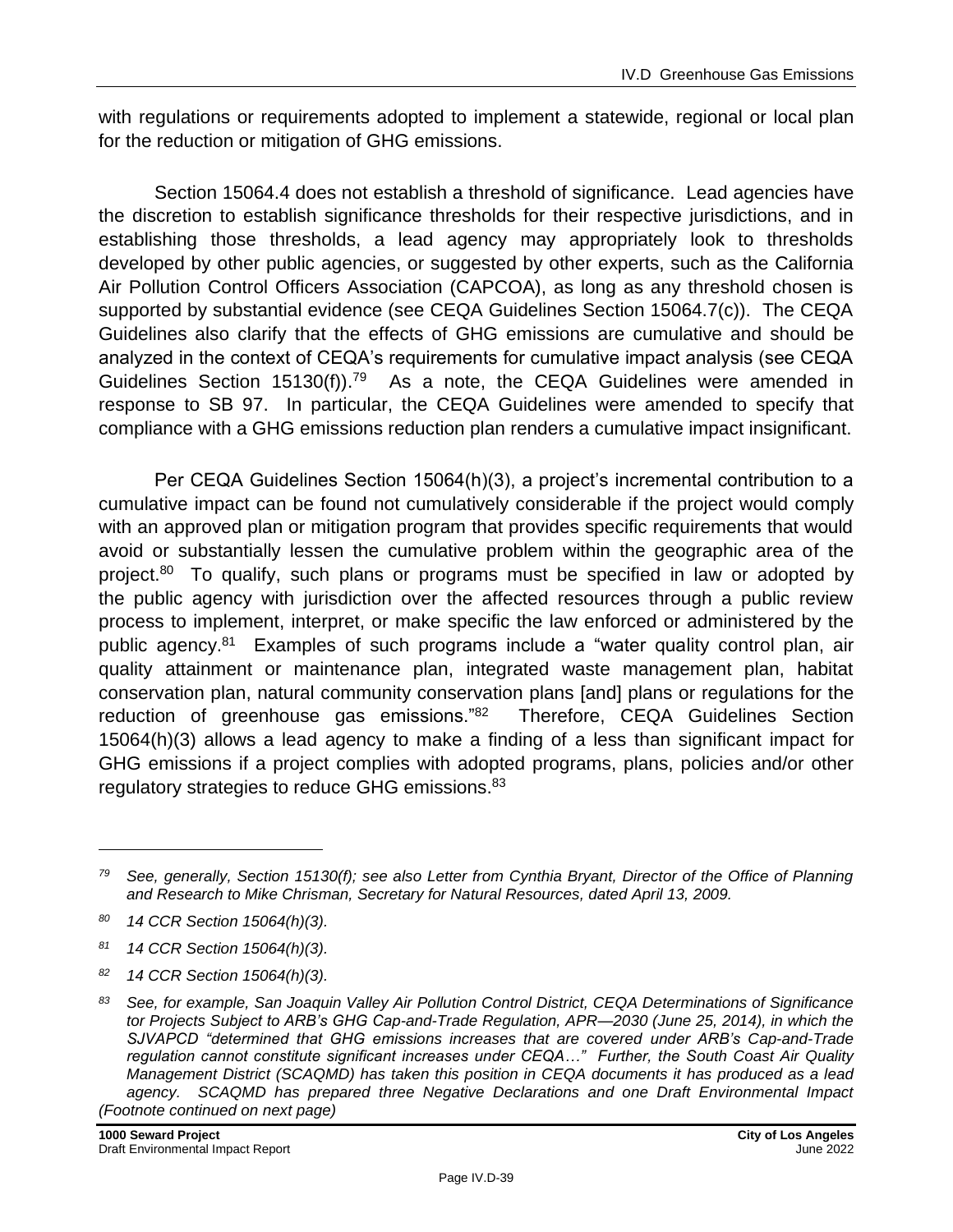with regulations or requirements adopted to implement a statewide, regional or local plan for the reduction or mitigation of GHG emissions.

Section 15064.4 does not establish a threshold of significance. Lead agencies have the discretion to establish significance thresholds for their respective jurisdictions, and in establishing those thresholds, a lead agency may appropriately look to thresholds developed by other public agencies, or suggested by other experts, such as the California Air Pollution Control Officers Association (CAPCOA), as long as any threshold chosen is supported by substantial evidence (see CEQA Guidelines Section 15064.7(c)). The CEQA Guidelines also clarify that the effects of GHG emissions are cumulative and should be analyzed in the context of CEQA's requirements for cumulative impact analysis (see CEQA Guidelines Section 15130(f)).[79] As a note, the CEQA Guidelines were amended in response to SB 97. In particular, the CEQA Guidelines were amended to specify that compliance with a GHG emissions reduction plan renders a cumulative impact insignificant.

Per CEQA Guidelines Section 15064(h)(3), a project's incremental contribution to a cumulative impact can be found not cumulatively considerable if the project would comply with an approved plan or mitigation program that provides specific requirements that would avoid or substantially lessen the cumulative problem within the geographic area of the project.[80] To qualify, such plans or programs must be specified in law or adopted by the public agency with jurisdiction over the affected resources through a public review process to implement, interpret, or make specific the law enforced or administered by the public agency.[81] Examples of such programs include a "water quality control plan, air quality attainment or maintenance plan, integrated waste management plan, habitat conservation plan, natural community conservation plans [and] plans or regulations for the reduction of greenhouse gas emissions."[82] Therefore, CEQA Guidelines Section 15064(h)(3) allows a lead agency to make a finding of a less than significant impact for GHG emissions if a project complies with adopted programs, plans, policies and/or other regulatory strategies to reduce GHG emissions.[83]

---

[79] *See, generally, Section 15130(f); see also Letter from Cynthia Bryant, Director of the Office of Planning and Research to Mike Chrisman, Secretary for Natural Resources, dated April 13, 2009.*

[80] *14 CCR Section 15064(h)(3).*

[81] *14 CCR Section 15064(h)(3).*

[82] *14 CCR Section 15064(h)(3).*

[83] *See, for example, San Joaquin Valley Air Pollution Control District, CEQA Determinations of Significance tor Projects Subject to ARB's GHG Cap-and-Trade Regulation, APR—2030 (June 25, 2014), in which the SJVAPCD "determined that GHG emissions increases that are covered under ARB's Cap-and-Trade regulation cannot constitute significant increases under CEQA…" Further, the South Coast Air Quality Management District (SCAQMD) has taken this position in CEQA documents it has produced as a lead agency. SCAQMD has prepared three Negative Declarations and one Draft Environmental Impact (Footnote continued on next page)*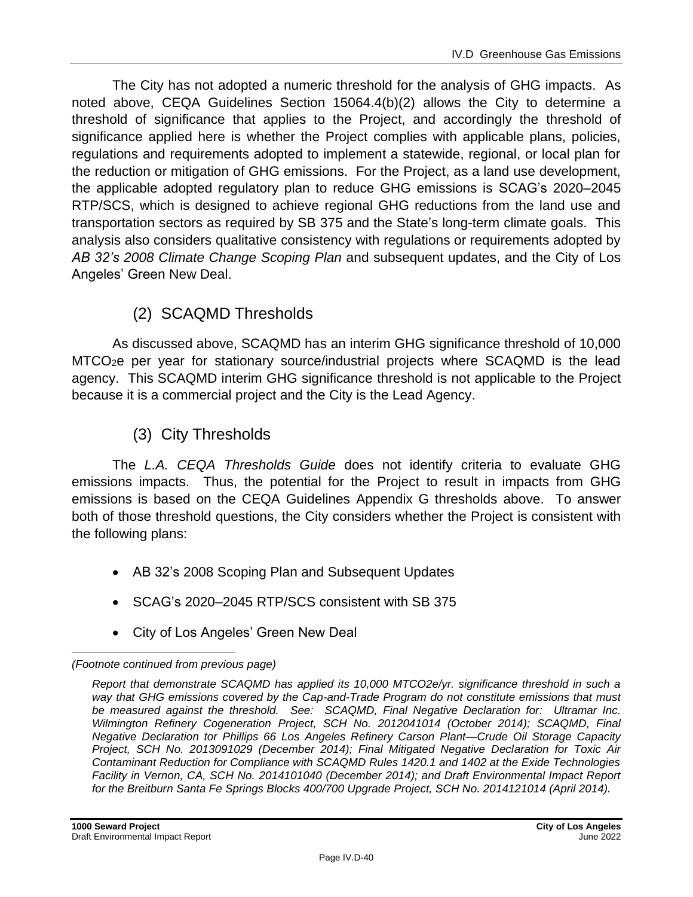The City has not adopted a numeric threshold for the analysis of GHG impacts. As noted above, CEQA Guidelines Section 15064.4(b)(2) allows the City to determine a threshold of significance that applies to the Project, and accordingly the threshold of significance applied here is whether the Project complies with applicable plans, policies, regulations and requirements adopted to implement a statewide, regional, or local plan for the reduction or mitigation of GHG emissions. For the Project, as a land use development, the applicable adopted regulatory plan to reduce GHG emissions is SCAG's 2020–2045 RTP/SCS, which is designed to achieve regional GHG reductions from the land use and transportation sectors as required by SB 375 and the State's long-term climate goals. This analysis also considers qualitative consistency with regulations or requirements adopted by *AB 32's 2008 Climate Change Scoping Plan* and subsequent updates, and the City of Los Angeles' Green New Deal.

### (2) SCAQMD Thresholds

As discussed above, SCAQMD has an interim GHG significance threshold of 10,000 $MTCO_2e$ per year for stationary source/industrial projects where SCAQMD is the lead agency. This SCAQMD interim GHG significance threshold is not applicable to the Project because it is a commercial project and the City is the Lead Agency.

### (3) City Thresholds

The *L.A. CEQA Thresholds Guide* does not identify criteria to evaluate GHG emissions impacts. Thus, the potential for the Project to result in impacts from GHG emissions is based on the CEQA Guidelines Appendix G thresholds above. To answer both of those threshold questions, the City considers whether the Project is consistent with the following plans:

- AB 32's 2008 Scoping Plan and Subsequent Updates
- SCAG's 2020–2045 RTP/SCS consistent with SB 375
- City of Los Angeles' Green New Deal

---

*(Footnote continued from previous page)*

*Report that demonstrate SCAQMD has applied its 10,000 MTCO2e/yr. significance threshold in such a way that GHG emissions covered by the Cap-and-Trade Program do not constitute emissions that must be measured against the threshold. See: SCAQMD, Final Negative Declaration for: Ultramar Inc. Wilmington Refinery Cogeneration Project, SCH No. 2012041014 (October 2014); SCAQMD, Final Negative Declaration tor Phillips 66 Los Angeles Refinery Carson Plant—Crude Oil Storage Capacity Project, SCH No. 2013091029 (December 2014); Final Mitigated Negative Declaration for Toxic Air Contaminant Reduction for Compliance with SCAQMD Rules 1420.1 and 1402 at the Exide Technologies Facility in Vernon, CA, SCH No. 2014101040 (December 2014); and Draft Environmental Impact Report for the Breitburn Santa Fe Springs Blocks 400/700 Upgrade Project, SCH No. 2014121014 (April 2014).*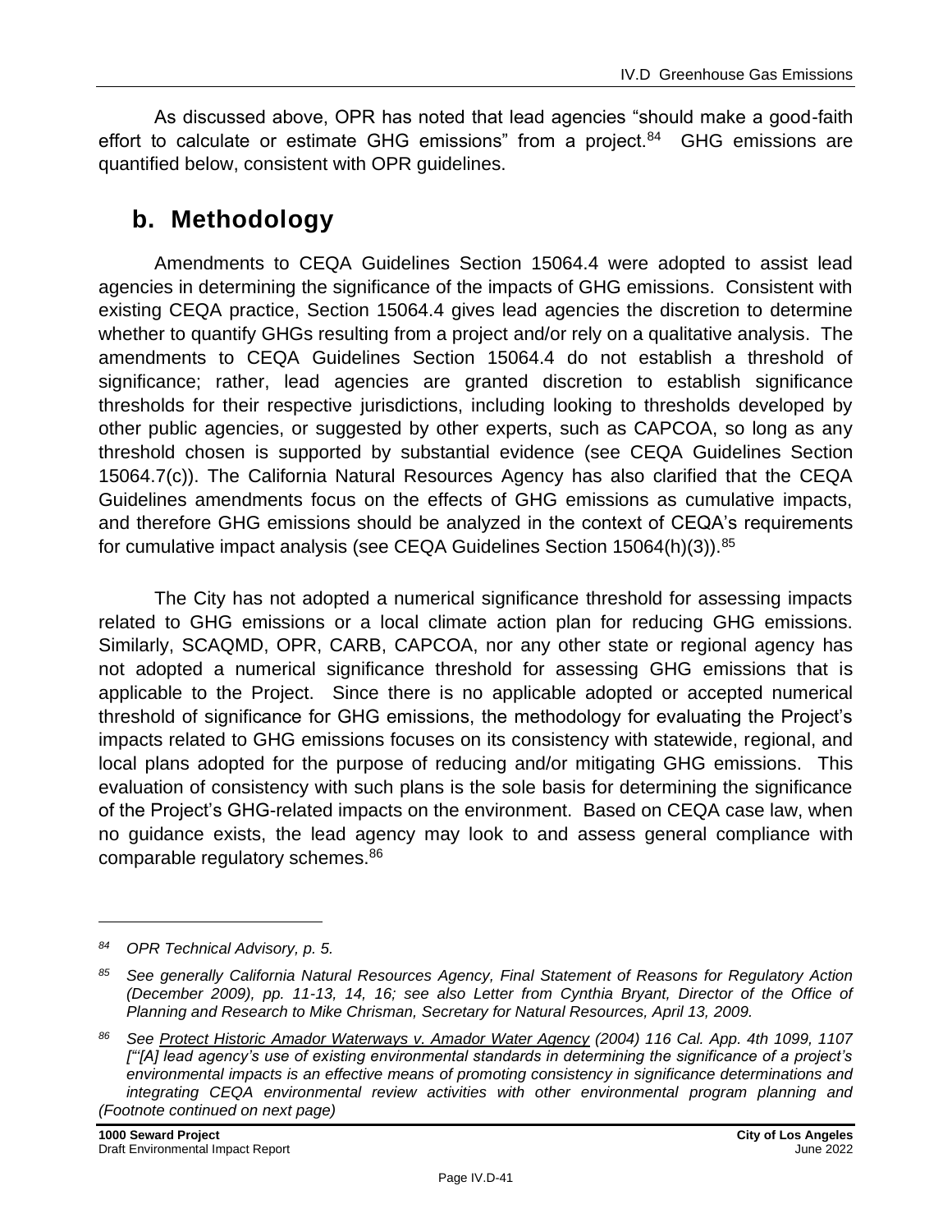As discussed above, OPR has noted that lead agencies "should make a good-faith effort to calculate or estimate GHG emissions" from a project.[84] GHG emissions are quantified below, consistent with OPR guidelines.

## b. Methodology

Amendments to CEQA Guidelines Section 15064.4 were adopted to assist lead agencies in determining the significance of the impacts of GHG emissions. Consistent with existing CEQA practice, Section 15064.4 gives lead agencies the discretion to determine whether to quantify GHGs resulting from a project and/or rely on a qualitative analysis. The amendments to CEQA Guidelines Section 15064.4 do not establish a threshold of significance; rather, lead agencies are granted discretion to establish significance thresholds for their respective jurisdictions, including looking to thresholds developed by other public agencies, or suggested by other experts, such as CAPCOA, so long as any threshold chosen is supported by substantial evidence (see CEQA Guidelines Section 15064.7(c)). The California Natural Resources Agency has also clarified that the CEQA Guidelines amendments focus on the effects of GHG emissions as cumulative impacts, and therefore GHG emissions should be analyzed in the context of CEQA's requirements for cumulative impact analysis (see CEQA Guidelines Section 15064(h)(3)).[85]

The City has not adopted a numerical significance threshold for assessing impacts related to GHG emissions or a local climate action plan for reducing GHG emissions. Similarly, SCAQMD, OPR, CARB, CAPCOA, nor any other state or regional agency has not adopted a numerical significance threshold for assessing GHG emissions that is applicable to the Project. Since there is no applicable adopted or accepted numerical threshold of significance for GHG emissions, the methodology for evaluating the Project's impacts related to GHG emissions focuses on its consistency with statewide, regional, and local plans adopted for the purpose of reducing and/or mitigating GHG emissions. This evaluation of consistency with such plans is the sole basis for determining the significance of the Project's GHG-related impacts on the environment. Based on CEQA case law, when no guidance exists, the lead agency may look to and assess general compliance with comparable regulatory schemes.[86]

---

*84 OPR Technical Advisory, p. 5.*

*85 See generally California Natural Resources Agency, Final Statement of Reasons for Regulatory Action (December 2009), pp. 11-13, 14, 16; see also Letter from Cynthia Bryant, Director of the Office of Planning and Research to Mike Chrisman, Secretary for Natural Resources, April 13, 2009.*

*86 See Protect Historic Amador Waterways v. Amador Water Agency (2004) 116 Cal. App. 4th 1099, 1107 ["'[A] lead agency's use of existing environmental standards in determining the significance of a project's environmental impacts is an effective means of promoting consistency in significance determinations and integrating CEQA environmental review activities with other environmental program planning and (Footnote continued on next page)*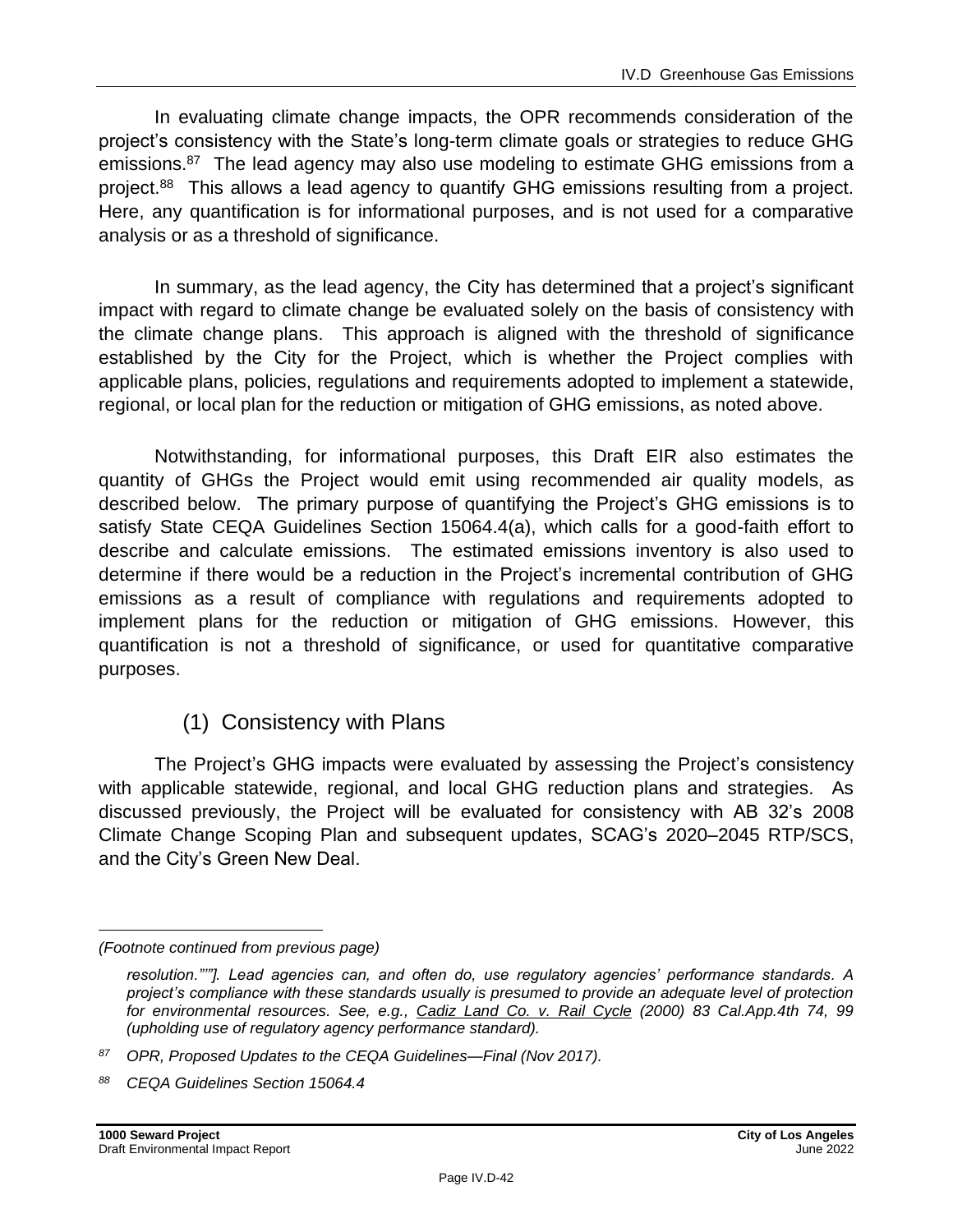In evaluating climate change impacts, the OPR recommends consideration of the project's consistency with the State's long-term climate goals or strategies to reduce GHG emissions.[87] The lead agency may also use modeling to estimate GHG emissions from a project.[88] This allows a lead agency to quantify GHG emissions resulting from a project. Here, any quantification is for informational purposes, and is not used for a comparative analysis or as a threshold of significance.

In summary, as the lead agency, the City has determined that a project's significant impact with regard to climate change be evaluated solely on the basis of consistency with the climate change plans. This approach is aligned with the threshold of significance established by the City for the Project, which is whether the Project complies with applicable plans, policies, regulations and requirements adopted to implement a statewide, regional, or local plan for the reduction or mitigation of GHG emissions, as noted above.

Notwithstanding, for informational purposes, this Draft EIR also estimates the quantity of GHGs the Project would emit using recommended air quality models, as described below. The primary purpose of quantifying the Project's GHG emissions is to satisfy State CEQA Guidelines Section 15064.4(a), which calls for a good-faith effort to describe and calculate emissions. The estimated emissions inventory is also used to determine if there would be a reduction in the Project's incremental contribution of GHG emissions as a result of compliance with regulations and requirements adopted to implement plans for the reduction or mitigation of GHG emissions. However, this quantification is not a threshold of significance, or used for quantitative comparative purposes.

### (1) Consistency with Plans

The Project's GHG impacts were evaluated by assessing the Project's consistency with applicable statewide, regional, and local GHG reduction plans and strategies. As discussed previously, the Project will be evaluated for consistency with AB 32's 2008 Climate Change Scoping Plan and subsequent updates, SCAG's 2020–2045 RTP/SCS, and the City's Green New Deal.

---

*(Footnote continued from previous page)*

*resolution."""]. Lead agencies can, and often do, use regulatory agencies' performance standards. A project's compliance with these standards usually is presumed to provide an adequate level of protection for environmental resources. See, e.g., Cadiz Land Co. v. Rail Cycle (2000) 83 Cal.App.4th 74, 99 (upholding use of regulatory agency performance standard).*

[87] *OPR, Proposed Updates to the CEQA Guidelines—Final (Nov 2017).*

[88] *CEQA Guidelines Section 15064.4*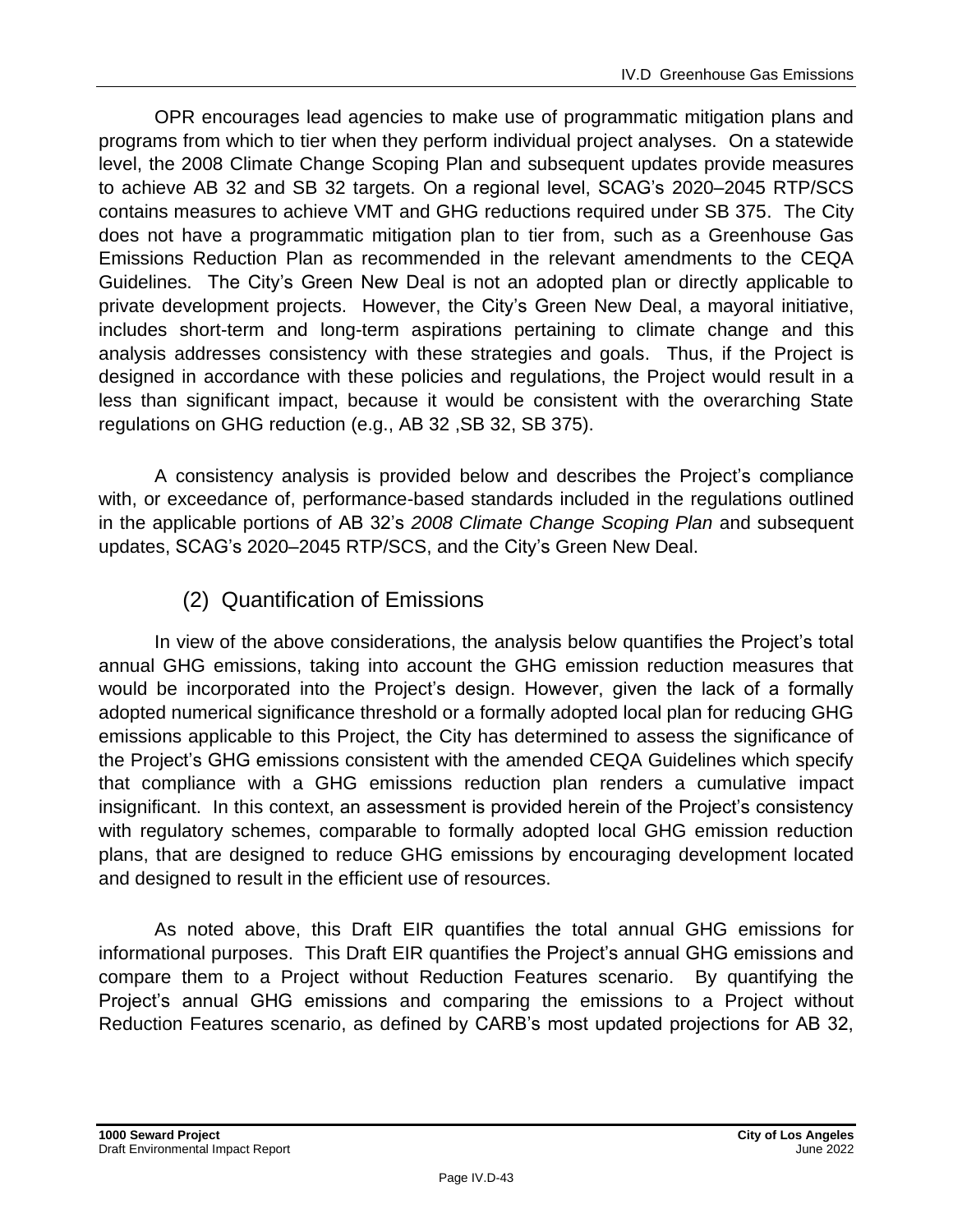OPR encourages lead agencies to make use of programmatic mitigation plans and programs from which to tier when they perform individual project analyses. On a statewide level, the 2008 Climate Change Scoping Plan and subsequent updates provide measures to achieve AB 32 and SB 32 targets. On a regional level, SCAG's 2020–2045 RTP/SCS contains measures to achieve VMT and GHG reductions required under SB 375. The City does not have a programmatic mitigation plan to tier from, such as a Greenhouse Gas Emissions Reduction Plan as recommended in the relevant amendments to the CEQA Guidelines. The City's Green New Deal is not an adopted plan or directly applicable to private development projects. However, the City's Green New Deal, a mayoral initiative, includes short-term and long-term aspirations pertaining to climate change and this analysis addresses consistency with these strategies and goals. Thus, if the Project is designed in accordance with these policies and regulations, the Project would result in a less than significant impact, because it would be consistent with the overarching State regulations on GHG reduction (e.g., AB 32 ,SB 32, SB 375).

A consistency analysis is provided below and describes the Project's compliance with, or exceedance of, performance-based standards included in the regulations outlined in the applicable portions of AB 32's *2008 Climate Change Scoping Plan* and subsequent updates, SCAG's 2020–2045 RTP/SCS, and the City's Green New Deal.

### (2) Quantification of Emissions

In view of the above considerations, the analysis below quantifies the Project's total annual GHG emissions, taking into account the GHG emission reduction measures that would be incorporated into the Project's design. However, given the lack of a formally adopted numerical significance threshold or a formally adopted local plan for reducing GHG emissions applicable to this Project, the City has determined to assess the significance of the Project's GHG emissions consistent with the amended CEQA Guidelines which specify that compliance with a GHG emissions reduction plan renders a cumulative impact insignificant. In this context, an assessment is provided herein of the Project's consistency with regulatory schemes, comparable to formally adopted local GHG emission reduction plans, that are designed to reduce GHG emissions by encouraging development located and designed to result in the efficient use of resources.

As noted above, this Draft EIR quantifies the total annual GHG emissions for informational purposes. This Draft EIR quantifies the Project's annual GHG emissions and compare them to a Project without Reduction Features scenario. By quantifying the Project's annual GHG emissions and comparing the emissions to a Project without Reduction Features scenario, as defined by CARB's most updated projections for AB 32,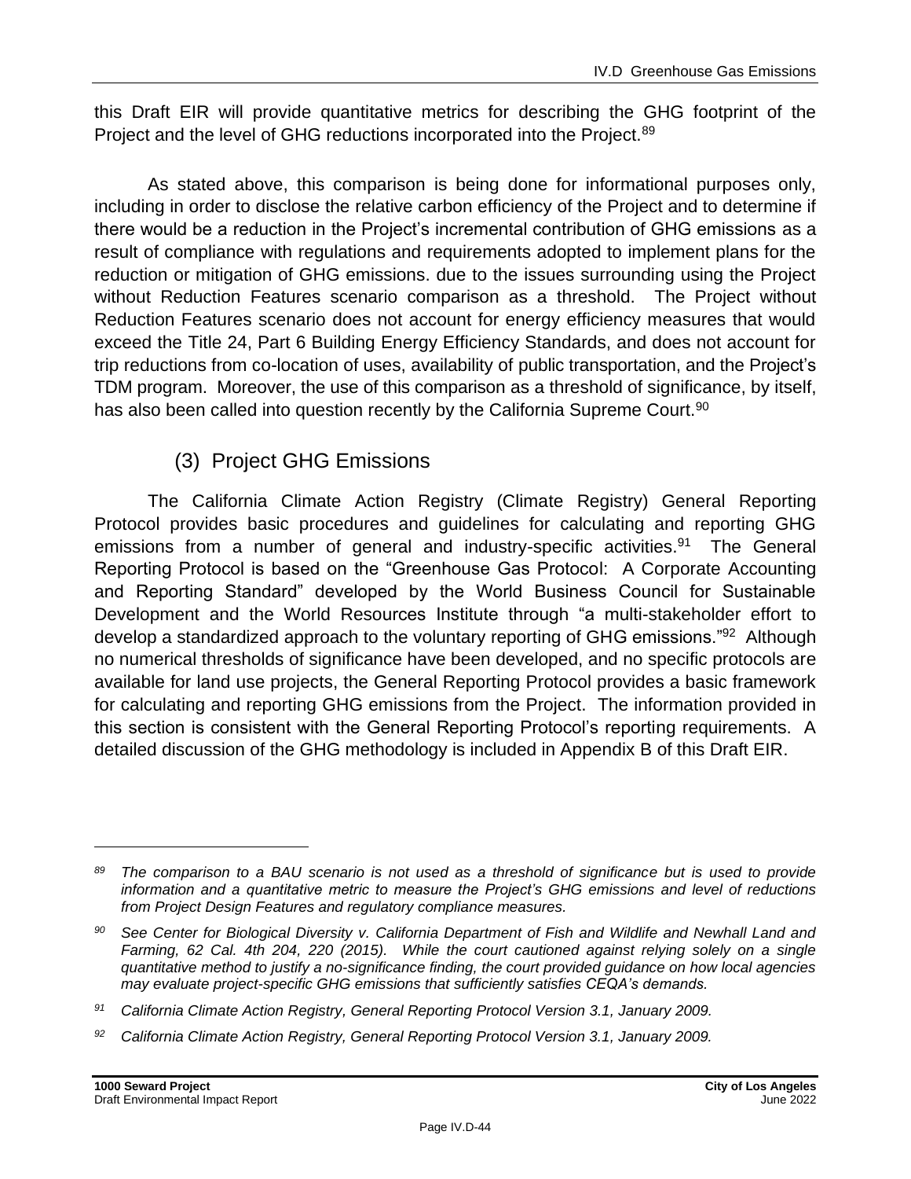this Draft EIR will provide quantitative metrics for describing the GHG footprint of the Project and the level of GHG reductions incorporated into the Project.[89]

As stated above, this comparison is being done for informational purposes only, including in order to disclose the relative carbon efficiency of the Project and to determine if there would be a reduction in the Project's incremental contribution of GHG emissions as a result of compliance with regulations and requirements adopted to implement plans for the reduction or mitigation of GHG emissions. due to the issues surrounding using the Project without Reduction Features scenario comparison as a threshold. The Project without Reduction Features scenario does not account for energy efficiency measures that would exceed the Title 24, Part 6 Building Energy Efficiency Standards, and does not account for trip reductions from co-location of uses, availability of public transportation, and the Project's TDM program. Moreover, the use of this comparison as a threshold of significance, by itself, has also been called into question recently by the California Supreme Court.[90]

### (3) Project GHG Emissions

The California Climate Action Registry (Climate Registry) General Reporting Protocol provides basic procedures and guidelines for calculating and reporting GHG emissions from a number of general and industry-specific activities.[91] The General Reporting Protocol is based on the "Greenhouse Gas Protocol: A Corporate Accounting and Reporting Standard" developed by the World Business Council for Sustainable Development and the World Resources Institute through "a multi-stakeholder effort to develop a standardized approach to the voluntary reporting of GHG emissions."[92] Although no numerical thresholds of significance have been developed, and no specific protocols are available for land use projects, the General Reporting Protocol provides a basic framework for calculating and reporting GHG emissions from the Project. The information provided in this section is consistent with the General Reporting Protocol's reporting requirements. A detailed discussion of the GHG methodology is included in Appendix B of this Draft EIR.

---

[89] *The comparison to a BAU scenario is not used as a threshold of significance but is used to provide information and a quantitative metric to measure the Project's GHG emissions and level of reductions from Project Design Features and regulatory compliance measures.*

[90] *See Center for Biological Diversity v. California Department of Fish and Wildlife and Newhall Land and Farming, 62 Cal. 4th 204, 220 (2015). While the court cautioned against relying solely on a single quantitative method to justify a no-significance finding, the court provided guidance on how local agencies may evaluate project-specific GHG emissions that sufficiently satisfies CEQA's demands.*

[91] *California Climate Action Registry, General Reporting Protocol Version 3.1, January 2009.*

[92] *California Climate Action Registry, General Reporting Protocol Version 3.1, January 2009.*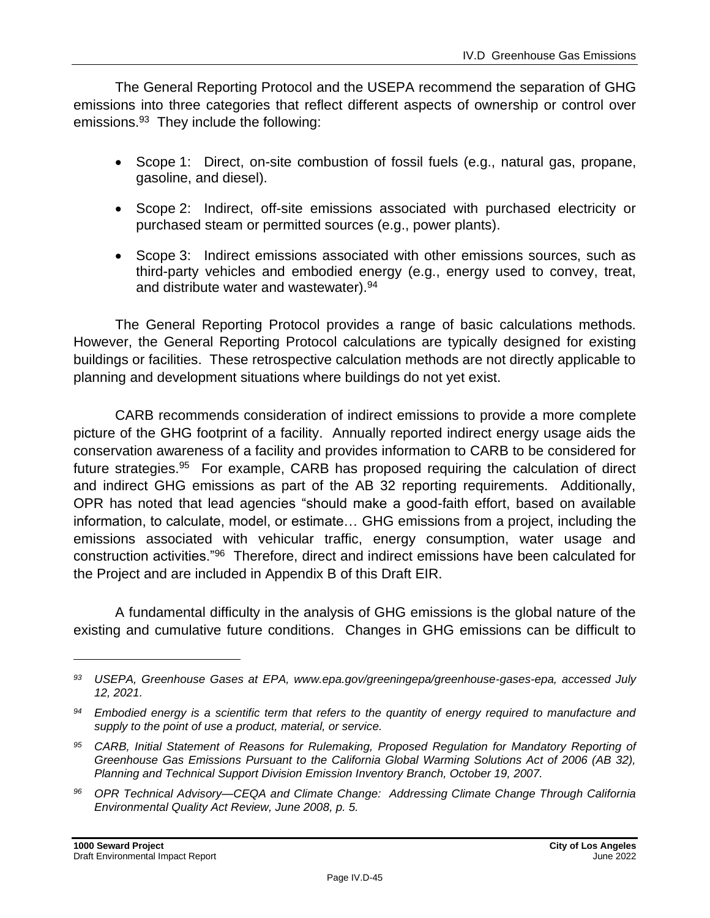The General Reporting Protocol and the USEPA recommend the separation of GHG emissions into three categories that reflect different aspects of ownership or control over emissions.[93] They include the following:

- Scope 1: Direct, on-site combustion of fossil fuels (e.g., natural gas, propane, gasoline, and diesel).
- Scope 2: Indirect, off-site emissions associated with purchased electricity or purchased steam or permitted sources (e.g., power plants).
- Scope 3: Indirect emissions associated with other emissions sources, such as third-party vehicles and embodied energy (e.g., energy used to convey, treat, and distribute water and wastewater).[94]

The General Reporting Protocol provides a range of basic calculations methods. However, the General Reporting Protocol calculations are typically designed for existing buildings or facilities. These retrospective calculation methods are not directly applicable to planning and development situations where buildings do not yet exist.

CARB recommends consideration of indirect emissions to provide a more complete picture of the GHG footprint of a facility. Annually reported indirect energy usage aids the conservation awareness of a facility and provides information to CARB to be considered for future strategies.[95] For example, CARB has proposed requiring the calculation of direct and indirect GHG emissions as part of the AB 32 reporting requirements. Additionally, OPR has noted that lead agencies "should make a good-faith effort, based on available information, to calculate, model, or estimate… GHG emissions from a project, including the emissions associated with vehicular traffic, energy consumption, water usage and construction activities."[96] Therefore, direct and indirect emissions have been calculated for the Project and are included in Appendix B of this Draft EIR.

A fundamental difficulty in the analysis of GHG emissions is the global nature of the existing and cumulative future conditions. Changes in GHG emissions can be difficult to

---

[93] *USEPA, Greenhouse Gases at EPA, www.epa.gov/greeningepa/greenhouse-gases-epa, accessed July 12, 2021.*

[94] *Embodied energy is a scientific term that refers to the quantity of energy required to manufacture and supply to the point of use a product, material, or service.*

[95] *CARB, Initial Statement of Reasons for Rulemaking, Proposed Regulation for Mandatory Reporting of Greenhouse Gas Emissions Pursuant to the California Global Warming Solutions Act of 2006 (AB 32), Planning and Technical Support Division Emission Inventory Branch, October 19, 2007.*

[96] *OPR Technical Advisory—CEQA and Climate Change: Addressing Climate Change Through California Environmental Quality Act Review, June 2008, p. 5.*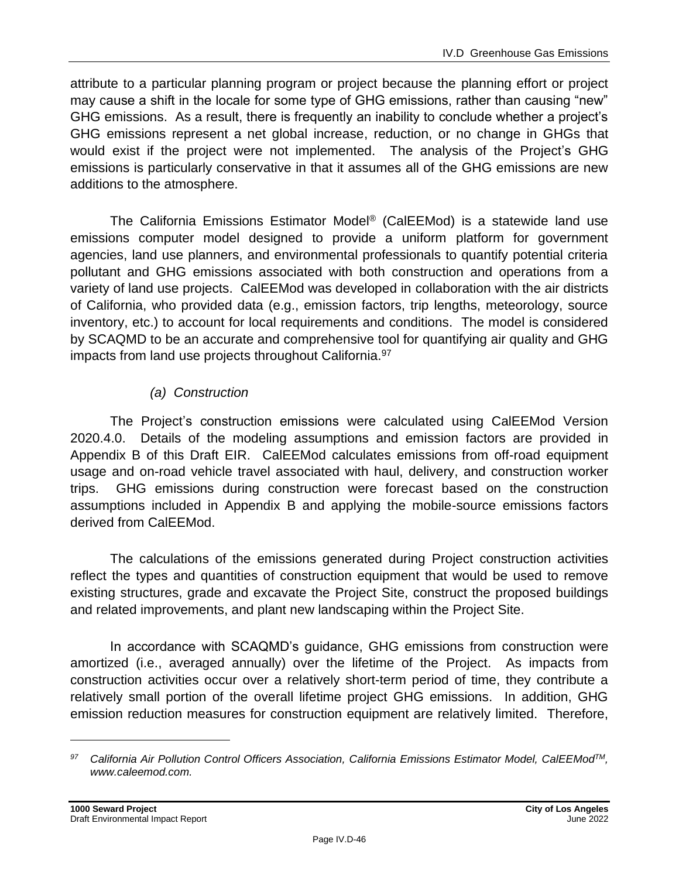attribute to a particular planning program or project because the planning effort or project may cause a shift in the locale for some type of GHG emissions, rather than causing "new" GHG emissions. As a result, there is frequently an inability to conclude whether a project's GHG emissions represent a net global increase, reduction, or no change in GHGs that would exist if the project were not implemented. The analysis of the Project's GHG emissions is particularly conservative in that it assumes all of the GHG emissions are new additions to the atmosphere.

The California Emissions Estimator Model® (CalEEMod) is a statewide land use emissions computer model designed to provide a uniform platform for government agencies, land use planners, and environmental professionals to quantify potential criteria pollutant and GHG emissions associated with both construction and operations from a variety of land use projects. CalEEMod was developed in collaboration with the air districts of California, who provided data (e.g., emission factors, trip lengths, meteorology, source inventory, etc.) to account for local requirements and conditions. The model is considered by SCAQMD to be an accurate and comprehensive tool for quantifying air quality and GHG impacts from land use projects throughout California.[97]

*(a) Construction*

The Project's construction emissions were calculated using CalEEMod Version 2020.4.0. Details of the modeling assumptions and emission factors are provided in Appendix B of this Draft EIR. CalEEMod calculates emissions from off-road equipment usage and on-road vehicle travel associated with haul, delivery, and construction worker trips. GHG emissions during construction were forecast based on the construction assumptions included in Appendix B and applying the mobile-source emissions factors derived from CalEEMod.

The calculations of the emissions generated during Project construction activities reflect the types and quantities of construction equipment that would be used to remove existing structures, grade and excavate the Project Site, construct the proposed buildings and related improvements, and plant new landscaping within the Project Site.

In accordance with SCAQMD's guidance, GHG emissions from construction were amortized (i.e., averaged annually) over the lifetime of the Project. As impacts from construction activities occur over a relatively short-term period of time, they contribute a relatively small portion of the overall lifetime project GHG emissions. In addition, GHG emission reduction measures for construction equipment are relatively limited. Therefore,

---

[97] *California Air Pollution Control Officers Association, California Emissions Estimator Model, CalEEMod™, www.caleemod.com.*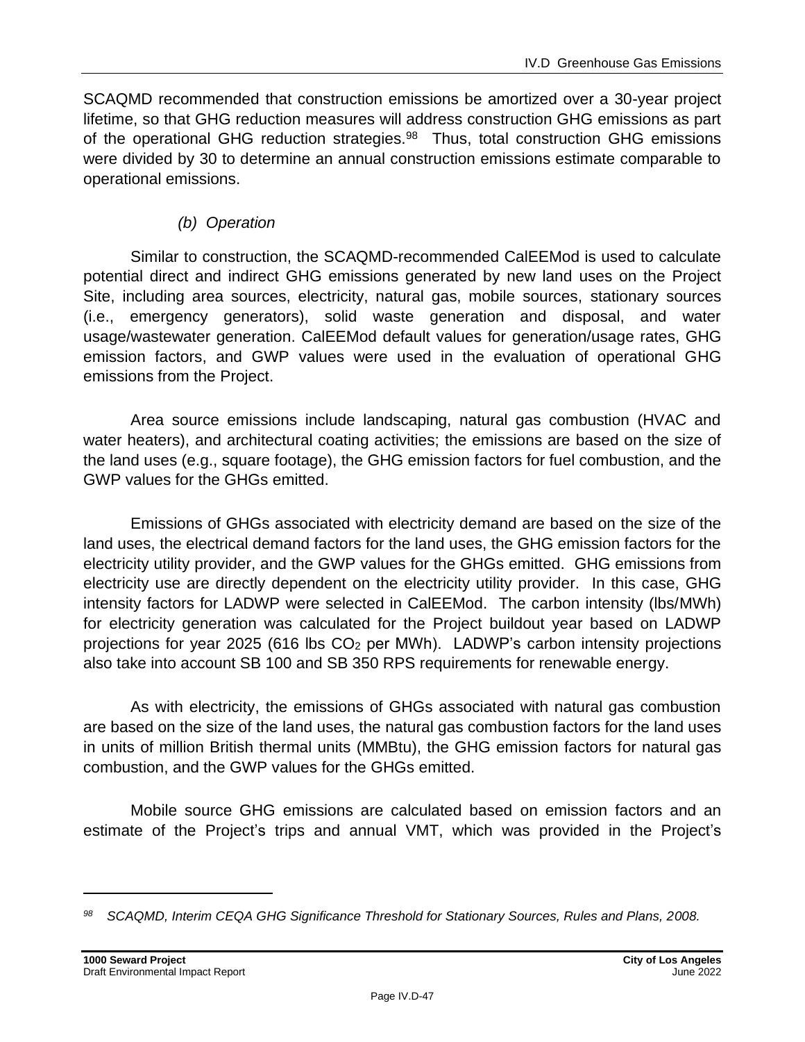SCAQMD recommended that construction emissions be amortized over a 30-year project lifetime, so that GHG reduction measures will address construction GHG emissions as part of the operational GHG reduction strategies.[98] Thus, total construction GHG emissions were divided by 30 to determine an annual construction emissions estimate comparable to operational emissions.

*(b) Operation*

Similar to construction, the SCAQMD-recommended CalEEMod is used to calculate potential direct and indirect GHG emissions generated by new land uses on the Project Site, including area sources, electricity, natural gas, mobile sources, stationary sources (i.e., emergency generators), solid waste generation and disposal, and water usage/wastewater generation. CalEEMod default values for generation/usage rates, GHG emission factors, and GWP values were used in the evaluation of operational GHG emissions from the Project.

Area source emissions include landscaping, natural gas combustion (HVAC and water heaters), and architectural coating activities; the emissions are based on the size of the land uses (e.g., square footage), the GHG emission factors for fuel combustion, and the GWP values for the GHGs emitted.

Emissions of GHGs associated with electricity demand are based on the size of the land uses, the electrical demand factors for the land uses, the GHG emission factors for the electricity utility provider, and the GWP values for the GHGs emitted. GHG emissions from electricity use are directly dependent on the electricity utility provider. In this case, GHG intensity factors for LADWP were selected in CalEEMod. The carbon intensity (lbs/MWh) for electricity generation was calculated for the Project buildout year based on LADWP projections for year 2025 (616 lbs $CO_2$ per MWh). LADWP's carbon intensity projections also take into account SB 100 and SB 350 RPS requirements for renewable energy.

As with electricity, the emissions of GHGs associated with natural gas combustion are based on the size of the land uses, the natural gas combustion factors for the land uses in units of million British thermal units (MMBtu), the GHG emission factors for natural gas combustion, and the GWP values for the GHGs emitted.

Mobile source GHG emissions are calculated based on emission factors and an estimate of the Project's trips and annual VMT, which was provided in the Project's

---

[98] *SCAQMD, Interim CEQA GHG Significance Threshold for Stationary Sources, Rules and Plans, 2008.*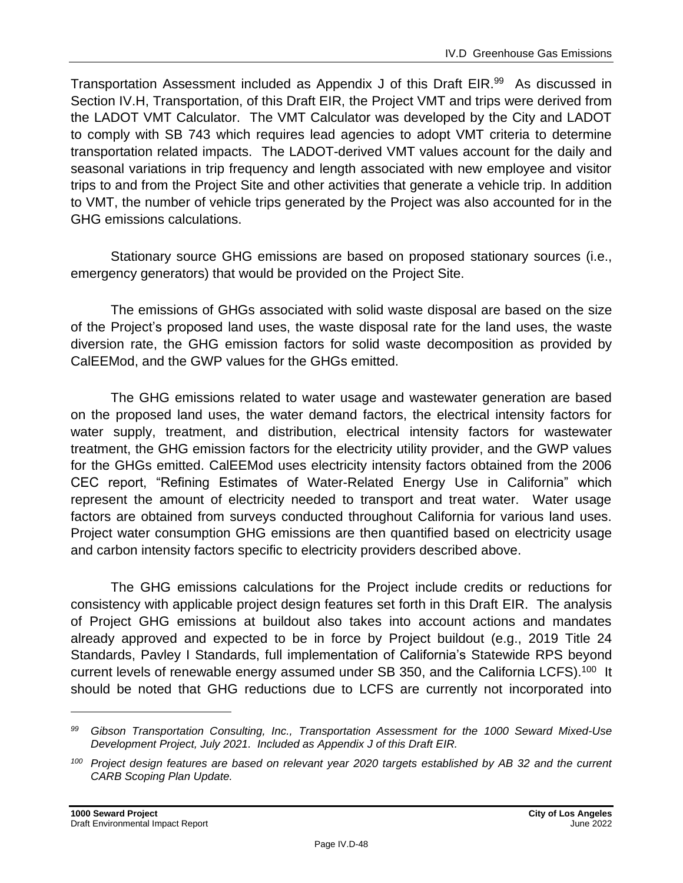Transportation Assessment included as Appendix J of this Draft EIR.[99] As discussed in Section IV.H, Transportation, of this Draft EIR, the Project VMT and trips were derived from the LADOT VMT Calculator. The VMT Calculator was developed by the City and LADOT to comply with SB 743 which requires lead agencies to adopt VMT criteria to determine transportation related impacts. The LADOT-derived VMT values account for the daily and seasonal variations in trip frequency and length associated with new employee and visitor trips to and from the Project Site and other activities that generate a vehicle trip. In addition to VMT, the number of vehicle trips generated by the Project was also accounted for in the GHG emissions calculations.

Stationary source GHG emissions are based on proposed stationary sources (i.e., emergency generators) that would be provided on the Project Site.

The emissions of GHGs associated with solid waste disposal are based on the size of the Project's proposed land uses, the waste disposal rate for the land uses, the waste diversion rate, the GHG emission factors for solid waste decomposition as provided by CalEEMod, and the GWP values for the GHGs emitted.

The GHG emissions related to water usage and wastewater generation are based on the proposed land uses, the water demand factors, the electrical intensity factors for water supply, treatment, and distribution, electrical intensity factors for wastewater treatment, the GHG emission factors for the electricity utility provider, and the GWP values for the GHGs emitted. CalEEMod uses electricity intensity factors obtained from the 2006 CEC report, "Refining Estimates of Water-Related Energy Use in California" which represent the amount of electricity needed to transport and treat water. Water usage factors are obtained from surveys conducted throughout California for various land uses. Project water consumption GHG emissions are then quantified based on electricity usage and carbon intensity factors specific to electricity providers described above.

The GHG emissions calculations for the Project include credits or reductions for consistency with applicable project design features set forth in this Draft EIR. The analysis of Project GHG emissions at buildout also takes into account actions and mandates already approved and expected to be in force by Project buildout (e.g., 2019 Title 24 Standards, Pavley I Standards, full implementation of California's Statewide RPS beyond current levels of renewable energy assumed under SB 350, and the California LCFS).[100] It should be noted that GHG reductions due to LCFS are currently not incorporated into

---

*[99] Gibson Transportation Consulting, Inc., Transportation Assessment for the 1000 Seward Mixed-Use Development Project, July 2021. Included as Appendix J of this Draft EIR.*

*[100] Project design features are based on relevant year 2020 targets established by AB 32 and the current CARB Scoping Plan Update.*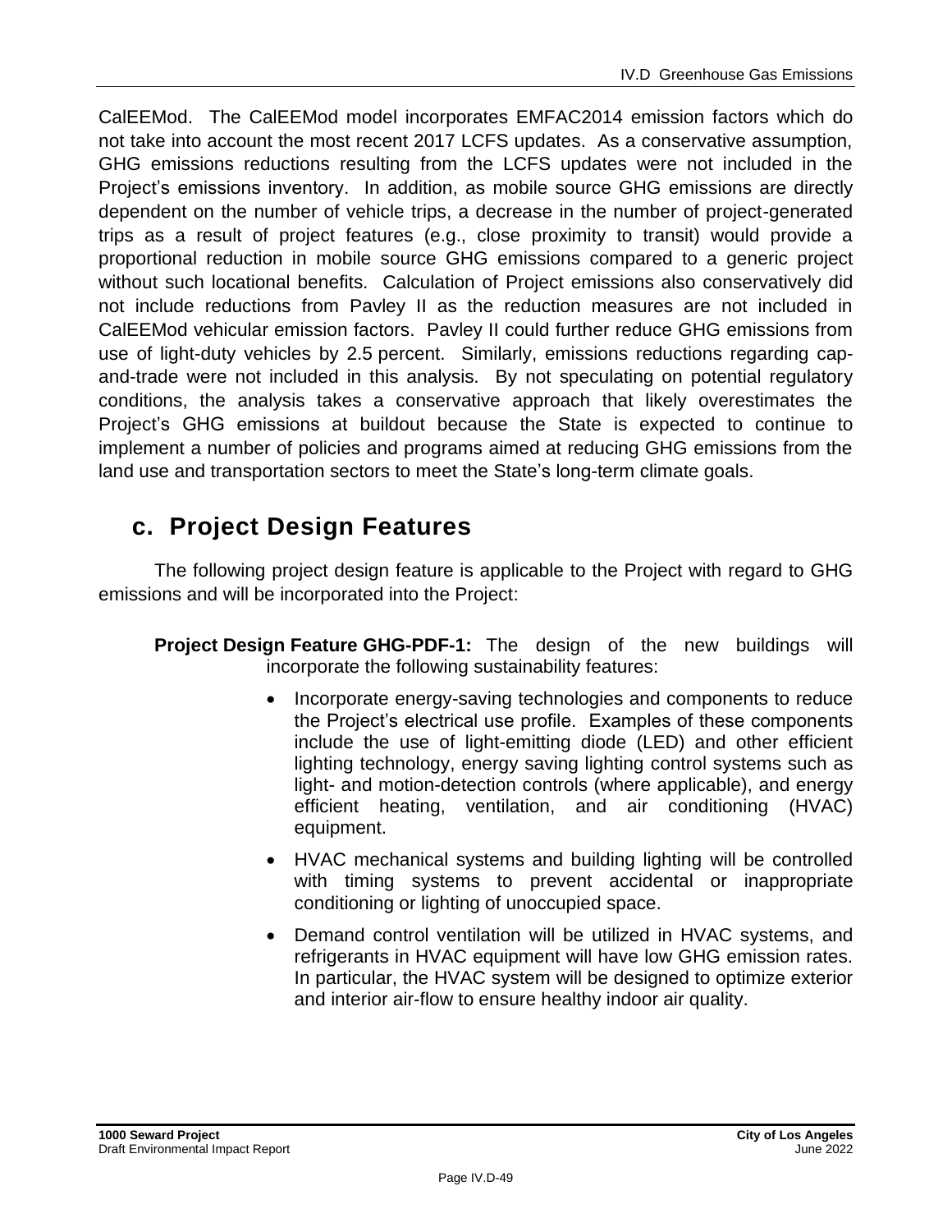CalEEMod. The CalEEMod model incorporates EMFAC2014 emission factors which do not take into account the most recent 2017 LCFS updates. As a conservative assumption, GHG emissions reductions resulting from the LCFS updates were not included in the Project's emissions inventory. In addition, as mobile source GHG emissions are directly dependent on the number of vehicle trips, a decrease in the number of project-generated trips as a result of project features (e.g., close proximity to transit) would provide a proportional reduction in mobile source GHG emissions compared to a generic project without such locational benefits. Calculation of Project emissions also conservatively did not include reductions from Pavley II as the reduction measures are not included in CalEEMod vehicular emission factors. Pavley II could further reduce GHG emissions from use of light-duty vehicles by 2.5 percent. Similarly, emissions reductions regarding cap-and-trade were not included in this analysis. By not speculating on potential regulatory conditions, the analysis takes a conservative approach that likely overestimates the Project's GHG emissions at buildout because the State is expected to continue to implement a number of policies and programs aimed at reducing GHG emissions from the land use and transportation sectors to meet the State's long-term climate goals.

## c. Project Design Features

The following project design feature is applicable to the Project with regard to GHG emissions and will be incorporated into the Project:

**Project Design Feature GHG-PDF-1:** The design of the new buildings will incorporate the following sustainability features:

- Incorporate energy-saving technologies and components to reduce the Project's electrical use profile. Examples of these components include the use of light-emitting diode (LED) and other efficient lighting technology, energy saving lighting control systems such as light- and motion-detection controls (where applicable), and energy efficient heating, ventilation, and air conditioning (HVAC) equipment.
- HVAC mechanical systems and building lighting will be controlled with timing systems to prevent accidental or inappropriate conditioning or lighting of unoccupied space.
- Demand control ventilation will be utilized in HVAC systems, and refrigerants in HVAC equipment will have low GHG emission rates. In particular, the HVAC system will be designed to optimize exterior and interior air-flow to ensure healthy indoor air quality.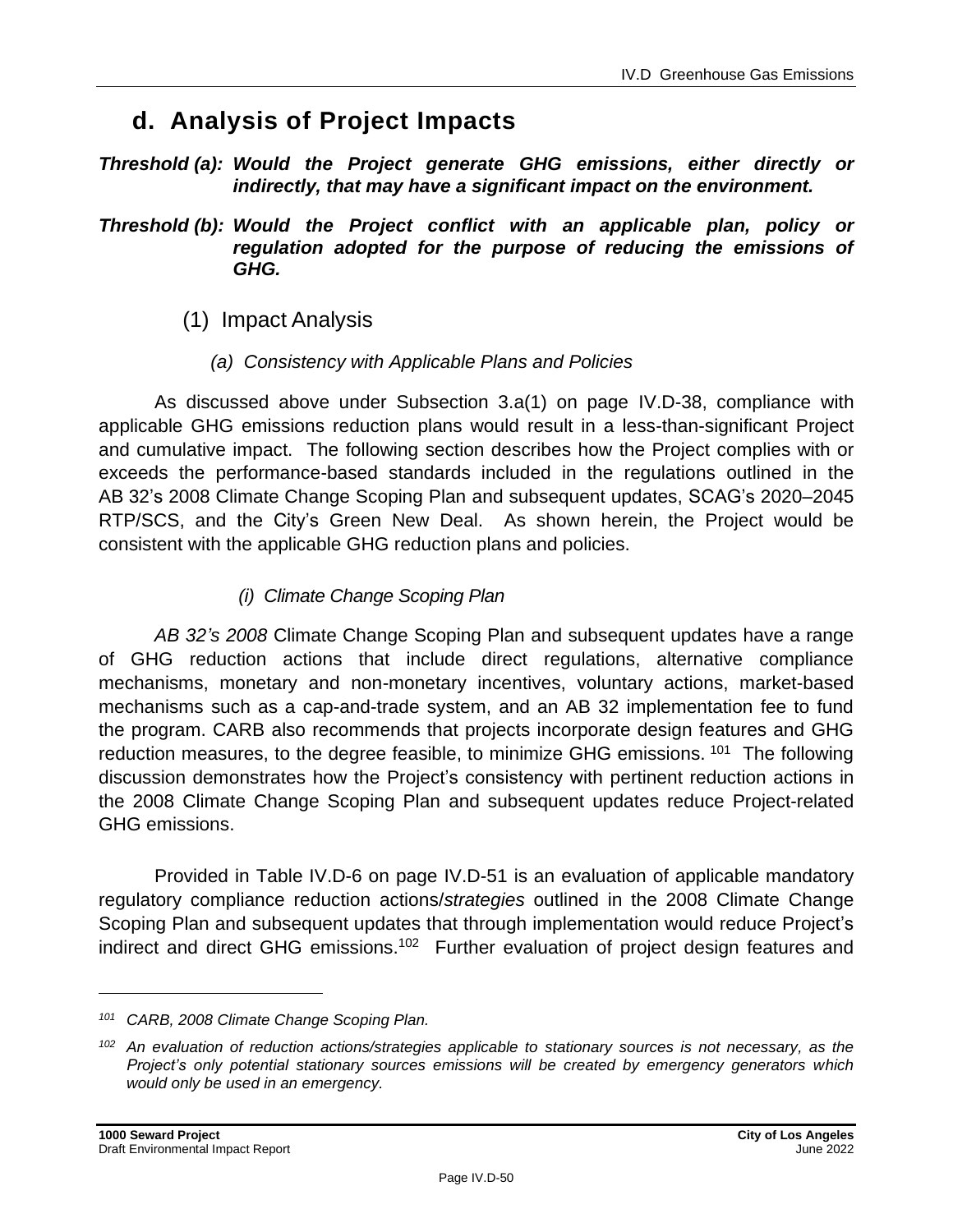## d. Analysis of Project Impacts

***Threshold (a): Would the Project generate GHG emissions, either directly or indirectly, that may have a significant impact on the environment.***

***Threshold (b): Would the Project conflict with an applicable plan, policy or regulation adopted for the purpose of reducing the emissions of GHG.***

### (1) Impact Analysis

#### *(a) Consistency with Applicable Plans and Policies*

As discussed above under Subsection 3.a(1) on page IV.D-38, compliance with applicable GHG emissions reduction plans would result in a less-than-significant Project and cumulative impact. The following section describes how the Project complies with or exceeds the performance-based standards included in the regulations outlined in the AB 32's 2008 Climate Change Scoping Plan and subsequent updates, SCAG's 2020–2045 RTP/SCS, and the City's Green New Deal. As shown herein, the Project would be consistent with the applicable GHG reduction plans and policies.

##### *(i) Climate Change Scoping Plan*

*AB 32's 2008* Climate Change Scoping Plan and subsequent updates have a range of GHG reduction actions that include direct regulations, alternative compliance mechanisms, monetary and non-monetary incentives, voluntary actions, market-based mechanisms such as a cap-and-trade system, and an AB 32 implementation fee to fund the program. CARB also recommends that projects incorporate design features and GHG reduction measures, to the degree feasible, to minimize GHG emissions. [101] The following discussion demonstrates how the Project's consistency with pertinent reduction actions in the 2008 Climate Change Scoping Plan and subsequent updates reduce Project-related GHG emissions.

Provided in Table IV.D-6 on page IV.D-51 is an evaluation of applicable mandatory regulatory compliance reduction actions/*strategies* outlined in the 2008 Climate Change Scoping Plan and subsequent updates that through implementation would reduce Project's indirect and direct GHG emissions.[102] Further evaluation of project design features and

---

*[101] CARB, 2008 Climate Change Scoping Plan.*

*[102] An evaluation of reduction actions/strategies applicable to stationary sources is not necessary, as the Project's only potential stationary sources emissions will be created by emergency generators which would only be used in an emergency.*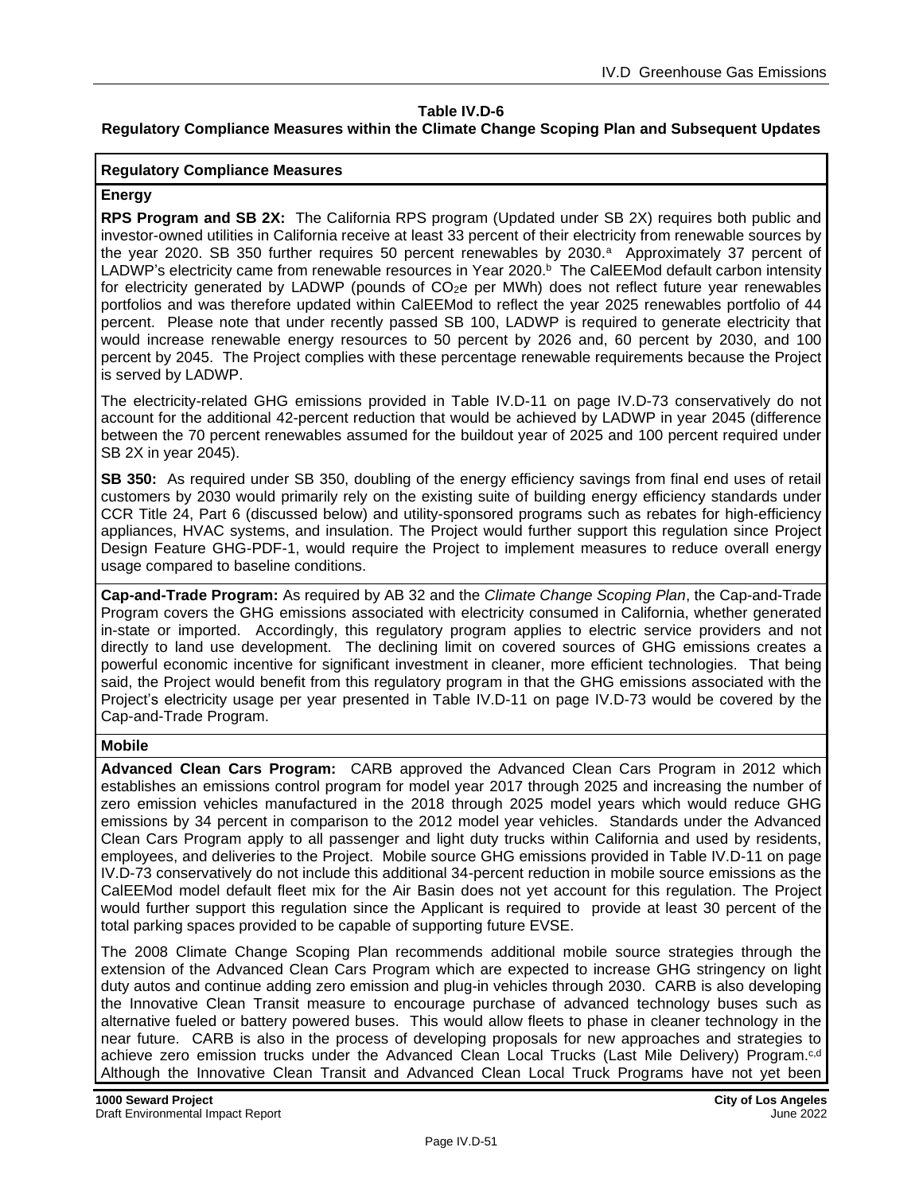**Table IV.D-6**
**Regulatory Compliance Measures within the Climate Change Scoping Plan and Subsequent Updates**

| Regulatory Compliance Measures |
|---|
| **Energy** |
| **RPS Program and SB 2X:** The California RPS program (Updated under SB 2X) requires both public and investor-owned utilities in California receive at least 33 percent of their electricity from renewable sources by the year 2020. SB 350 further requires 50 percent renewables by 2030.[a] Approximately 37 percent of LADWP's electricity came from renewable resources in Year 2020.[b] The CalEEMod default carbon intensity for electricity generated by LADWP (pounds of $CO_2e$ per MWh) does not reflect future year renewables portfolios and was therefore updated within CalEEMod to reflect the year 2025 renewables portfolio of 44 percent. Please note that under recently passed SB 100, LADWP is required to generate electricity that would increase renewable energy resources to 50 percent by 2026 and, 60 percent by 2030, and 100 percent by 2045. The Project complies with these percentage renewable requirements because the Project is served by LADWP.<br><br>The electricity-related GHG emissions provided in Table IV.D-11 on page IV.D-73 conservatively do not account for the additional 42-percent reduction that would be achieved by LADWP in year 2045 (difference between the 70 percent renewables assumed for the buildout year of 2025 and 100 percent required under SB 2X in year 2045).<br><br>**SB 350:** As required under SB 350, doubling of the energy efficiency savings from final end uses of retail customers by 2030 would primarily rely on the existing suite of building energy efficiency standards under CCR Title 24, Part 6 (discussed below) and utility-sponsored programs such as rebates for high-efficiency appliances, HVAC systems, and insulation. The Project would further support this regulation since Project Design Feature GHG-PDF-1, would require the Project to implement measures to reduce overall energy usage compared to baseline conditions. |
| **Cap-and-Trade Program:** As required by AB 32 and the *Climate Change Scoping Plan*, the Cap-and-Trade Program covers the GHG emissions associated with electricity consumed in California, whether generated in-state or imported. Accordingly, this regulatory program applies to electric service providers and not directly to land use development. The declining limit on covered sources of GHG emissions creates a powerful economic incentive for significant investment in cleaner, more efficient technologies. That being said, the Project would benefit from this regulatory program in that the GHG emissions associated with the Project's electricity usage per year presented in Table IV.D-11 on page IV.D-73 would be covered by the Cap-and-Trade Program. |
| **Mobile** |
| **Advanced Clean Cars Program:** CARB approved the Advanced Clean Cars Program in 2012 which establishes an emissions control program for model year 2017 through 2025 and increasing the number of zero emission vehicles manufactured in the 2018 through 2025 model years which would reduce GHG emissions by 34 percent in comparison to the 2012 model year vehicles. Standards under the Advanced Clean Cars Program apply to all passenger and light duty trucks within California and used by residents, employees, and deliveries to the Project. Mobile source GHG emissions provided in Table IV.D-11 on page IV.D-73 conservatively do not include this additional 34-percent reduction in mobile source emissions as the CalEEMod model default fleet mix for the Air Basin does not yet account for this regulation. The Project would further support this regulation since the Applicant is required to provide at least 30 percent of the total parking spaces provided to be capable of supporting future EVSE.<br><br>The 2008 Climate Change Scoping Plan recommends additional mobile source strategies through the extension of the Advanced Clean Cars Program which are expected to increase GHG stringency on light duty autos and continue adding zero emission and plug-in vehicles through 2030. CARB is also developing the Innovative Clean Transit measure to encourage purchase of advanced technology buses such as alternative fueled or battery powered buses. This would allow fleets to phase in cleaner technology in the near future. CARB is also in the process of developing proposals for new approaches and strategies to achieve zero emission trucks under the Advanced Clean Local Trucks (Last Mile Delivery) Program.[c,d] Although the Innovative Clean Transit and Advanced Clean Local Truck Programs have not yet been |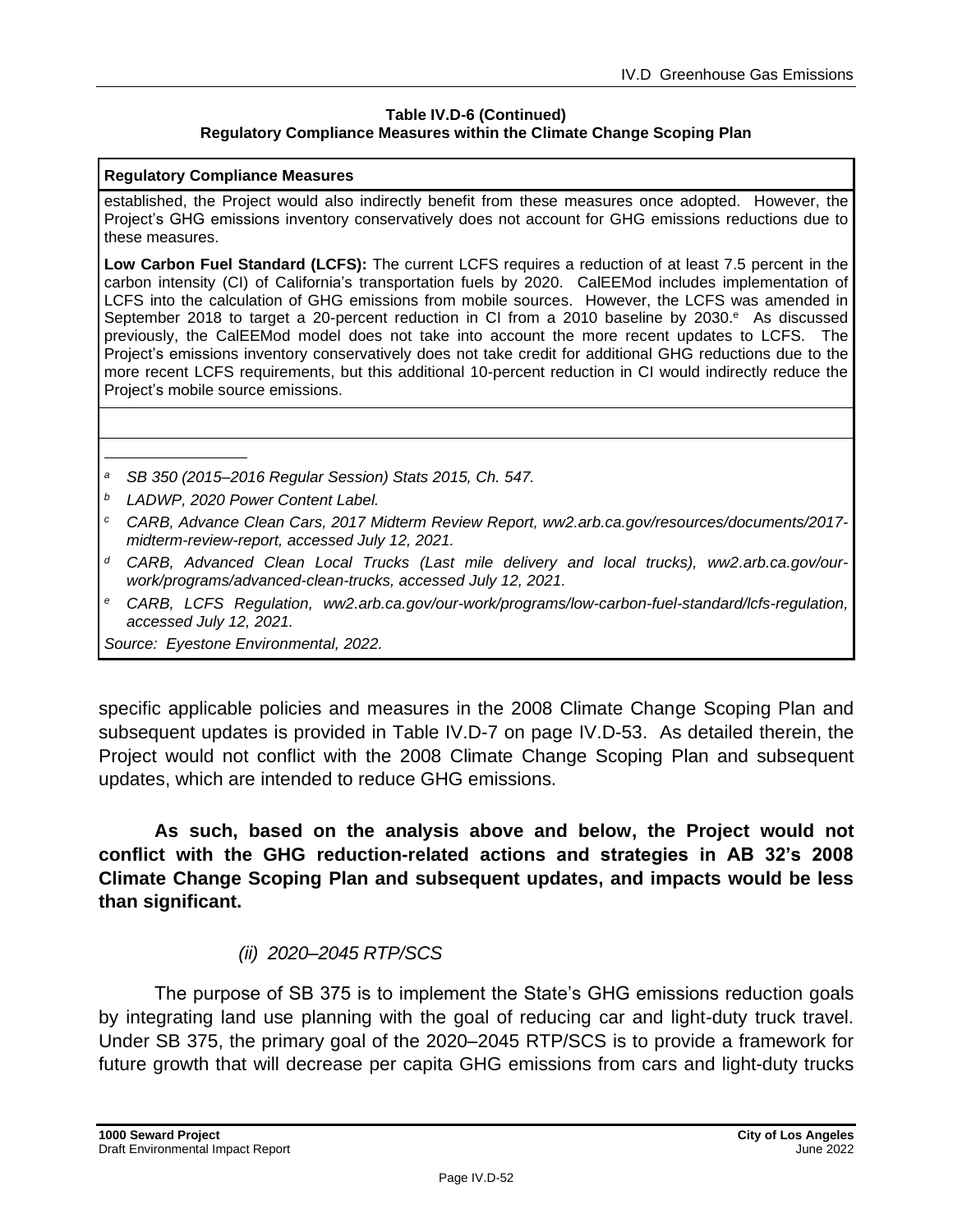**Table IV.D-6 (Continued)**
**Regulatory Compliance Measures within the Climate Change Scoping Plan**

| Regulatory Compliance Measures |
|---|
| established, the Project would also indirectly benefit from these measures once adopted. However, the Project's GHG emissions inventory conservatively does not account for GHG emissions reductions due to these measures. |
| **Low Carbon Fuel Standard (LCFS):** The current LCFS requires a reduction of at least 7.5 percent in the carbon intensity (CI) of California's transportation fuels by 2020. CalEEMod includes implementation of LCFS into the calculation of GHG emissions from mobile sources. However, the LCFS was amended in September 2018 to target a 20-percent reduction in CI from a 2010 baseline by 2030.[e] As discussed previously, the CalEEMod model does not take into account the more recent updates to LCFS. The Project's emissions inventory conservatively does not take credit for additional GHG reductions due to the more recent LCFS requirements, but this additional 10-percent reduction in CI would indirectly reduce the Project's mobile source emissions. |
| |

*[a] SB 350 (2015–2016 Regular Session) Stats 2015, Ch. 547.*

*[b] LADWP, 2020 Power Content Label.*

*[c] CARB, Advance Clean Cars, 2017 Midterm Review Report, ww2.arb.ca.gov/resources/documents/2017-midterm-review-report, accessed July 12, 2021.*

*[d] CARB, Advanced Clean Local Trucks (Last mile delivery and local trucks), ww2.arb.ca.gov/our-work/programs/advanced-clean-trucks, accessed July 12, 2021.*

*[e] CARB, LCFS Regulation, ww2.arb.ca.gov/our-work/programs/low-carbon-fuel-standard/lcfs-regulation, accessed July 12, 2021.*

*Source: Eyestone Environmental, 2022.*

specific applicable policies and measures in the 2008 Climate Change Scoping Plan and subsequent updates is provided in Table IV.D-7 on page IV.D-53. As detailed therein, the Project would not conflict with the 2008 Climate Change Scoping Plan and subsequent updates, which are intended to reduce GHG emissions.

**As such, based on the analysis above and below, the Project would not conflict with the GHG reduction-related actions and strategies in AB 32's 2008 Climate Change Scoping Plan and subsequent updates, and impacts would be less than significant.**

*(ii) 2020–2045 RTP/SCS*

The purpose of SB 375 is to implement the State's GHG emissions reduction goals by integrating land use planning with the goal of reducing car and light-duty truck travel. Under SB 375, the primary goal of the 2020–2045 RTP/SCS is to provide a framework for future growth that will decrease per capita GHG emissions from cars and light-duty trucks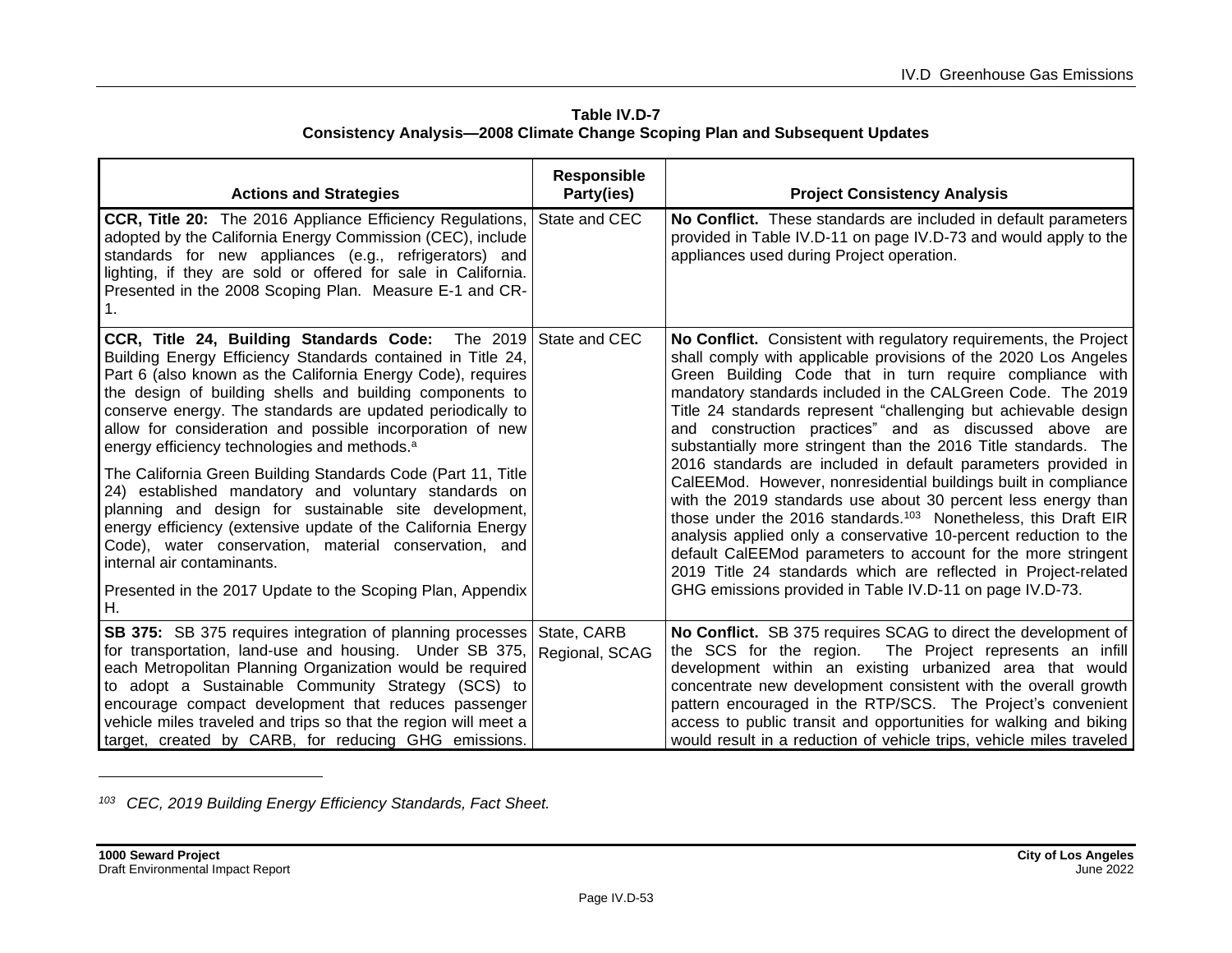**Table IV.D-7**
**Consistency Analysis—2008 Climate Change Scoping Plan and Subsequent Updates**

| Actions and Strategies | Responsible Party(ies) | Project Consistency Analysis |
|---|---|---|
| **CCR, Title 20:** The 2016 Appliance Efficiency Regulations, adopted by the California Energy Commission (CEC), include standards for new appliances (e.g., refrigerators) and lighting, if they are sold or offered for sale in California. Presented in the 2008 Scoping Plan. Measure E-1 and CR-1. | State and CEC | **No Conflict.** These standards are included in default parameters provided in Table IV.D-11 on page IV.D-73 and would apply to the appliances used during Project operation. |
| **CCR, Title 24, Building Standards Code:** The 2019 Building Energy Efficiency Standards contained in Title 24, Part 6 (also known as the California Energy Code), requires the design of building shells and building components to conserve energy. The standards are updated periodically to allow for consideration and possible incorporation of new energy efficiency technologies and methods.[a]<br><br>The California Green Building Standards Code (Part 11, Title 24) established mandatory and voluntary standards on planning and design for sustainable site development, energy efficiency (extensive update of the California Energy Code), water conservation, material conservation, and internal air contaminants.<br><br>Presented in the 2017 Update to the Scoping Plan, Appendix H. | State and CEC | **No Conflict.** Consistent with regulatory requirements, the Project shall comply with applicable provisions of the 2020 Los Angeles Green Building Code that in turn require compliance with mandatory standards included in the CALGreen Code. The 2019 Title 24 standards represent "challenging but achievable design and construction practices" and as discussed above are substantially more stringent than the 2016 Title standards. The 2016 standards are included in default parameters provided in CalEEMod. However, nonresidential buildings built in compliance with the 2019 standards use about 30 percent less energy than those under the 2016 standards.[103] Nonetheless, this Draft EIR analysis applied only a conservative 10-percent reduction to the default CalEEMod parameters to account for the more stringent 2019 Title 24 standards which are reflected in Project-related GHG emissions provided in Table IV.D-11 on page IV.D-73. |
| **SB 375:** SB 375 requires integration of planning processes for transportation, land-use and housing. Under SB 375, each Metropolitan Planning Organization would be required to adopt a Sustainable Community Strategy (SCS) to encourage compact development that reduces passenger vehicle miles traveled and trips so that the region will meet a target, created by CARB, for reducing GHG emissions. | State, CARB Regional, SCAG | **No Conflict.** SB 375 requires SCAG to direct the development of the SCS for the region. The Project represents an infill development within an existing urbanized area that would concentrate new development consistent with the overall growth pattern encouraged in the RTP/SCS. The Project's convenient access to public transit and opportunities for walking and biking would result in a reduction of vehicle trips, vehicle miles traveled |

[103] *CEC, 2019 Building Energy Efficiency Standards, Fact Sheet.*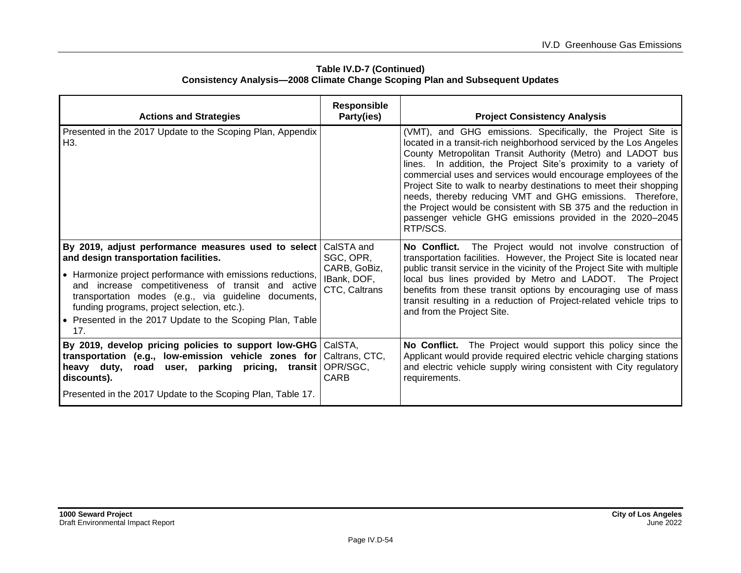**Table IV.D-7 (Continued)**
**Consistency Analysis—2008 Climate Change Scoping Plan and Subsequent Updates**

| Actions and Strategies | Responsible Party(ies) | Project Consistency Analysis |
|---|---|---|
| Presented in the 2017 Update to the Scoping Plan, Appendix H3. | | (VMT), and GHG emissions. Specifically, the Project Site is located in a transit-rich neighborhood serviced by the Los Angeles County Metropolitan Transit Authority (Metro) and LADOT bus lines. In addition, the Project Site's proximity to a variety of commercial uses and services would encourage employees of the Project Site to walk to nearby destinations to meet their shopping needs, thereby reducing VMT and GHG emissions. Therefore, the Project would be consistent with SB 375 and the reduction in passenger vehicle GHG emissions provided in the 2020–2045 RTP/SCS. |
| **By 2019, adjust performance measures used to select and design transportation facilities.** <br>• Harmonize project performance with emissions reductions, and increase competitiveness of transit and active transportation modes (e.g., via guideline documents, funding programs, project selection, etc.). <br>• Presented in the 2017 Update to the Scoping Plan, Table 17. | CalSTA and SGC, OPR, CARB, GoBiz, IBank, DOF, CTC, Caltrans | **No Conflict.** The Project would not involve construction of transportation facilities. However, the Project Site is located near public transit service in the vicinity of the Project Site with multiple local bus lines provided by Metro and LADOT. The Project benefits from these transit options by encouraging use of mass transit resulting in a reduction of Project-related vehicle trips to and from the Project Site. |
| **By 2019, develop pricing policies to support low-GHG transportation (e.g., low-emission vehicle zones for heavy duty, road user, parking pricing, transit discounts).** <br>Presented in the 2017 Update to the Scoping Plan, Table 17. | CalSTA, Caltrans, CTC, OPR/SGC, CARB | **No Conflict.** The Project would support this policy since the Applicant would provide required electric vehicle charging stations and electric vehicle supply wiring consistent with City regulatory requirements. |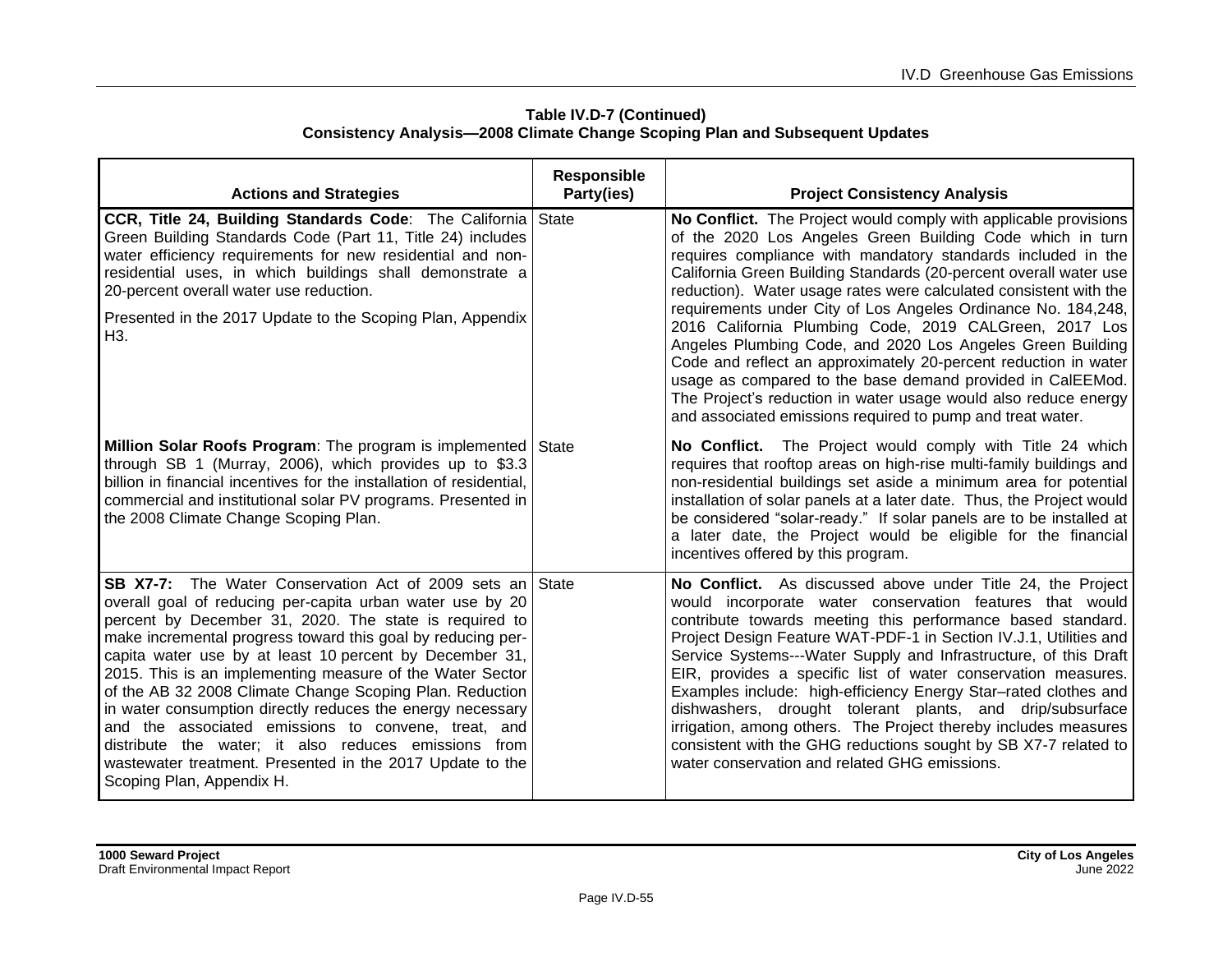**Table IV.D-7 (Continued)**
**Consistency Analysis—2008 Climate Change Scoping Plan and Subsequent Updates**

| Actions and Strategies | Responsible Party(ies) | Project Consistency Analysis |
|---|---|---|
| **CCR, Title 24, Building Standards Code**: The California Green Building Standards Code (Part 11, Title 24) includes water efficiency requirements for new residential and non-residential uses, in which buildings shall demonstrate a 20-percent overall water use reduction.<br><br>Presented in the 2017 Update to the Scoping Plan, Appendix H3. | State | **No Conflict.** The Project would comply with applicable provisions of the 2020 Los Angeles Green Building Code which in turn requires compliance with mandatory standards included in the California Green Building Standards (20-percent overall water use reduction). Water usage rates were calculated consistent with the requirements under City of Los Angeles Ordinance No. 184,248, 2016 California Plumbing Code, 2019 CALGreen, 2017 Los Angeles Plumbing Code, and 2020 Los Angeles Green Building Code and reflect an approximately 20-percent reduction in water usage as compared to the base demand provided in CalEEMod. The Project's reduction in water usage would also reduce energy and associated emissions required to pump and treat water. |
| **Million Solar Roofs Program**: The program is implemented through SB 1 (Murray, 2006), which provides up to $3.3 billion in financial incentives for the installation of residential, commercial and institutional solar PV programs. Presented in the 2008 Climate Change Scoping Plan. | State | **No Conflict.** The Project would comply with Title 24 which requires that rooftop areas on high-rise multi-family buildings and non-residential buildings set aside a minimum area for potential installation of solar panels at a later date. Thus, the Project would be considered "solar-ready." If solar panels are to be installed at a later date, the Project would be eligible for the financial incentives offered by this program. |
| **SB X7-7:** The Water Conservation Act of 2009 sets an overall goal of reducing per-capita urban water use by 20 percent by December 31, 2020. The state is required to make incremental progress toward this goal by reducing per-capita water use by at least 10 percent by December 31, 2015. This is an implementing measure of the Water Sector of the AB 32 2008 Climate Change Scoping Plan. Reduction in water consumption directly reduces the energy necessary and the associated emissions to convene, treat, and distribute the water; it also reduces emissions from wastewater treatment. Presented in the 2017 Update to the Scoping Plan, Appendix H. | State | **No Conflict.** As discussed above under Title 24, the Project would incorporate water conservation features that would contribute towards meeting this performance based standard. Project Design Feature WAT-PDF-1 in Section IV.J.1, Utilities and Service Systems---Water Supply and Infrastructure, of this Draft EIR, provides a specific list of water conservation measures. Examples include: high-efficiency Energy Star–rated clothes and dishwashers, drought tolerant plants, and drip/subsurface irrigation, among others. The Project thereby includes measures consistent with the GHG reductions sought by SB X7-7 related to water conservation and related GHG emissions. |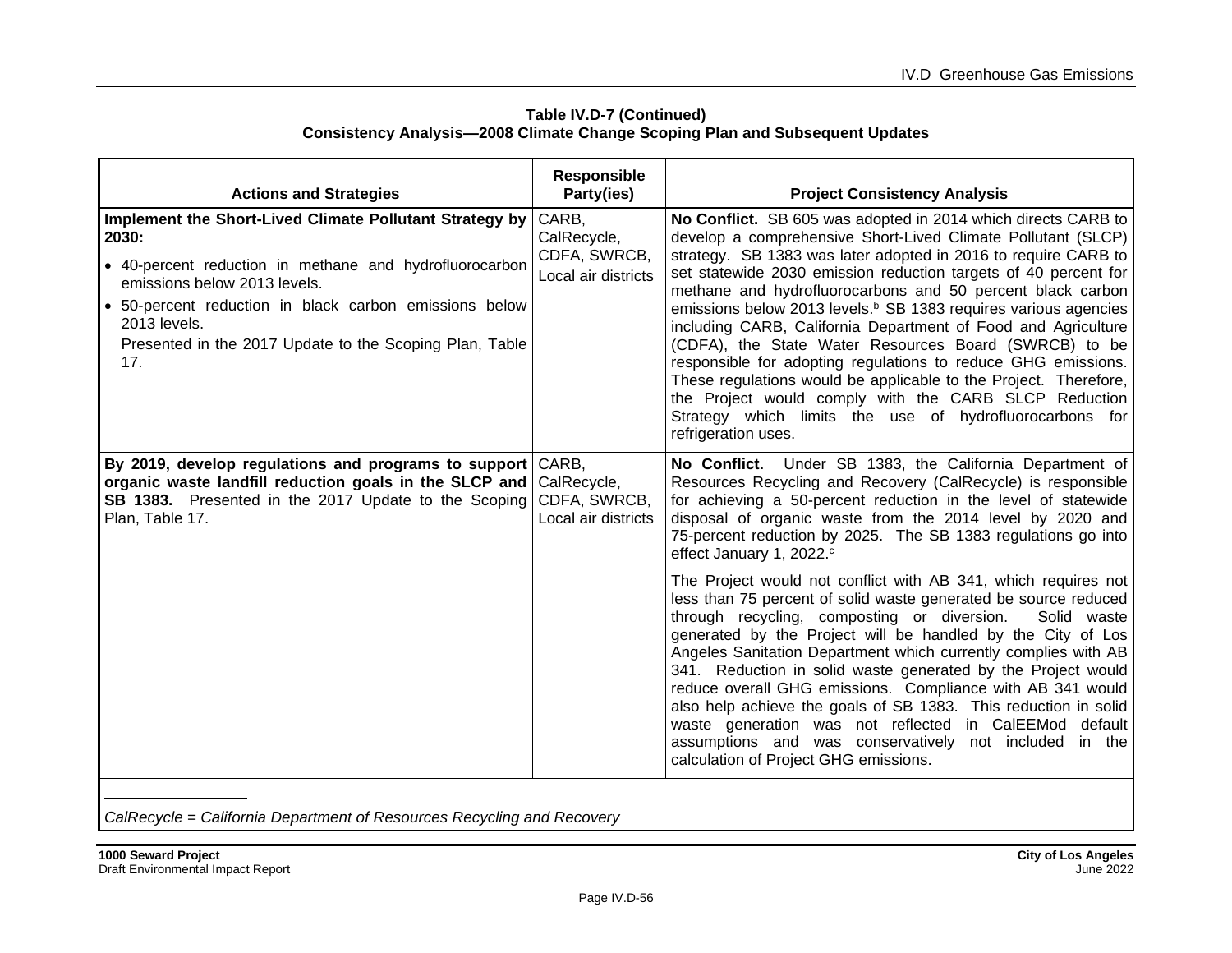**Table IV.D-7 (Continued)**
**Consistency Analysis—2008 Climate Change Scoping Plan and Subsequent Updates**

| Actions and Strategies | Responsible Party(ies) | Project Consistency Analysis |
|---|---|---|
| **Implement the Short-Lived Climate Pollutant Strategy by 2030:**<br>• 40-percent reduction in methane and hydrofluorocarbon emissions below 2013 levels.<br>• 50-percent reduction in black carbon emissions below 2013 levels.<br>Presented in the 2017 Update to the Scoping Plan, Table 17. | CARB, CalRecycle, CDFA, SWRCB, Local air districts | **No Conflict.** SB 605 was adopted in 2014 which directs CARB to develop a comprehensive Short-Lived Climate Pollutant (SLCP) strategy. SB 1383 was later adopted in 2016 to require CARB to set statewide 2030 emission reduction targets of 40 percent for methane and hydrofluorocarbons and 50 percent black carbon emissions below 2013 levels.[b] SB 1383 requires various agencies including CARB, California Department of Food and Agriculture (CDFA), the State Water Resources Board (SWRCB) to be responsible for adopting regulations to reduce GHG emissions. These regulations would be applicable to the Project. Therefore, the Project would comply with the CARB SLCP Reduction Strategy which limits the use of hydrofluorocarbons for refrigeration uses. |
| **By 2019, develop regulations and programs to support organic waste landfill reduction goals in the SLCP and SB 1383.** Presented in the 2017 Update to the Scoping Plan, Table 17. | CARB, CalRecycle, CDFA, SWRCB, Local air districts | **No Conflict.** Under SB 1383, the California Department of Resources Recycling and Recovery (CalRecycle) is responsible for achieving a 50-percent reduction in the level of statewide disposal of organic waste from the 2014 level by 2020 and 75-percent reduction by 2025. The SB 1383 regulations go into effect January 1, 2022.[c]<br><br>The Project would not conflict with AB 341, which requires not less than 75 percent of solid waste generated be source reduced through recycling, composting or diversion. Solid waste generated by the Project will be handled by the City of Los Angeles Sanitation Department which currently complies with AB 341. Reduction in solid waste generated by the Project would reduce overall GHG emissions. Compliance with AB 341 would also help achieve the goals of SB 1383. This reduction in solid waste generation was not reflected in CalEEMod default assumptions and was conservatively not included in the calculation of Project GHG emissions. |

*CalRecycle = California Department of Resources Recycling and Recovery*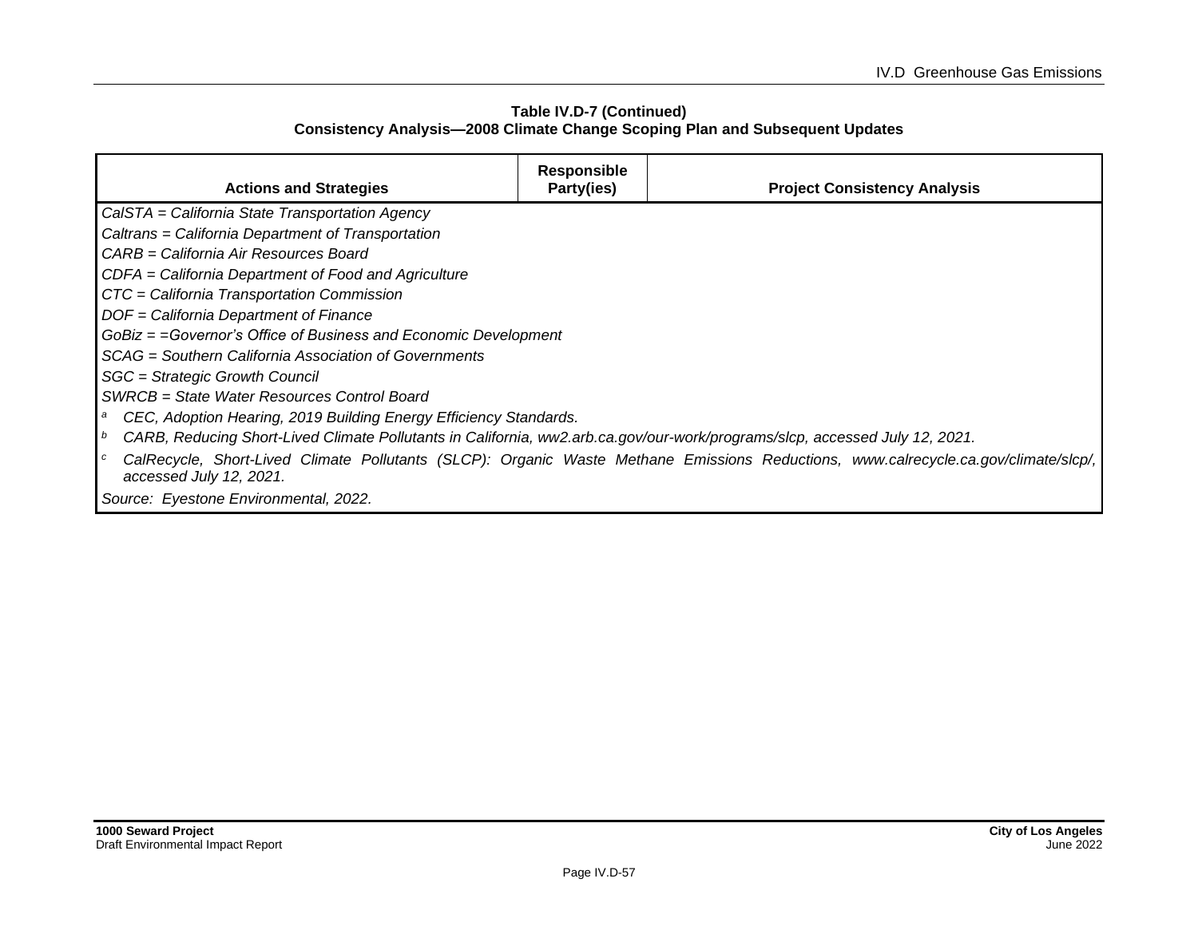**Table IV.D-7 (Continued)**
**Consistency Analysis—2008 Climate Change Scoping Plan and Subsequent Updates**

| Actions and Strategies | Responsible Party(ies) | Project Consistency Analysis |
|---|---|---|

*CalSTA = California State Transportation Agency*
*Caltrans = California Department of Transportation*
*CARB = California Air Resources Board*
*CDFA = California Department of Food and Agriculture*
*CTC = California Transportation Commission*
*DOF = California Department of Finance*
*GoBiz = =Governor's Office of Business and Economic Development*
*SCAG = Southern California Association of Governments*
*SGC = Strategic Growth Council*
*SWRCB = State Water Resources Control Board*

[a] *CEC, Adoption Hearing, 2019 Building Energy Efficiency Standards.*

[b] *CARB, Reducing Short-Lived Climate Pollutants in California, ww2.arb.ca.gov/our-work/programs/slcp, accessed July 12, 2021.*

[c] *CalRecycle, Short-Lived Climate Pollutants (SLCP): Organic Waste Methane Emissions Reductions, www.calrecycle.ca.gov/climate/slcp/, accessed July 12, 2021.*

*Source: Eyestone Environmental, 2022.*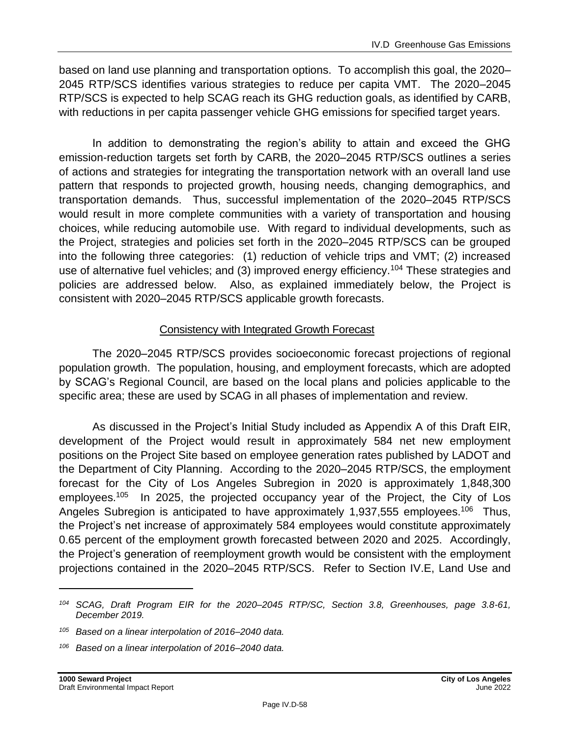based on land use planning and transportation options. To accomplish this goal, the 2020–2045 RTP/SCS identifies various strategies to reduce per capita VMT. The 2020–2045 RTP/SCS is expected to help SCAG reach its GHG reduction goals, as identified by CARB, with reductions in per capita passenger vehicle GHG emissions for specified target years.

In addition to demonstrating the region's ability to attain and exceed the GHG emission-reduction targets set forth by CARB, the 2020–2045 RTP/SCS outlines a series of actions and strategies for integrating the transportation network with an overall land use pattern that responds to projected growth, housing needs, changing demographics, and transportation demands. Thus, successful implementation of the 2020–2045 RTP/SCS would result in more complete communities with a variety of transportation and housing choices, while reducing automobile use. With regard to individual developments, such as the Project, strategies and policies set forth in the 2020–2045 RTP/SCS can be grouped into the following three categories: (1) reduction of vehicle trips and VMT; (2) increased use of alternative fuel vehicles; and (3) improved energy efficiency.[104] These strategies and policies are addressed below. Also, as explained immediately below, the Project is consistent with 2020–2045 RTP/SCS applicable growth forecasts.

<u>Consistency with Integrated Growth Forecast</u>

The 2020–2045 RTP/SCS provides socioeconomic forecast projections of regional population growth. The population, housing, and employment forecasts, which are adopted by SCAG's Regional Council, are based on the local plans and policies applicable to the specific area; these are used by SCAG in all phases of implementation and review.

As discussed in the Project's Initial Study included as Appendix A of this Draft EIR, development of the Project would result in approximately 584 net new employment positions on the Project Site based on employee generation rates published by LADOT and the Department of City Planning. According to the 2020–2045 RTP/SCS, the employment forecast for the City of Los Angeles Subregion in 2020 is approximately 1,848,300 employees.[105] In 2025, the projected occupancy year of the Project, the City of Los Angeles Subregion is anticipated to have approximately 1,937,555 employees.[106] Thus, the Project's net increase of approximately 584 employees would constitute approximately 0.65 percent of the employment growth forecasted between 2020 and 2025. Accordingly, the Project's generation of reemployment growth would be consistent with the employment projections contained in the 2020–2045 RTP/SCS. Refer to Section IV.E, Land Use and

---

[104] *SCAG, Draft Program EIR for the 2020–2045 RTP/SC, Section 3.8, Greenhouses, page 3.8-61, December 2019.*

[105] *Based on a linear interpolation of 2016–2040 data.*

[106] *Based on a linear interpolation of 2016–2040 data.*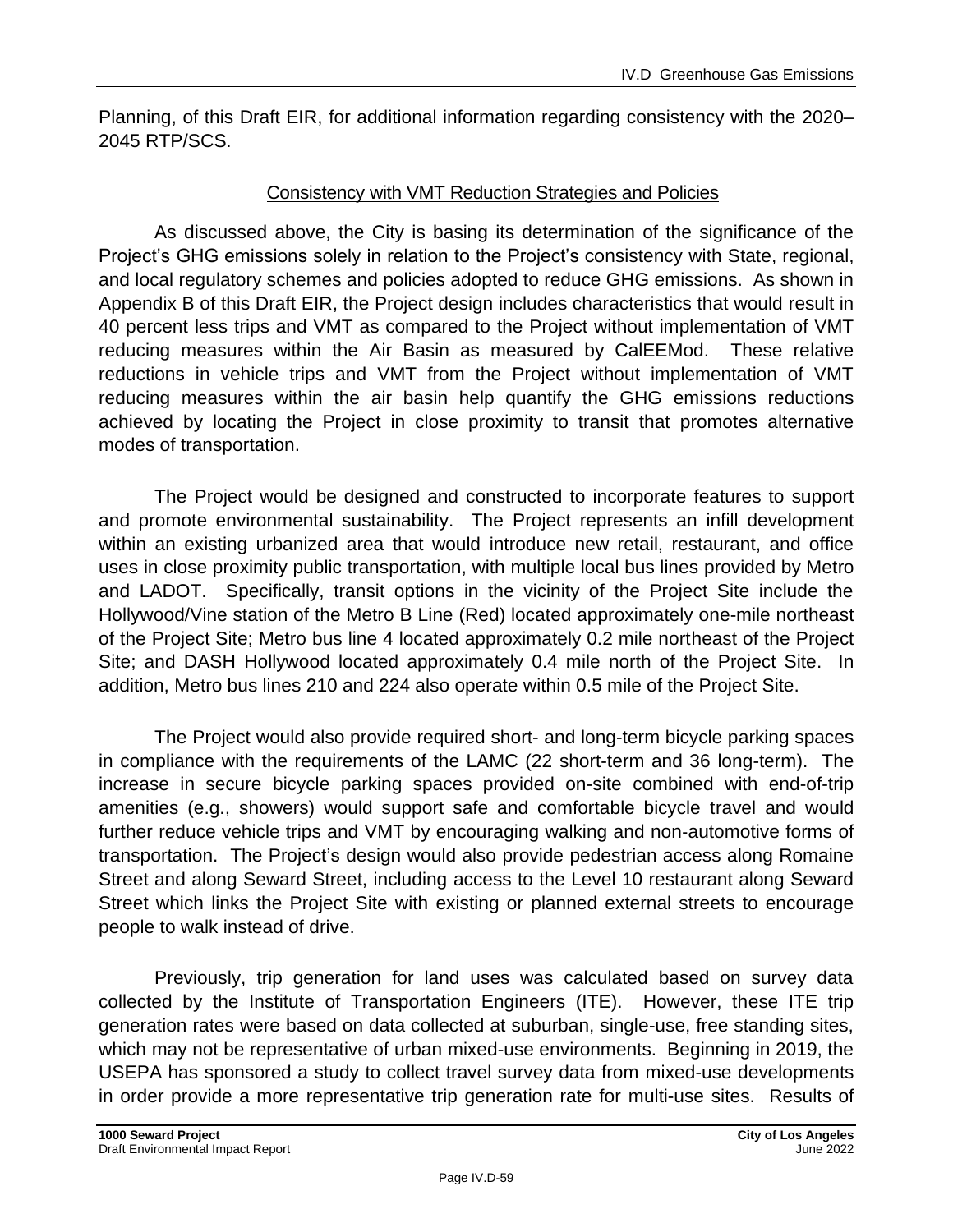Planning, of this Draft EIR, for additional information regarding consistency with the 2020–2045 RTP/SCS.

### Consistency with VMT Reduction Strategies and Policies

As discussed above, the City is basing its determination of the significance of the Project's GHG emissions solely in relation to the Project's consistency with State, regional, and local regulatory schemes and policies adopted to reduce GHG emissions. As shown in Appendix B of this Draft EIR, the Project design includes characteristics that would result in 40 percent less trips and VMT as compared to the Project without implementation of VMT reducing measures within the Air Basin as measured by CalEEMod. These relative reductions in vehicle trips and VMT from the Project without implementation of VMT reducing measures within the air basin help quantify the GHG emissions reductions achieved by locating the Project in close proximity to transit that promotes alternative modes of transportation.

The Project would be designed and constructed to incorporate features to support and promote environmental sustainability. The Project represents an infill development within an existing urbanized area that would introduce new retail, restaurant, and office uses in close proximity public transportation, with multiple local bus lines provided by Metro and LADOT. Specifically, transit options in the vicinity of the Project Site include the Hollywood/Vine station of the Metro B Line (Red) located approximately one-mile northeast of the Project Site; Metro bus line 4 located approximately 0.2 mile northeast of the Project Site; and DASH Hollywood located approximately 0.4 mile north of the Project Site. In addition, Metro bus lines 210 and 224 also operate within 0.5 mile of the Project Site.

The Project would also provide required short- and long-term bicycle parking spaces in compliance with the requirements of the LAMC (22 short-term and 36 long-term). The increase in secure bicycle parking spaces provided on-site combined with end-of-trip amenities (e.g., showers) would support safe and comfortable bicycle travel and would further reduce vehicle trips and VMT by encouraging walking and non-automotive forms of transportation. The Project's design would also provide pedestrian access along Romaine Street and along Seward Street, including access to the Level 10 restaurant along Seward Street which links the Project Site with existing or planned external streets to encourage people to walk instead of drive.

Previously, trip generation for land uses was calculated based on survey data collected by the Institute of Transportation Engineers (ITE). However, these ITE trip generation rates were based on data collected at suburban, single-use, free standing sites, which may not be representative of urban mixed-use environments. Beginning in 2019, the USEPA has sponsored a study to collect travel survey data from mixed-use developments in order provide a more representative trip generation rate for multi-use sites. Results of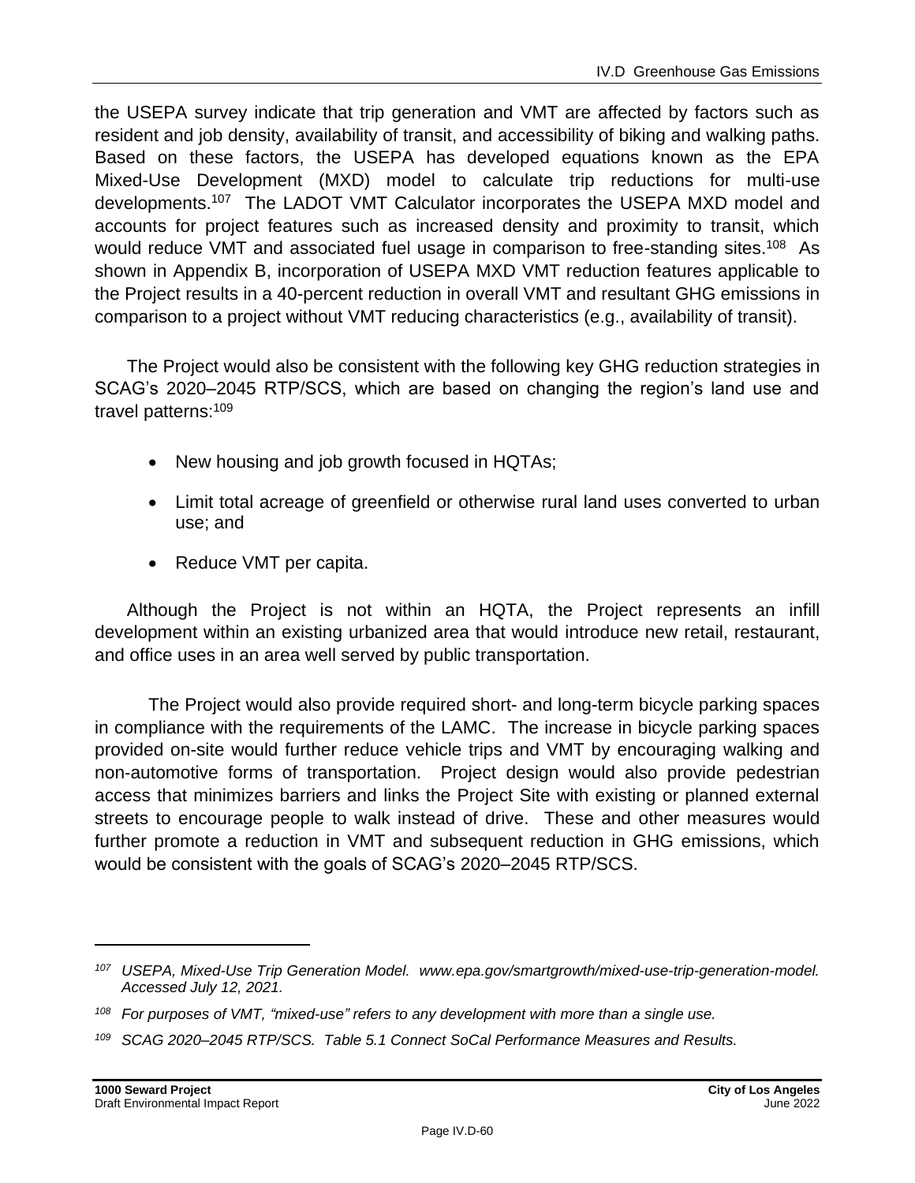the USEPA survey indicate that trip generation and VMT are affected by factors such as resident and job density, availability of transit, and accessibility of biking and walking paths. Based on these factors, the USEPA has developed equations known as the EPA Mixed-Use Development (MXD) model to calculate trip reductions for multi-use developments.[107] The LADOT VMT Calculator incorporates the USEPA MXD model and accounts for project features such as increased density and proximity to transit, which would reduce VMT and associated fuel usage in comparison to free-standing sites.[108] As shown in Appendix B, incorporation of USEPA MXD VMT reduction features applicable to the Project results in a 40-percent reduction in overall VMT and resultant GHG emissions in comparison to a project without VMT reducing characteristics (e.g., availability of transit).

The Project would also be consistent with the following key GHG reduction strategies in SCAG's 2020–2045 RTP/SCS, which are based on changing the region's land use and travel patterns:[109]

- New housing and job growth focused in HQTAs;
- Limit total acreage of greenfield or otherwise rural land uses converted to urban use; and
- Reduce VMT per capita.

Although the Project is not within an HQTA, the Project represents an infill development within an existing urbanized area that would introduce new retail, restaurant, and office uses in an area well served by public transportation.

The Project would also provide required short- and long-term bicycle parking spaces in compliance with the requirements of the LAMC. The increase in bicycle parking spaces provided on-site would further reduce vehicle trips and VMT by encouraging walking and non-automotive forms of transportation. Project design would also provide pedestrian access that minimizes barriers and links the Project Site with existing or planned external streets to encourage people to walk instead of drive. These and other measures would further promote a reduction in VMT and subsequent reduction in GHG emissions, which would be consistent with the goals of SCAG's 2020–2045 RTP/SCS.

---

*[107] USEPA, Mixed-Use Trip Generation Model. www.epa.gov/smartgrowth/mixed-use-trip-generation-model. Accessed July 12, 2021.*

*[108] For purposes of VMT, "mixed-use" refers to any development with more than a single use.*

*[109] SCAG 2020–2045 RTP/SCS. Table 5.1 Connect SoCal Performance Measures and Results.*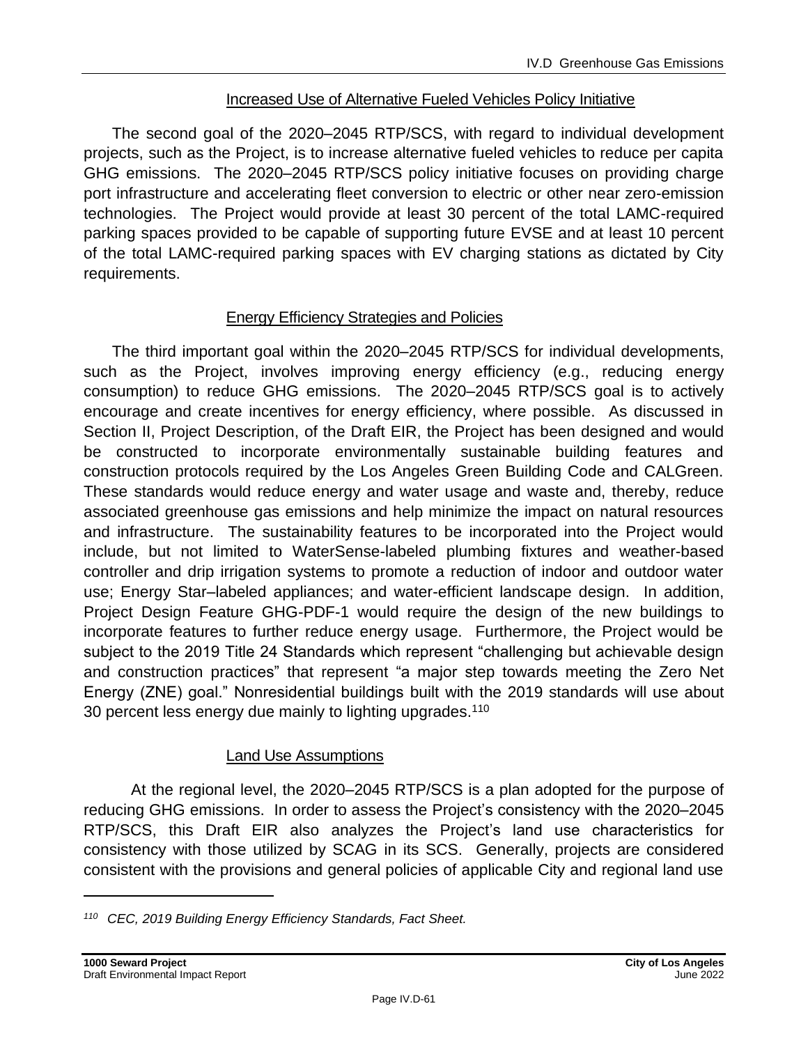### Increased Use of Alternative Fueled Vehicles Policy Initiative

The second goal of the 2020–2045 RTP/SCS, with regard to individual development projects, such as the Project, is to increase alternative fueled vehicles to reduce per capita GHG emissions. The 2020–2045 RTP/SCS policy initiative focuses on providing charge port infrastructure and accelerating fleet conversion to electric or other near zero-emission technologies. The Project would provide at least 30 percent of the total LAMC-required parking spaces provided to be capable of supporting future EVSE and at least 10 percent of the total LAMC-required parking spaces with EV charging stations as dictated by City requirements.

### Energy Efficiency Strategies and Policies

The third important goal within the 2020–2045 RTP/SCS for individual developments, such as the Project, involves improving energy efficiency (e.g., reducing energy consumption) to reduce GHG emissions. The 2020–2045 RTP/SCS goal is to actively encourage and create incentives for energy efficiency, where possible. As discussed in Section II, Project Description, of the Draft EIR, the Project has been designed and would be constructed to incorporate environmentally sustainable building features and construction protocols required by the Los Angeles Green Building Code and CALGreen. These standards would reduce energy and water usage and waste and, thereby, reduce associated greenhouse gas emissions and help minimize the impact on natural resources and infrastructure. The sustainability features to be incorporated into the Project would include, but not limited to WaterSense-labeled plumbing fixtures and weather-based controller and drip irrigation systems to promote a reduction of indoor and outdoor water use; Energy Star–labeled appliances; and water-efficient landscape design. In addition, Project Design Feature GHG-PDF-1 would require the design of the new buildings to incorporate features to further reduce energy usage. Furthermore, the Project would be subject to the 2019 Title 24 Standards which represent "challenging but achievable design and construction practices" that represent "a major step towards meeting the Zero Net Energy (ZNE) goal." Nonresidential buildings built with the 2019 standards will use about 30 percent less energy due mainly to lighting upgrades.[110]

### Land Use Assumptions

At the regional level, the 2020–2045 RTP/SCS is a plan adopted for the purpose of reducing GHG emissions. In order to assess the Project's consistency with the 2020–2045 RTP/SCS, this Draft EIR also analyzes the Project's land use characteristics for consistency with those utilized by SCAG in its SCS. Generally, projects are considered consistent with the provisions and general policies of applicable City and regional land use

---

[110] *CEC, 2019 Building Energy Efficiency Standards, Fact Sheet.*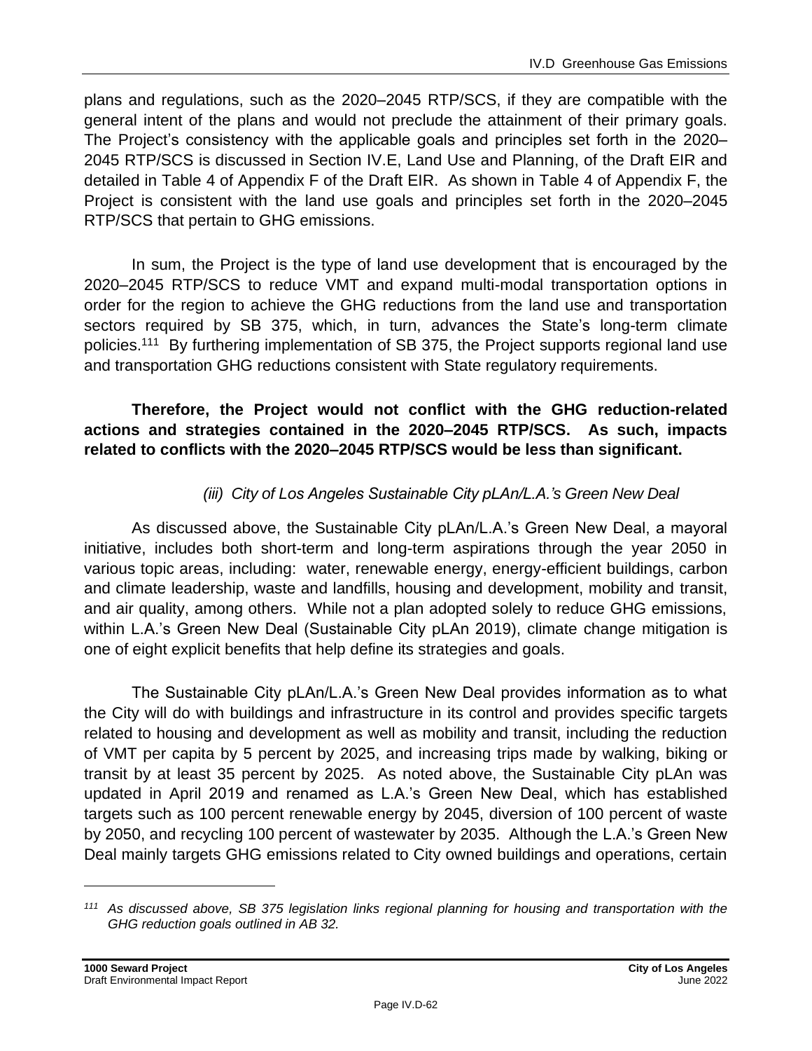plans and regulations, such as the 2020–2045 RTP/SCS, if they are compatible with the general intent of the plans and would not preclude the attainment of their primary goals. The Project's consistency with the applicable goals and principles set forth in the 2020–2045 RTP/SCS is discussed in Section IV.E, Land Use and Planning, of the Draft EIR and detailed in Table 4 of Appendix F of the Draft EIR. As shown in Table 4 of Appendix F, the Project is consistent with the land use goals and principles set forth in the 2020–2045 RTP/SCS that pertain to GHG emissions.

In sum, the Project is the type of land use development that is encouraged by the 2020–2045 RTP/SCS to reduce VMT and expand multi-modal transportation options in order for the region to achieve the GHG reductions from the land use and transportation sectors required by SB 375, which, in turn, advances the State's long-term climate policies.[111] By furthering implementation of SB 375, the Project supports regional land use and transportation GHG reductions consistent with State regulatory requirements.

**Therefore, the Project would not conflict with the GHG reduction-related actions and strategies contained in the 2020–2045 RTP/SCS. As such, impacts related to conflicts with the 2020–2045 RTP/SCS would be less than significant.**

*(iii) City of Los Angeles Sustainable City pLAn/L.A.'s Green New Deal*

As discussed above, the Sustainable City pLAn/L.A.'s Green New Deal, a mayoral initiative, includes both short-term and long-term aspirations through the year 2050 in various topic areas, including: water, renewable energy, energy-efficient buildings, carbon and climate leadership, waste and landfills, housing and development, mobility and transit, and air quality, among others. While not a plan adopted solely to reduce GHG emissions, within L.A.'s Green New Deal (Sustainable City pLAn 2019), climate change mitigation is one of eight explicit benefits that help define its strategies and goals.

The Sustainable City pLAn/L.A.'s Green New Deal provides information as to what the City will do with buildings and infrastructure in its control and provides specific targets related to housing and development as well as mobility and transit, including the reduction of VMT per capita by 5 percent by 2025, and increasing trips made by walking, biking or transit by at least 35 percent by 2025. As noted above, the Sustainable City pLAn was updated in April 2019 and renamed as L.A.'s Green New Deal, which has established targets such as 100 percent renewable energy by 2045, diversion of 100 percent of waste by 2050, and recycling 100 percent of wastewater by 2035. Although the L.A.'s Green New Deal mainly targets GHG emissions related to City owned buildings and operations, certain

---

[111] *As discussed above, SB 375 legislation links regional planning for housing and transportation with the GHG reduction goals outlined in AB 32.*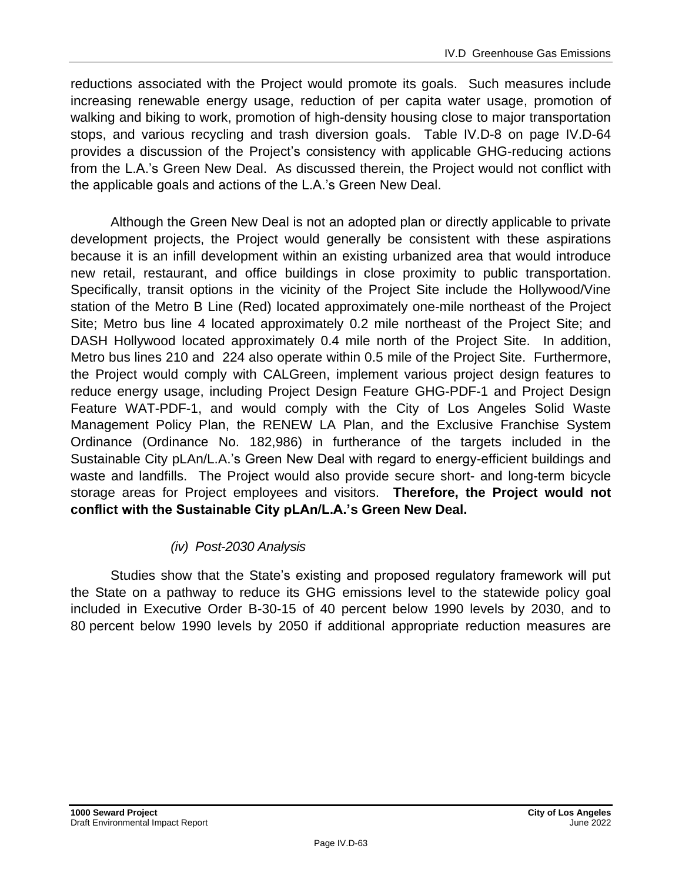reductions associated with the Project would promote its goals. Such measures include increasing renewable energy usage, reduction of per capita water usage, promotion of walking and biking to work, promotion of high-density housing close to major transportation stops, and various recycling and trash diversion goals. Table IV.D-8 on page IV.D-64 provides a discussion of the Project's consistency with applicable GHG-reducing actions from the L.A.'s Green New Deal. As discussed therein, the Project would not conflict with the applicable goals and actions of the L.A.'s Green New Deal.

Although the Green New Deal is not an adopted plan or directly applicable to private development projects, the Project would generally be consistent with these aspirations because it is an infill development within an existing urbanized area that would introduce new retail, restaurant, and office buildings in close proximity to public transportation. Specifically, transit options in the vicinity of the Project Site include the Hollywood/Vine station of the Metro B Line (Red) located approximately one-mile northeast of the Project Site; Metro bus line 4 located approximately 0.2 mile northeast of the Project Site; and DASH Hollywood located approximately 0.4 mile north of the Project Site. In addition, Metro bus lines 210 and 224 also operate within 0.5 mile of the Project Site. Furthermore, the Project would comply with CALGreen, implement various project design features to reduce energy usage, including Project Design Feature GHG-PDF-1 and Project Design Feature WAT-PDF-1, and would comply with the City of Los Angeles Solid Waste Management Policy Plan, the RENEW LA Plan, and the Exclusive Franchise System Ordinance (Ordinance No. 182,986) in furtherance of the targets included in the Sustainable City pLAn/L.A.'s Green New Deal with regard to energy-efficient buildings and waste and landfills. The Project would also provide secure short- and long-term bicycle storage areas for Project employees and visitors. **Therefore, the Project would not conflict with the Sustainable City pLAn/L.A.'s Green New Deal.**

*(iv) Post-2030 Analysis*

Studies show that the State's existing and proposed regulatory framework will put the State on a pathway to reduce its GHG emissions level to the statewide policy goal included in Executive Order B-30-15 of 40 percent below 1990 levels by 2030, and to 80 percent below 1990 levels by 2050 if additional appropriate reduction measures are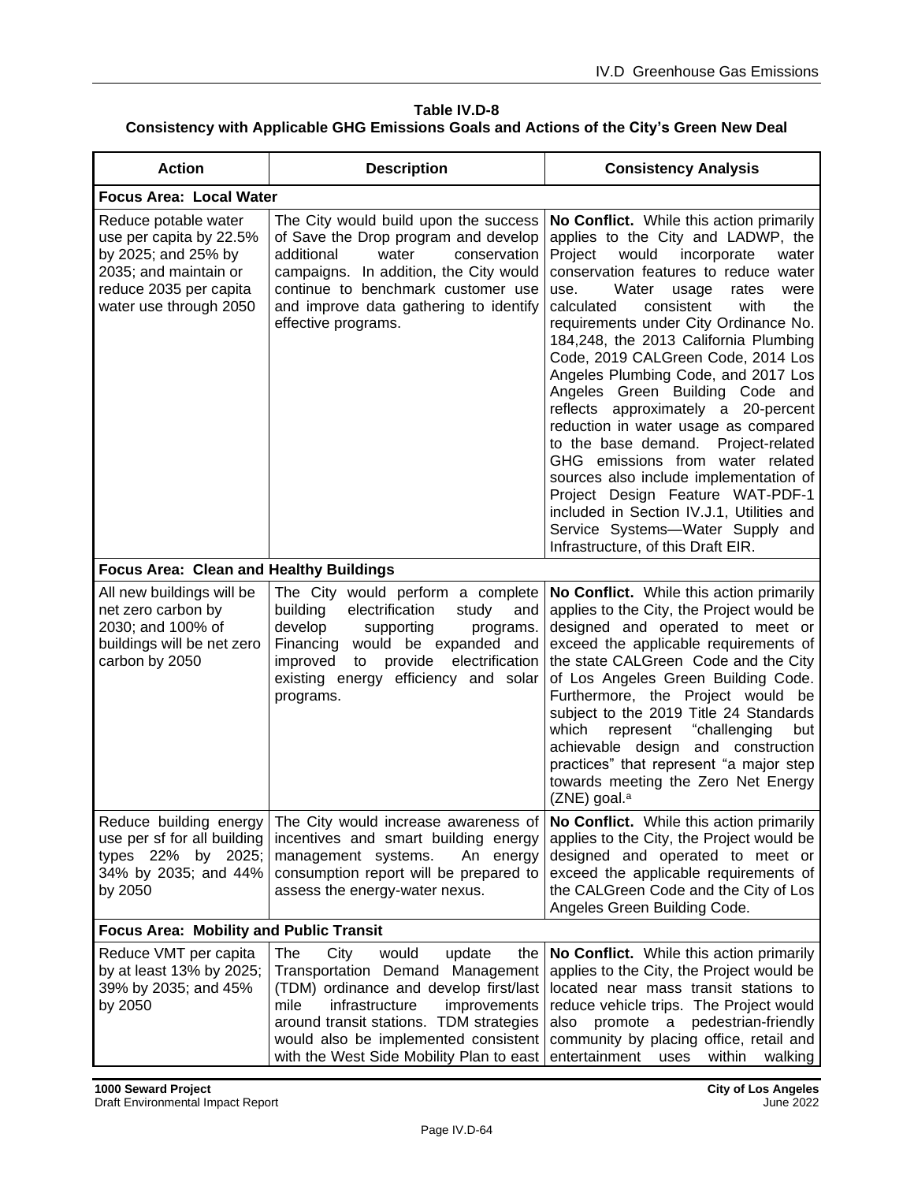**Table IV.D-8**
**Consistency with Applicable GHG Emissions Goals and Actions of the City's Green New Deal**

| Action | Description | Consistency Analysis |
|---|---|---|
| **Focus Area: Local Water** | | |
| Reduce potable water use per capita by 22.5% by 2025; and 25% by 2035; and maintain or reduce 2035 per capita water use through 2050 | The City would build upon the success of Save the Drop program and develop additional water conservation campaigns. In addition, the City would continue to benchmark customer use and improve data gathering to identify effective programs. | **No Conflict.** While this action primarily applies to the City and LADWP, the Project would incorporate water conservation features to reduce water use. Water usage rates were calculated consistent with the requirements under City Ordinance No. 184,248, the 2013 California Plumbing Code, 2019 CALGreen Code, 2014 Los Angeles Plumbing Code, and 2017 Los Angeles Green Building Code and reflects approximately a 20-percent reduction in water usage as compared to the base demand. Project-related GHG emissions from water related sources also include implementation of Project Design Feature WAT-PDF-1 included in Section IV.J.1, Utilities and Service Systems—Water Supply and Infrastructure, of this Draft EIR. |
| **Focus Area: Clean and Healthy Buildings** | | |
| All new buildings will be net zero carbon by 2030; and 100% of buildings will be net zero carbon by 2050 | The City would perform a complete building electrification study and develop supporting programs. Financing would be expanded and improved to provide electrification existing energy efficiency and solar programs. | **No Conflict.** While this action primarily applies to the City, the Project would be designed and operated to meet or exceed the applicable requirements of the state CALGreen Code and the City of Los Angeles Green Building Code. Furthermore, the Project would be subject to the 2019 Title 24 Standards which represent "challenging but achievable design and construction practices" that represent "a major step towards meeting the Zero Net Energy (ZNE) goal.[a] |
| Reduce building energy use per sf for all building types 22% by 2025; 34% by 2035; and 44% by 2050 | The City would increase awareness of incentives and smart building energy management systems. An energy consumption report will be prepared to assess the energy-water nexus. | **No Conflict.** While this action primarily applies to the City, the Project would be designed and operated to meet or exceed the applicable requirements of the CALGreen Code and the City of Los Angeles Green Building Code. |
| **Focus Area: Mobility and Public Transit** | | |
| Reduce VMT per capita by at least 13% by 2025; 39% by 2035; and 45% by 2050 | The City would update the Transportation Demand Management (TDM) ordinance and develop first/last mile infrastructure improvements around transit stations. TDM strategies would also be implemented consistent with the West Side Mobility Plan to east | **No Conflict.** While this action primarily applies to the City, the Project would be located near mass transit stations to reduce vehicle trips. The Project would also promote a pedestrian-friendly community by placing office, retail and entertainment uses within walking |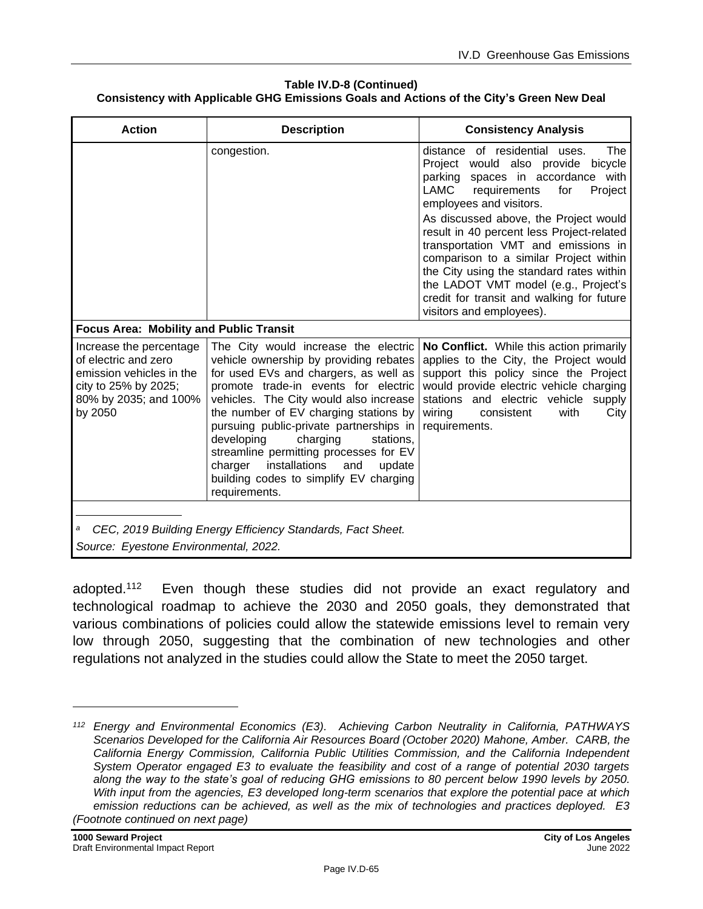**Table IV.D-8 (Continued)**
**Consistency with Applicable GHG Emissions Goals and Actions of the City's Green New Deal**

| Action | Description | Consistency Analysis |
|---|---|---|
| | congestion. | distance of residential uses. The Project would also provide bicycle parking spaces in accordance with LAMC requirements for Project employees and visitors.<br><br>As discussed above, the Project would result in 40 percent less Project-related transportation VMT and emissions in comparison to a similar Project within the City using the standard rates within the LADOT VMT model (e.g., Project's credit for transit and walking for future visitors and employees). |
| **Focus Area: Mobility and Public Transit** | | |
| Increase the percentage of electric and zero emission vehicles in the city to 25% by 2025; 80% by 2035; and 100% by 2050 | The City would increase the electric vehicle ownership by providing rebates for used EVs and chargers, as well as promote trade-in events for electric vehicles. The City would also increase the number of EV charging stations by pursuing public-private partnerships in developing charging stations, streamline permitting processes for EV charger installations and update building codes to simplify EV charging requirements. | **No Conflict.** While this action primarily applies to the City, the Project would support this policy since the Project would provide electric vehicle charging stations and electric vehicle supply wiring consistent with City requirements. |

[a] *CEC, 2019 Building Energy Efficiency Standards, Fact Sheet.*

*Source: Eyestone Environmental, 2022.*

adopted.[112] Even though these studies did not provide an exact regulatory and technological roadmap to achieve the 2030 and 2050 goals, they demonstrated that various combinations of policies could allow the statewide emissions level to remain very low through 2050, suggesting that the combination of new technologies and other regulations not analyzed in the studies could allow the State to meet the 2050 target.

[112] *Energy and Environmental Economics (E3). Achieving Carbon Neutrality in California, PATHWAYS Scenarios Developed for the California Air Resources Board (October 2020) Mahone, Amber. CARB, the California Energy Commission, California Public Utilities Commission, and the California Independent System Operator engaged E3 to evaluate the feasibility and cost of a range of potential 2030 targets along the way to the state's goal of reducing GHG emissions to 80 percent below 1990 levels by 2050. With input from the agencies, E3 developed long-term scenarios that explore the potential pace at which emission reductions can be achieved, as well as the mix of technologies and practices deployed. E3 (Footnote continued on next page)*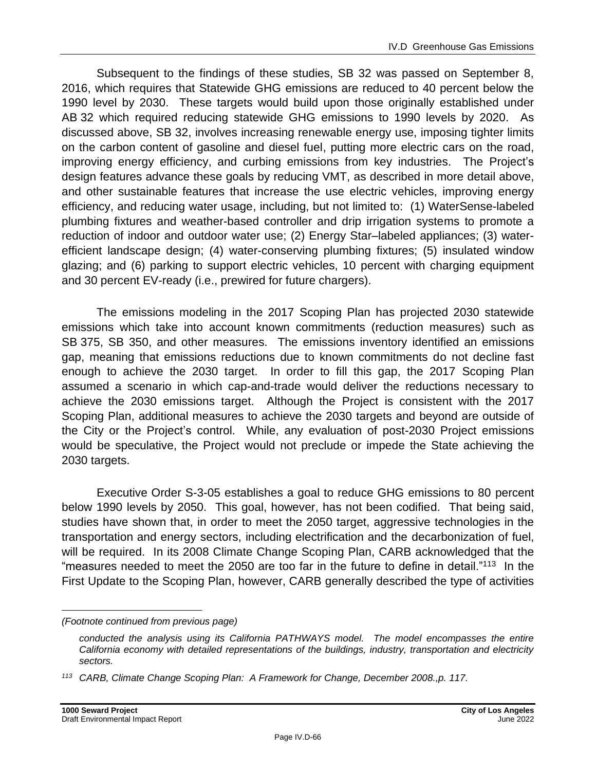Subsequent to the findings of these studies, SB 32 was passed on September 8, 2016, which requires that Statewide GHG emissions are reduced to 40 percent below the 1990 level by 2030. These targets would build upon those originally established under AB 32 which required reducing statewide GHG emissions to 1990 levels by 2020. As discussed above, SB 32, involves increasing renewable energy use, imposing tighter limits on the carbon content of gasoline and diesel fuel, putting more electric cars on the road, improving energy efficiency, and curbing emissions from key industries. The Project's design features advance these goals by reducing VMT, as described in more detail above, and other sustainable features that increase the use electric vehicles, improving energy efficiency, and reducing water usage, including, but not limited to: (1) WaterSense-labeled plumbing fixtures and weather-based controller and drip irrigation systems to promote a reduction of indoor and outdoor water use; (2) Energy Star–labeled appliances; (3) water-efficient landscape design; (4) water-conserving plumbing fixtures; (5) insulated window glazing; and (6) parking to support electric vehicles, 10 percent with charging equipment and 30 percent EV-ready (i.e., prewired for future chargers).

The emissions modeling in the 2017 Scoping Plan has projected 2030 statewide emissions which take into account known commitments (reduction measures) such as SB 375, SB 350, and other measures. The emissions inventory identified an emissions gap, meaning that emissions reductions due to known commitments do not decline fast enough to achieve the 2030 target. In order to fill this gap, the 2017 Scoping Plan assumed a scenario in which cap-and-trade would deliver the reductions necessary to achieve the 2030 emissions target. Although the Project is consistent with the 2017 Scoping Plan, additional measures to achieve the 2030 targets and beyond are outside of the City or the Project's control. While, any evaluation of post-2030 Project emissions would be speculative, the Project would not preclude or impede the State achieving the 2030 targets.

Executive Order S-3-05 establishes a goal to reduce GHG emissions to 80 percent below 1990 levels by 2050. This goal, however, has not been codified. That being said, studies have shown that, in order to meet the 2050 target, aggressive technologies in the transportation and energy sectors, including electrification and the decarbonization of fuel, will be required. In its 2008 Climate Change Scoping Plan, CARB acknowledged that the "measures needed to meet the 2050 are too far in the future to define in detail."[113] In the First Update to the Scoping Plan, however, CARB generally described the type of activities

---

*(Footnote continued from previous page)*

*conducted the analysis using its California PATHWAYS model. The model encompasses the entire California economy with detailed representations of the buildings, industry, transportation and electricity sectors.*

*[113] CARB, Climate Change Scoping Plan: A Framework for Change, December 2008.,p. 117.*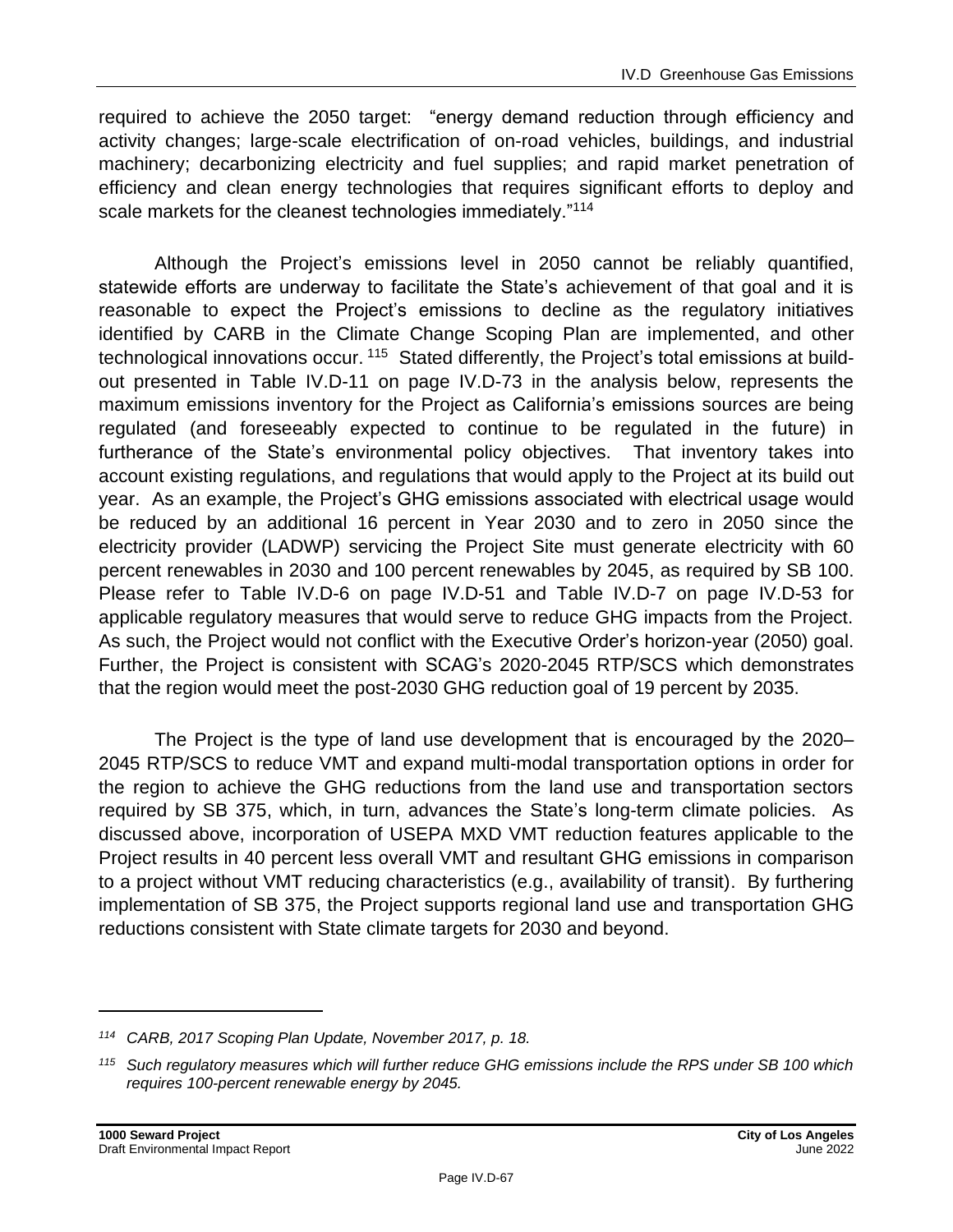required to achieve the 2050 target: "energy demand reduction through efficiency and activity changes; large-scale electrification of on-road vehicles, buildings, and industrial machinery; decarbonizing electricity and fuel supplies; and rapid market penetration of efficiency and clean energy technologies that requires significant efforts to deploy and scale markets for the cleanest technologies immediately."[114]

Although the Project's emissions level in 2050 cannot be reliably quantified, statewide efforts are underway to facilitate the State's achievement of that goal and it is reasonable to expect the Project's emissions to decline as the regulatory initiatives identified by CARB in the Climate Change Scoping Plan are implemented, and other technological innovations occur.[115] Stated differently, the Project's total emissions at build-out presented in Table IV.D-11 on page IV.D-73 in the analysis below, represents the maximum emissions inventory for the Project as California's emissions sources are being regulated (and foreseeably expected to continue to be regulated in the future) in furtherance of the State's environmental policy objectives. That inventory takes into account existing regulations, and regulations that would apply to the Project at its build out year. As an example, the Project's GHG emissions associated with electrical usage would be reduced by an additional 16 percent in Year 2030 and to zero in 2050 since the electricity provider (LADWP) servicing the Project Site must generate electricity with 60 percent renewables in 2030 and 100 percent renewables by 2045, as required by SB 100. Please refer to Table IV.D-6 on page IV.D-51 and Table IV.D-7 on page IV.D-53 for applicable regulatory measures that would serve to reduce GHG impacts from the Project. As such, the Project would not conflict with the Executive Order's horizon-year (2050) goal. Further, the Project is consistent with SCAG's 2020-2045 RTP/SCS which demonstrates that the region would meet the post-2030 GHG reduction goal of 19 percent by 2035.

The Project is the type of land use development that is encouraged by the 2020–2045 RTP/SCS to reduce VMT and expand multi-modal transportation options in order for the region to achieve the GHG reductions from the land use and transportation sectors required by SB 375, which, in turn, advances the State's long-term climate policies. As discussed above, incorporation of USEPA MXD VMT reduction features applicable to the Project results in 40 percent less overall VMT and resultant GHG emissions in comparison to a project without VMT reducing characteristics (e.g., availability of transit). By furthering implementation of SB 375, the Project supports regional land use and transportation GHG reductions consistent with State climate targets for 2030 and beyond.

---

*[114] CARB, 2017 Scoping Plan Update, November 2017, p. 18.*

*[115] Such regulatory measures which will further reduce GHG emissions include the RPS under SB 100 which requires 100-percent renewable energy by 2045.*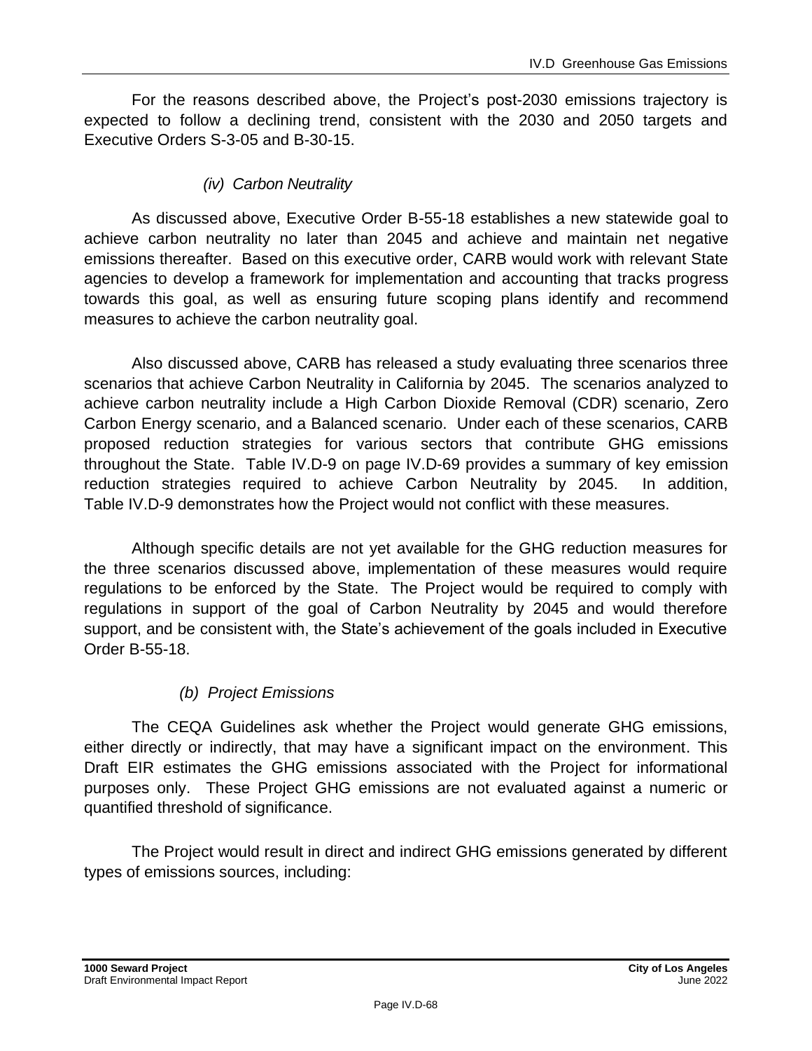For the reasons described above, the Project's post-2030 emissions trajectory is expected to follow a declining trend, consistent with the 2030 and 2050 targets and Executive Orders S-3-05 and B-30-15.

#### *(iv) Carbon Neutrality*

As discussed above, Executive Order B-55-18 establishes a new statewide goal to achieve carbon neutrality no later than 2045 and achieve and maintain net negative emissions thereafter. Based on this executive order, CARB would work with relevant State agencies to develop a framework for implementation and accounting that tracks progress towards this goal, as well as ensuring future scoping plans identify and recommend measures to achieve the carbon neutrality goal.

Also discussed above, CARB has released a study evaluating three scenarios three scenarios that achieve Carbon Neutrality in California by 2045. The scenarios analyzed to achieve carbon neutrality include a High Carbon Dioxide Removal (CDR) scenario, Zero Carbon Energy scenario, and a Balanced scenario. Under each of these scenarios, CARB proposed reduction strategies for various sectors that contribute GHG emissions throughout the State. Table IV.D-9 on page IV.D-69 provides a summary of key emission reduction strategies required to achieve Carbon Neutrality by 2045. In addition, Table IV.D-9 demonstrates how the Project would not conflict with these measures.

Although specific details are not yet available for the GHG reduction measures for the three scenarios discussed above, implementation of these measures would require regulations to be enforced by the State. The Project would be required to comply with regulations in support of the goal of Carbon Neutrality by 2045 and would therefore support, and be consistent with, the State's achievement of the goals included in Executive Order B-55-18.

### *(b) Project Emissions*

The CEQA Guidelines ask whether the Project would generate GHG emissions, either directly or indirectly, that may have a significant impact on the environment. This Draft EIR estimates the GHG emissions associated with the Project for informational purposes only. These Project GHG emissions are not evaluated against a numeric or quantified threshold of significance.

The Project would result in direct and indirect GHG emissions generated by different types of emissions sources, including: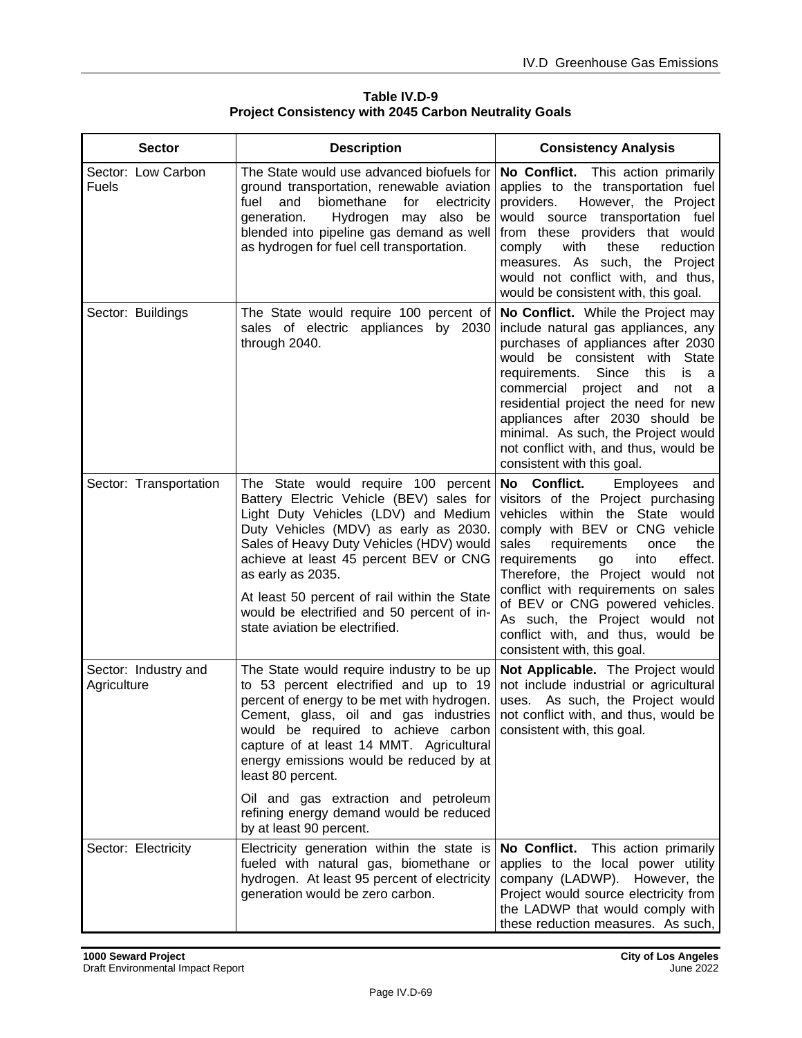**Table IV.D-9**
**Project Consistency with 2045 Carbon Neutrality Goals**

| Sector | Description | Consistency Analysis |
|---|---|---|
| Sector: Low Carbon Fuels | The State would use advanced biofuels for ground transportation, renewable aviation fuel and biomethane for electricity generation. Hydrogen may also be blended into pipeline gas demand as well as hydrogen for fuel cell transportation. | **No Conflict.** This action primarily applies to the transportation fuel providers. However, the Project would source transportation fuel from these providers that would comply with these reduction measures. As such, the Project would not conflict with, and thus, would be consistent with, this goal. |
| Sector: Buildings | The State would require 100 percent of sales of electric appliances by 2030 through 2040. | **No Conflict.** While the Project may include natural gas appliances, any purchases of appliances after 2030 would be consistent with State requirements. Since this is a commercial project and not a residential project the need for new appliances after 2030 should be minimal. As such, the Project would not conflict with, and thus, would be consistent with this goal. |
| Sector: Transportation | The State would require 100 percent Battery Electric Vehicle (BEV) sales for Light Duty Vehicles (LDV) and Medium Duty Vehicles (MDV) as early as 2030. Sales of Heavy Duty Vehicles (HDV) would achieve at least 45 percent BEV or CNG as early as 2035.<br><br>At least 50 percent of rail within the State would be electrified and 50 percent of in-state aviation be electrified. | **No Conflict.** Employees and visitors of the Project purchasing vehicles within the State would comply with BEV or CNG vehicle sales requirements once the requirements go into effect. Therefore, the Project would not conflict with requirements on sales of BEV or CNG powered vehicles. As such, the Project would not conflict with, and thus, would be consistent with, this goal. |
| Sector: Industry and Agriculture | The State would require industry to be up to 53 percent electrified and up to 19 percent of energy to be met with hydrogen. Cement, glass, oil and gas industries would be required to achieve carbon capture of at least 14 MMT. Agricultural energy emissions would be reduced by at least 80 percent.<br><br>Oil and gas extraction and petroleum refining energy demand would be reduced by at least 90 percent. | **Not Applicable.** The Project would not include industrial or agricultural uses. As such, the Project would not conflict with, and thus, would be consistent with, this goal. |
| Sector: Electricity | Electricity generation within the state is fueled with natural gas, biomethane or hydrogen. At least 95 percent of electricity generation would be zero carbon. | **No Conflict.** This action primarily applies to the local power utility company (LADWP). However, the Project would source electricity from the LADWP that would comply with these reduction measures. As such, |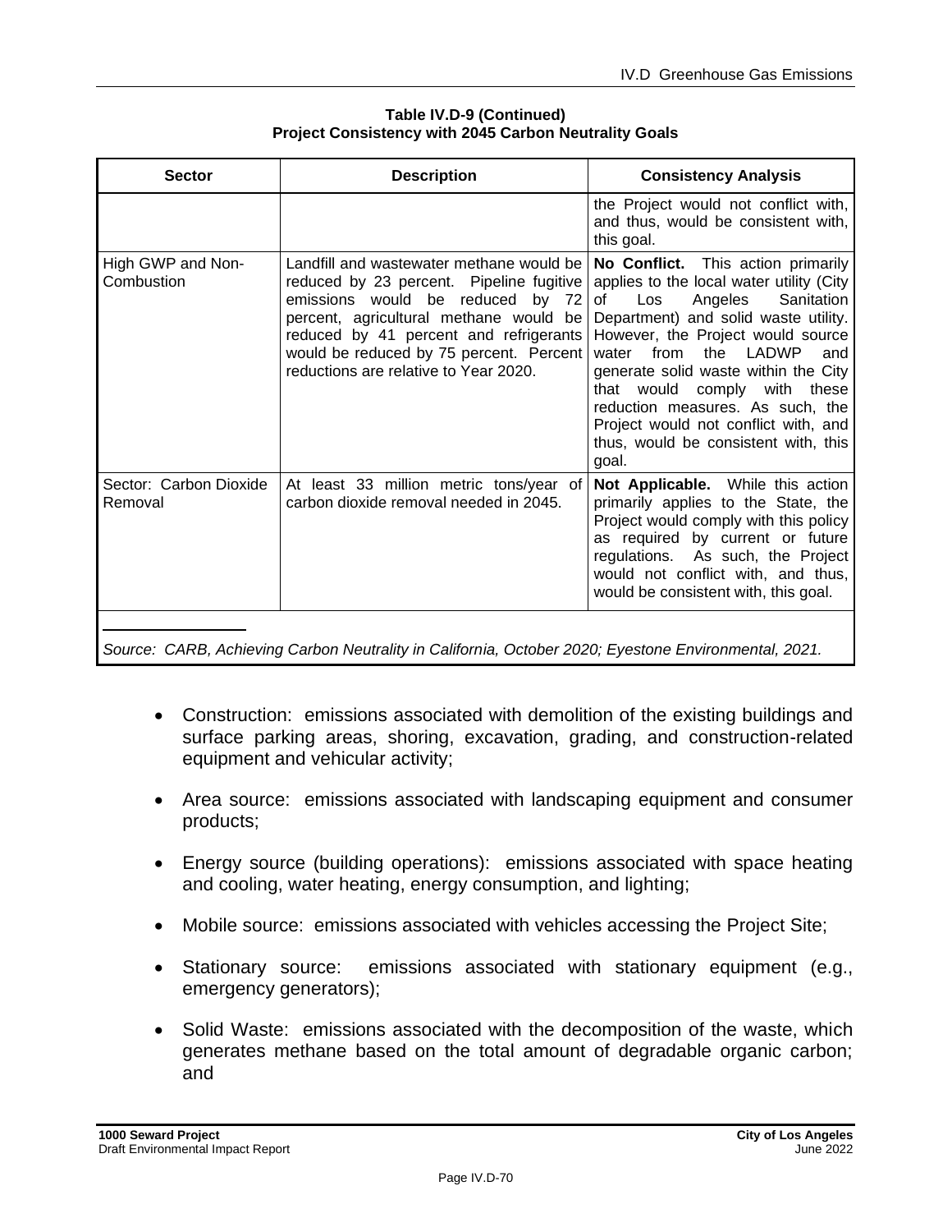**Table IV.D-9 (Continued)**
**Project Consistency with 2045 Carbon Neutrality Goals**

| Sector | Description | Consistency Analysis |
|---|---|---|
| | | the Project would not conflict with, and thus, would be consistent with, this goal. |
| High GWP and Non-Combustion | Landfill and wastewater methane would be reduced by 23 percent. Pipeline fugitive emissions would be reduced by 72 percent, agricultural methane would be reduced by 41 percent and refrigerants would be reduced by 75 percent. Percent reductions are relative to Year 2020. | **No Conflict.** This action primarily applies to the local water utility (City of Los Angeles Sanitation Department) and solid waste utility. However, the Project would source water from the LADWP and generate solid waste within the City that would comply with these reduction measures. As such, the Project would not conflict with, and thus, would be consistent with, this goal. |
| Sector: Carbon Dioxide Removal | At least 33 million metric tons/year of carbon dioxide removal needed in 2045. | **Not Applicable.** While this action primarily applies to the State, the Project would comply with this policy as required by current or future regulations. As such, the Project would not conflict with, and thus, would be consistent with, this goal. |

*Source: CARB, Achieving Carbon Neutrality in California, October 2020; Eyestone Environmental, 2021.*

- Construction: emissions associated with demolition of the existing buildings and surface parking areas, shoring, excavation, grading, and construction-related equipment and vehicular activity;
- Area source: emissions associated with landscaping equipment and consumer products;
- Energy source (building operations): emissions associated with space heating and cooling, water heating, energy consumption, and lighting;
- Mobile source: emissions associated with vehicles accessing the Project Site;
- Stationary source: emissions associated with stationary equipment (e.g., emergency generators);
- Solid Waste: emissions associated with the decomposition of the waste, which generates methane based on the total amount of degradable organic carbon; and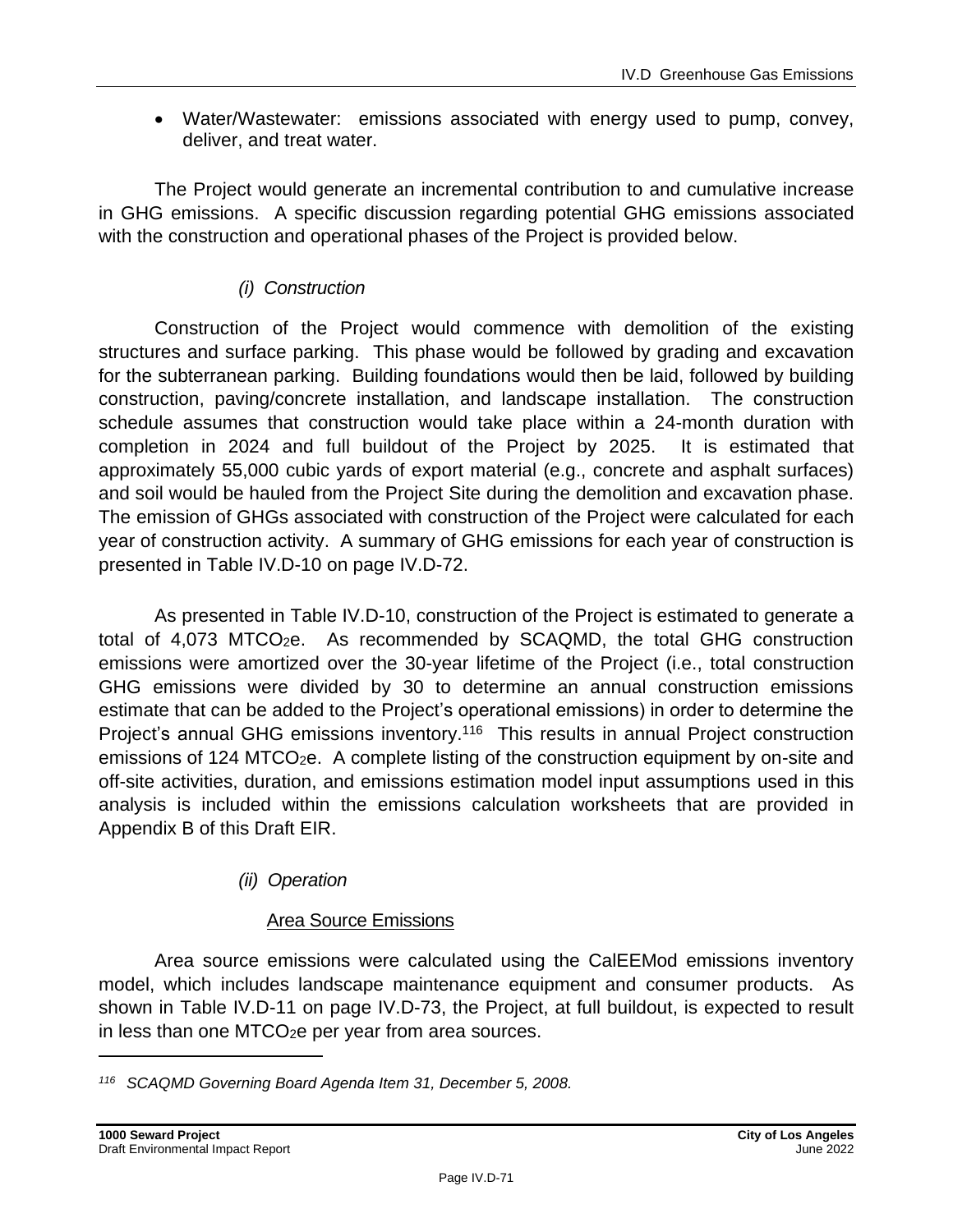- Water/Wastewater: emissions associated with energy used to pump, convey, deliver, and treat water.

The Project would generate an incremental contribution to and cumulative increase in GHG emissions. A specific discussion regarding potential GHG emissions associated with the construction and operational phases of the Project is provided below.

*(i) Construction*

Construction of the Project would commence with demolition of the existing structures and surface parking. This phase would be followed by grading and excavation for the subterranean parking. Building foundations would then be laid, followed by building construction, paving/concrete installation, and landscape installation. The construction schedule assumes that construction would take place within a 24-month duration with completion in 2024 and full buildout of the Project by 2025. It is estimated that approximately 55,000 cubic yards of export material (e.g., concrete and asphalt surfaces) and soil would be hauled from the Project Site during the demolition and excavation phase. The emission of GHGs associated with construction of the Project were calculated for each year of construction activity. A summary of GHG emissions for each year of construction is presented in Table IV.D-10 on page IV.D-72.

As presented in Table IV.D-10, construction of the Project is estimated to generate a total of 4,073 $MTCO_2e$. As recommended by SCAQMD, the total GHG construction emissions were amortized over the 30-year lifetime of the Project (i.e., total construction GHG emissions were divided by 30 to determine an annual construction emissions estimate that can be added to the Project's operational emissions) in order to determine the Project's annual GHG emissions inventory.[116] This results in annual Project construction emissions of 124 $MTCO_2e$. A complete listing of the construction equipment by on-site and off-site activities, duration, and emissions estimation model input assumptions used in this analysis is included within the emissions calculation worksheets that are provided in Appendix B of this Draft EIR.

*(ii) Operation*

Area Source Emissions

Area source emissions were calculated using the CalEEMod emissions inventory model, which includes landscape maintenance equipment and consumer products. As shown in Table IV.D-11 on page IV.D-73, the Project, at full buildout, is expected to result in less than one $MTCO_2e$ per year from area sources.

---

[116] *SCAQMD Governing Board Agenda Item 31, December 5, 2008.*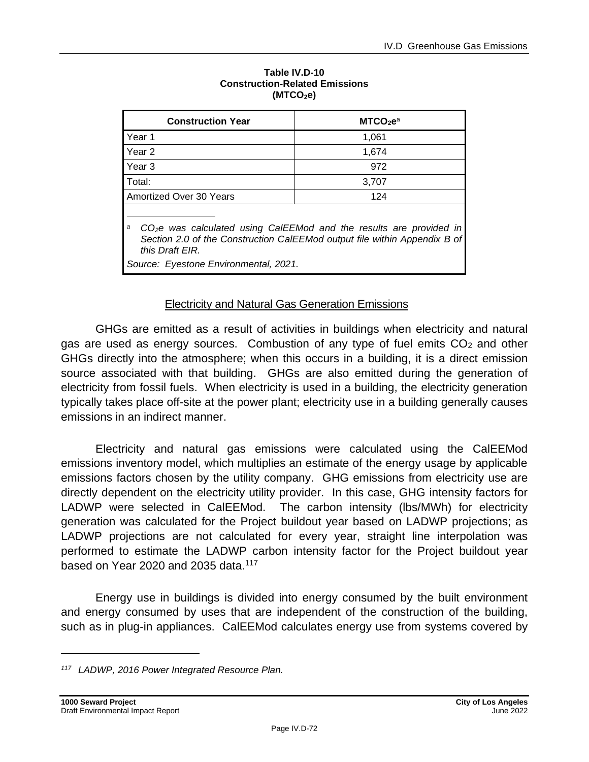**Table IV.D-10**
**Construction-Related Emissions**
**($MTCO_2e$)**

| Construction Year | $MTCO_2e$[a] |
|---|---|
| Year 1 | 1,061 |
| Year 2 | 1,674 |
| Year 3 | 972 |
| Total: | 3,707 |
| Amortized Over 30 Years | 124 |

*[a] $CO_2e$ was calculated using CalEEMod and the results are provided in Section 2.0 of the Construction CalEEMod output file within Appendix B of this Draft EIR.*

*Source: Eyestone Environmental, 2021.*

<u>Electricity and Natural Gas Generation Emissions</u>

GHGs are emitted as a result of activities in buildings when electricity and natural gas are used as energy sources. Combustion of any type of fuel emits $CO_2$ and other GHGs directly into the atmosphere; when this occurs in a building, it is a direct emission source associated with that building. GHGs are also emitted during the generation of electricity from fossil fuels. When electricity is used in a building, the electricity generation typically takes place off-site at the power plant; electricity use in a building generally causes emissions in an indirect manner.

Electricity and natural gas emissions were calculated using the CalEEMod emissions inventory model, which multiplies an estimate of the energy usage by applicable emissions factors chosen by the utility company. GHG emissions from electricity use are directly dependent on the electricity utility provider. In this case, GHG intensity factors for LADWP were selected in CalEEMod. The carbon intensity (lbs/MWh) for electricity generation was calculated for the Project buildout year based on LADWP projections; as LADWP projections are not calculated for every year, straight line interpolation was performed to estimate the LADWP carbon intensity factor for the Project buildout year based on Year 2020 and 2035 data.[117]

Energy use in buildings is divided into energy consumed by the built environment and energy consumed by uses that are independent of the construction of the building, such as in plug-in appliances. CalEEMod calculates energy use from systems covered by

---

*[117] LADWP, 2016 Power Integrated Resource Plan.*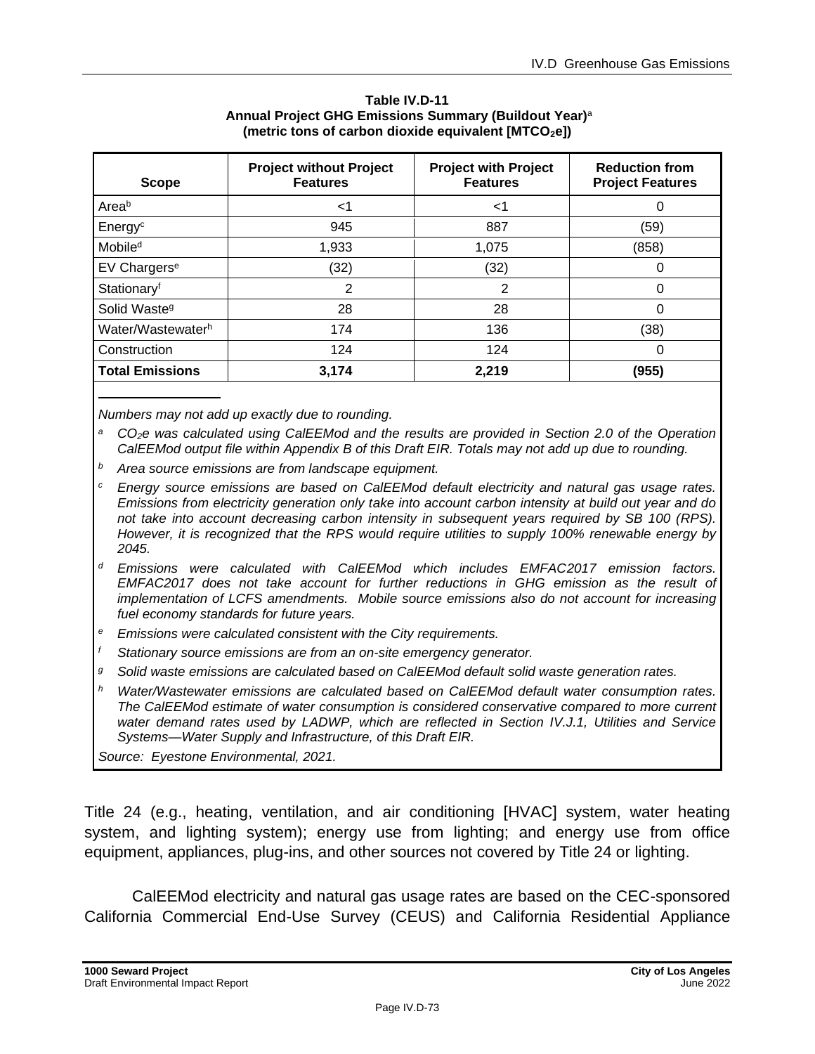**Table IV.D-11**
**Annual Project GHG Emissions Summary (Buildout Year)[a]**
**(metric tons of carbon dioxide equivalent [$MTCO_2e$])**

| Scope | Project without Project Features | Project with Project Features | Reduction from Project Features |
|---|---|---|---|
| Area[b] | <1 | <1 | 0 |
| Energy[c] | 945 | 887 | (59) |
| Mobile[d] | 1,933 | 1,075 | (858) |
| EV Chargers[e] | (32) | (32) | 0 |
| Stationary[f] | 2 | 2 | 0 |
| Solid Waste[g] | 28 | 28 | 0 |
| Water/Wastewater[h] | 174 | 136 | (38) |
| Construction | 124 | 124 | 0 |
| **Total Emissions** | **3,174** | **2,219** | **(955)** |

*Numbers may not add up exactly due to rounding.*

[a] *$CO_2e$ was calculated using CalEEMod and the results are provided in Section 2.0 of the Operation CalEEMod output file within Appendix B of this Draft EIR. Totals may not add up due to rounding.*

[b] *Area source emissions are from landscape equipment.*

[c] *Energy source emissions are based on CalEEMod default electricity and natural gas usage rates. Emissions from electricity generation only take into account carbon intensity at build out year and do not take into account decreasing carbon intensity in subsequent years required by SB 100 (RPS). However, it is recognized that the RPS would require utilities to supply 100% renewable energy by 2045.*

[d] *Emissions were calculated with CalEEMod which includes EMFAC2017 emission factors. EMFAC2017 does not take account for further reductions in GHG emission as the result of implementation of LCFS amendments. Mobile source emissions also do not account for increasing fuel economy standards for future years.*

[e] *Emissions were calculated consistent with the City requirements.*

[f] *Stationary source emissions are from an on-site emergency generator.*

[g] *Solid waste emissions are calculated based on CalEEMod default solid waste generation rates.*

[h] *Water/Wastewater emissions are calculated based on CalEEMod default water consumption rates. The CalEEMod estimate of water consumption is considered conservative compared to more current water demand rates used by LADWP, which are reflected in Section IV.J.1, Utilities and Service Systems—Water Supply and Infrastructure, of this Draft EIR.*

*Source: Eyestone Environmental, 2021.*

Title 24 (e.g., heating, ventilation, and air conditioning [HVAC] system, water heating system, and lighting system); energy use from lighting; and energy use from office equipment, appliances, plug-ins, and other sources not covered by Title 24 or lighting.

CalEEMod electricity and natural gas usage rates are based on the CEC-sponsored California Commercial End-Use Survey (CEUS) and California Residential Appliance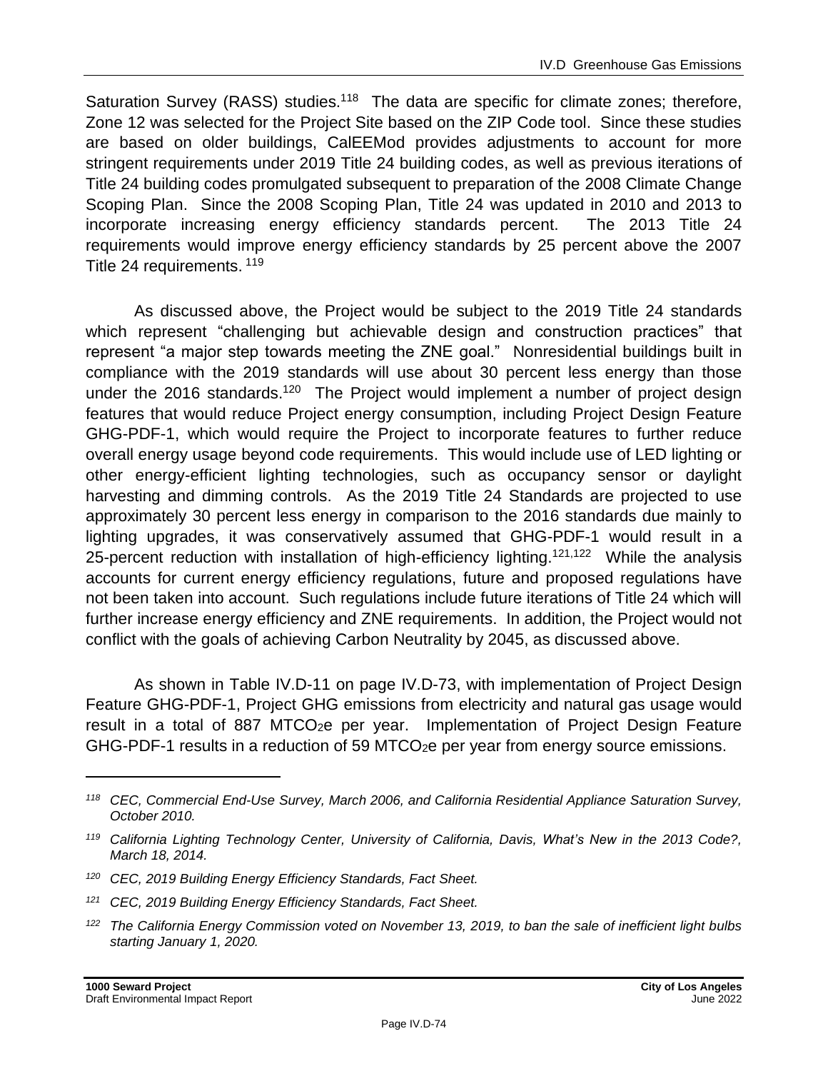Saturation Survey (RASS) studies.[118] The data are specific for climate zones; therefore, Zone 12 was selected for the Project Site based on the ZIP Code tool. Since these studies are based on older buildings, CalEEMod provides adjustments to account for more stringent requirements under 2019 Title 24 building codes, as well as previous iterations of Title 24 building codes promulgated subsequent to preparation of the 2008 Climate Change Scoping Plan. Since the 2008 Scoping Plan, Title 24 was updated in 2010 and 2013 to incorporate increasing energy efficiency standards percent. The 2013 Title 24 requirements would improve energy efficiency standards by 25 percent above the 2007 Title 24 requirements.[119]

As discussed above, the Project would be subject to the 2019 Title 24 standards which represent "challenging but achievable design and construction practices" that represent "a major step towards meeting the ZNE goal." Nonresidential buildings built in compliance with the 2019 standards will use about 30 percent less energy than those under the 2016 standards.[120] The Project would implement a number of project design features that would reduce Project energy consumption, including Project Design Feature GHG-PDF-1, which would require the Project to incorporate features to further reduce overall energy usage beyond code requirements. This would include use of LED lighting or other energy-efficient lighting technologies, such as occupancy sensor or daylight harvesting and dimming controls. As the 2019 Title 24 Standards are projected to use approximately 30 percent less energy in comparison to the 2016 standards due mainly to lighting upgrades, it was conservatively assumed that GHG-PDF-1 would result in a 25-percent reduction with installation of high-efficiency lighting.[121,122] While the analysis accounts for current energy efficiency regulations, future and proposed regulations have not been taken into account. Such regulations include future iterations of Title 24 which will further increase energy efficiency and ZNE requirements. In addition, the Project would not conflict with the goals of achieving Carbon Neutrality by 2045, as discussed above.

As shown in Table IV.D-11 on page IV.D-73, with implementation of Project Design Feature GHG-PDF-1, Project GHG emissions from electricity and natural gas usage would result in a total of 887 $MTCO_2e$ per year. Implementation of Project Design Feature GHG-PDF-1 results in a reduction of 59 $MTCO_2e$ per year from energy source emissions.

---

*[118] CEC, Commercial End-Use Survey, March 2006, and California Residential Appliance Saturation Survey, October 2010.*

*[119] California Lighting Technology Center, University of California, Davis, What's New in the 2013 Code?, March 18, 2014.*

*[120] CEC, 2019 Building Energy Efficiency Standards, Fact Sheet.*

*[121] CEC, 2019 Building Energy Efficiency Standards, Fact Sheet.*

*[122] The California Energy Commission voted on November 13, 2019, to ban the sale of inefficient light bulbs starting January 1, 2020.*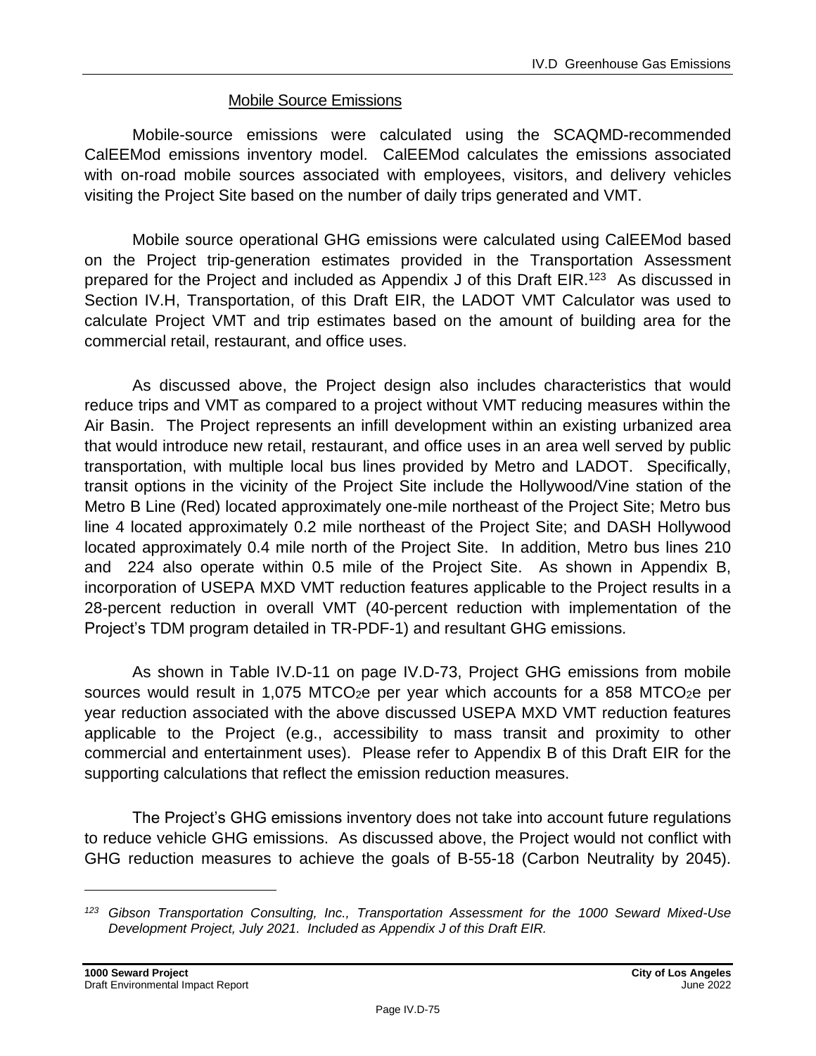### Mobile Source Emissions

Mobile-source emissions were calculated using the SCAQMD-recommended CalEEMod emissions inventory model. CalEEMod calculates the emissions associated with on-road mobile sources associated with employees, visitors, and delivery vehicles visiting the Project Site based on the number of daily trips generated and VMT.

Mobile source operational GHG emissions were calculated using CalEEMod based on the Project trip-generation estimates provided in the Transportation Assessment prepared for the Project and included as Appendix J of this Draft EIR.[123] As discussed in Section IV.H, Transportation, of this Draft EIR, the LADOT VMT Calculator was used to calculate Project VMT and trip estimates based on the amount of building area for the commercial retail, restaurant, and office uses.

As discussed above, the Project design also includes characteristics that would reduce trips and VMT as compared to a project without VMT reducing measures within the Air Basin. The Project represents an infill development within an existing urbanized area that would introduce new retail, restaurant, and office uses in an area well served by public transportation, with multiple local bus lines provided by Metro and LADOT. Specifically, transit options in the vicinity of the Project Site include the Hollywood/Vine station of the Metro B Line (Red) located approximately one-mile northeast of the Project Site; Metro bus line 4 located approximately 0.2 mile northeast of the Project Site; and DASH Hollywood located approximately 0.4 mile north of the Project Site. In addition, Metro bus lines 210 and 224 also operate within 0.5 mile of the Project Site. As shown in Appendix B, incorporation of USEPA MXD VMT reduction features applicable to the Project results in a 28-percent reduction in overall VMT (40-percent reduction with implementation of the Project's TDM program detailed in TR-PDF-1) and resultant GHG emissions.

As shown in Table IV.D-11 on page IV.D-73, Project GHG emissions from mobile sources would result in 1,075 $MTCO_2e$ per year which accounts for a 858 $MTCO_2e$ per year reduction associated with the above discussed USEPA MXD VMT reduction features applicable to the Project (e.g., accessibility to mass transit and proximity to other commercial and entertainment uses). Please refer to Appendix B of this Draft EIR for the supporting calculations that reflect the emission reduction measures.

The Project's GHG emissions inventory does not take into account future regulations to reduce vehicle GHG emissions. As discussed above, the Project would not conflict with GHG reduction measures to achieve the goals of B-55-18 (Carbon Neutrality by 2045).

---

[123] *Gibson Transportation Consulting, Inc., Transportation Assessment for the 1000 Seward Mixed-Use Development Project, July 2021. Included as Appendix J of this Draft EIR.*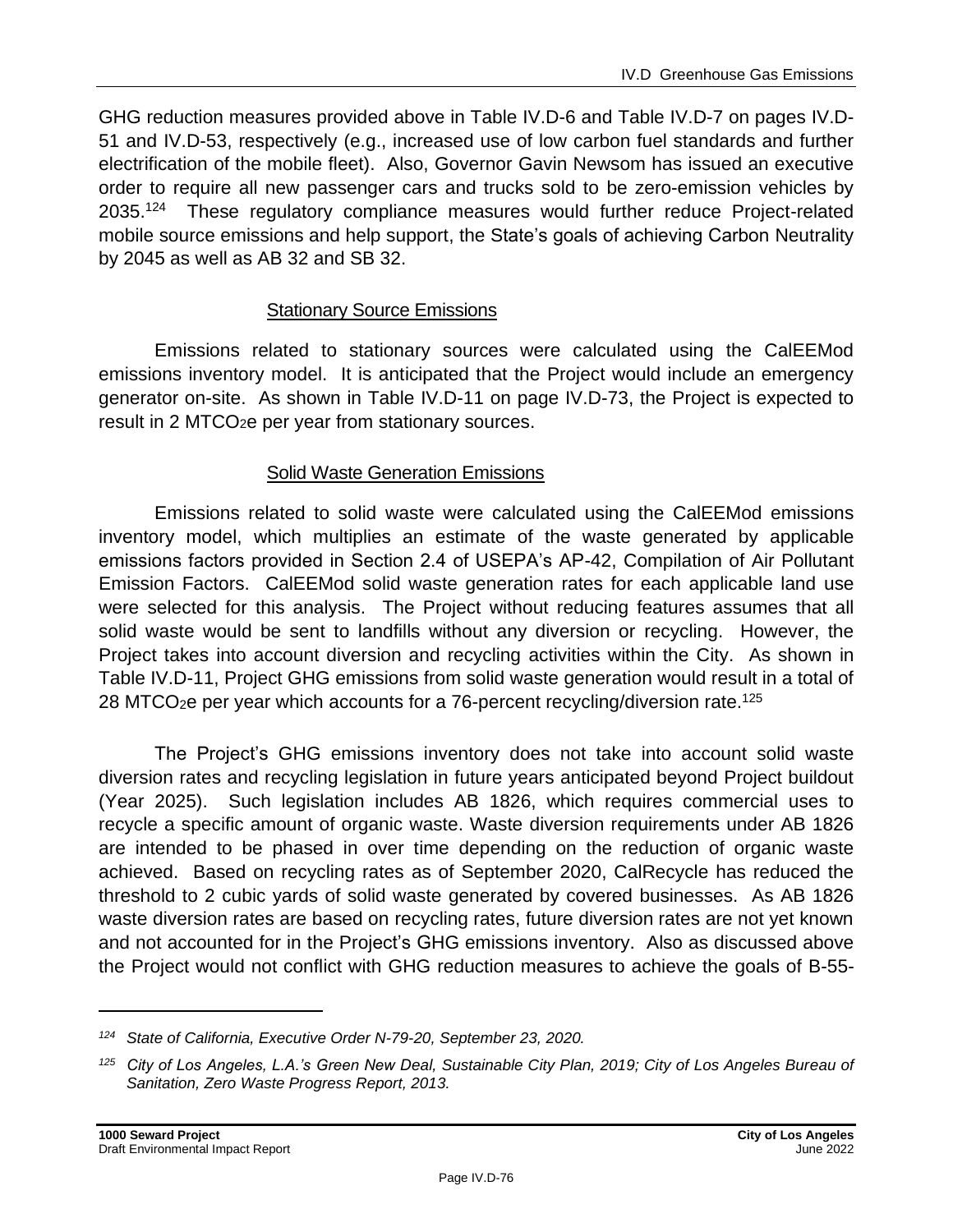GHG reduction measures provided above in Table IV.D-6 and Table IV.D-7 on pages IV.D-51 and IV.D-53, respectively (e.g., increased use of low carbon fuel standards and further electrification of the mobile fleet). Also, Governor Gavin Newsom has issued an executive order to require all new passenger cars and trucks sold to be zero-emission vehicles by 2035.[124] These regulatory compliance measures would further reduce Project-related mobile source emissions and help support, the State's goals of achieving Carbon Neutrality by 2045 as well as AB 32 and SB 32.

<u>Stationary Source Emissions</u>

Emissions related to stationary sources were calculated using the CalEEMod emissions inventory model. It is anticipated that the Project would include an emergency generator on-site. As shown in Table IV.D-11 on page IV.D-73, the Project is expected to result in 2 $MTCO_2e$ per year from stationary sources.

<u>Solid Waste Generation Emissions</u>

Emissions related to solid waste were calculated using the CalEEMod emissions inventory model, which multiplies an estimate of the waste generated by applicable emissions factors provided in Section 2.4 of USEPA's AP-42, Compilation of Air Pollutant Emission Factors. CalEEMod solid waste generation rates for each applicable land use were selected for this analysis. The Project without reducing features assumes that all solid waste would be sent to landfills without any diversion or recycling. However, the Project takes into account diversion and recycling activities within the City. As shown in Table IV.D-11, Project GHG emissions from solid waste generation would result in a total of 28 $MTCO_2e$ per year which accounts for a 76-percent recycling/diversion rate.[125]

The Project's GHG emissions inventory does not take into account solid waste diversion rates and recycling legislation in future years anticipated beyond Project buildout (Year 2025). Such legislation includes AB 1826, which requires commercial uses to recycle a specific amount of organic waste. Waste diversion requirements under AB 1826 are intended to be phased in over time depending on the reduction of organic waste achieved. Based on recycling rates as of September 2020, CalRecycle has reduced the threshold to 2 cubic yards of solid waste generated by covered businesses. As AB 1826 waste diversion rates are based on recycling rates, future diversion rates are not yet known and not accounted for in the Project's GHG emissions inventory. Also as discussed above the Project would not conflict with GHG reduction measures to achieve the goals of B-55-

---

[124] *State of California, Executive Order N-79-20, September 23, 2020.*

[125] *City of Los Angeles, L.A.'s Green New Deal, Sustainable City Plan, 2019; City of Los Angeles Bureau of Sanitation, Zero Waste Progress Report, 2013.*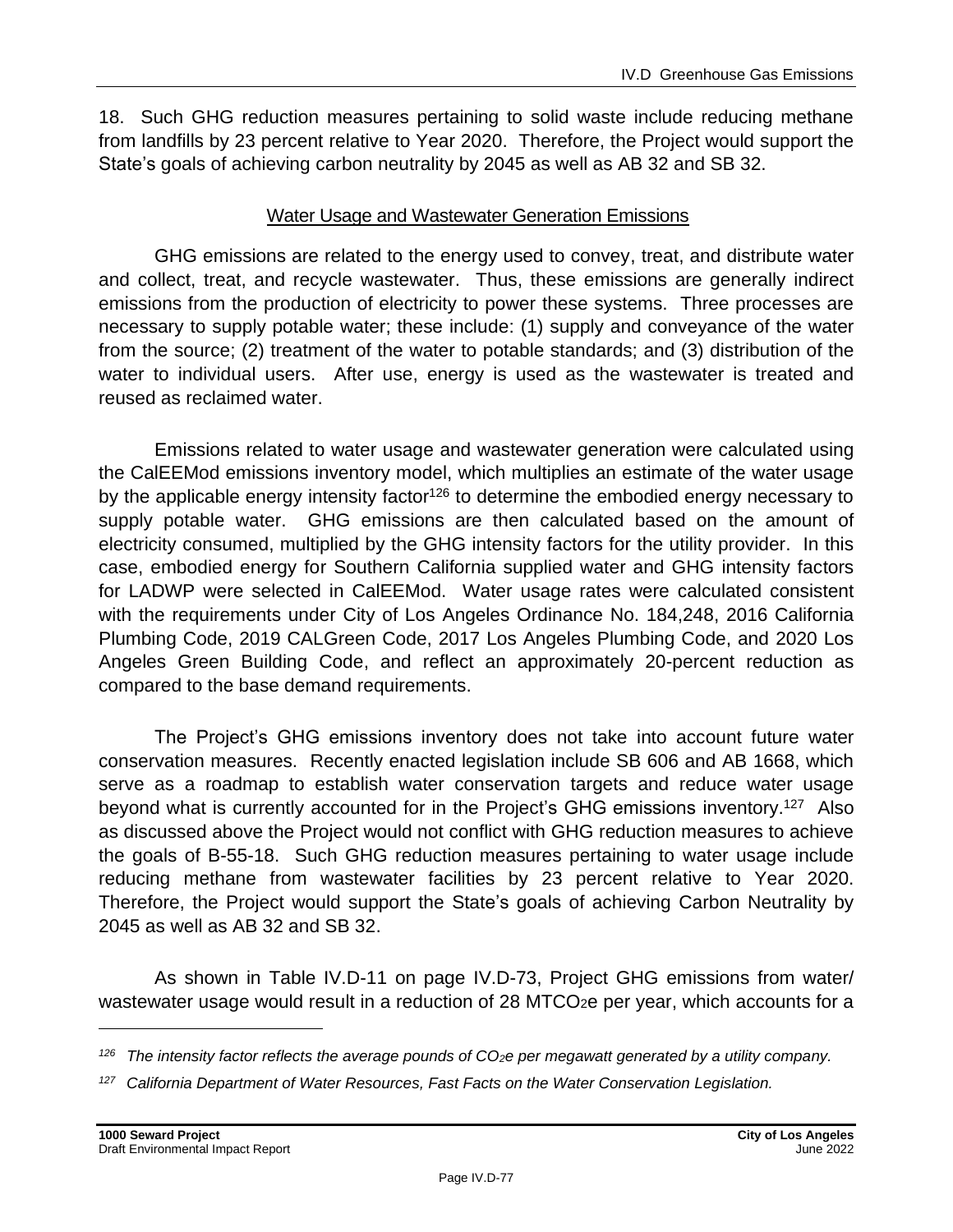18. Such GHG reduction measures pertaining to solid waste include reducing methane from landfills by 23 percent relative to Year 2020. Therefore, the Project would support the State's goals of achieving carbon neutrality by 2045 as well as AB 32 and SB 32.

### Water Usage and Wastewater Generation Emissions

GHG emissions are related to the energy used to convey, treat, and distribute water and collect, treat, and recycle wastewater. Thus, these emissions are generally indirect emissions from the production of electricity to power these systems. Three processes are necessary to supply potable water; these include: (1) supply and conveyance of the water from the source; (2) treatment of the water to potable standards; and (3) distribution of the water to individual users. After use, energy is used as the wastewater is treated and reused as reclaimed water.

Emissions related to water usage and wastewater generation were calculated using the CalEEMod emissions inventory model, which multiplies an estimate of the water usage by the applicable energy intensity factor[126] to determine the embodied energy necessary to supply potable water. GHG emissions are then calculated based on the amount of electricity consumed, multiplied by the GHG intensity factors for the utility provider. In this case, embodied energy for Southern California supplied water and GHG intensity factors for LADWP were selected in CalEEMod. Water usage rates were calculated consistent with the requirements under City of Los Angeles Ordinance No. 184,248, 2016 California Plumbing Code, 2019 CALGreen Code, 2017 Los Angeles Plumbing Code, and 2020 Los Angeles Green Building Code, and reflect an approximately 20-percent reduction as compared to the base demand requirements.

The Project's GHG emissions inventory does not take into account future water conservation measures. Recently enacted legislation include SB 606 and AB 1668, which serve as a roadmap to establish water conservation targets and reduce water usage beyond what is currently accounted for in the Project's GHG emissions inventory.[127] Also as discussed above the Project would not conflict with GHG reduction measures to achieve the goals of B-55-18. Such GHG reduction measures pertaining to water usage include reducing methane from wastewater facilities by 23 percent relative to Year 2020. Therefore, the Project would support the State's goals of achieving Carbon Neutrality by 2045 as well as AB 32 and SB 32.

As shown in Table IV.D-11 on page IV.D-73, Project GHG emissions from water/ wastewater usage would result in a reduction of 28 MTCO$_2$e per year, which accounts for a

---

*[126] The intensity factor reflects the average pounds of CO$_2$e per megawatt generated by a utility company.*

*[127] California Department of Water Resources, Fast Facts on the Water Conservation Legislation.*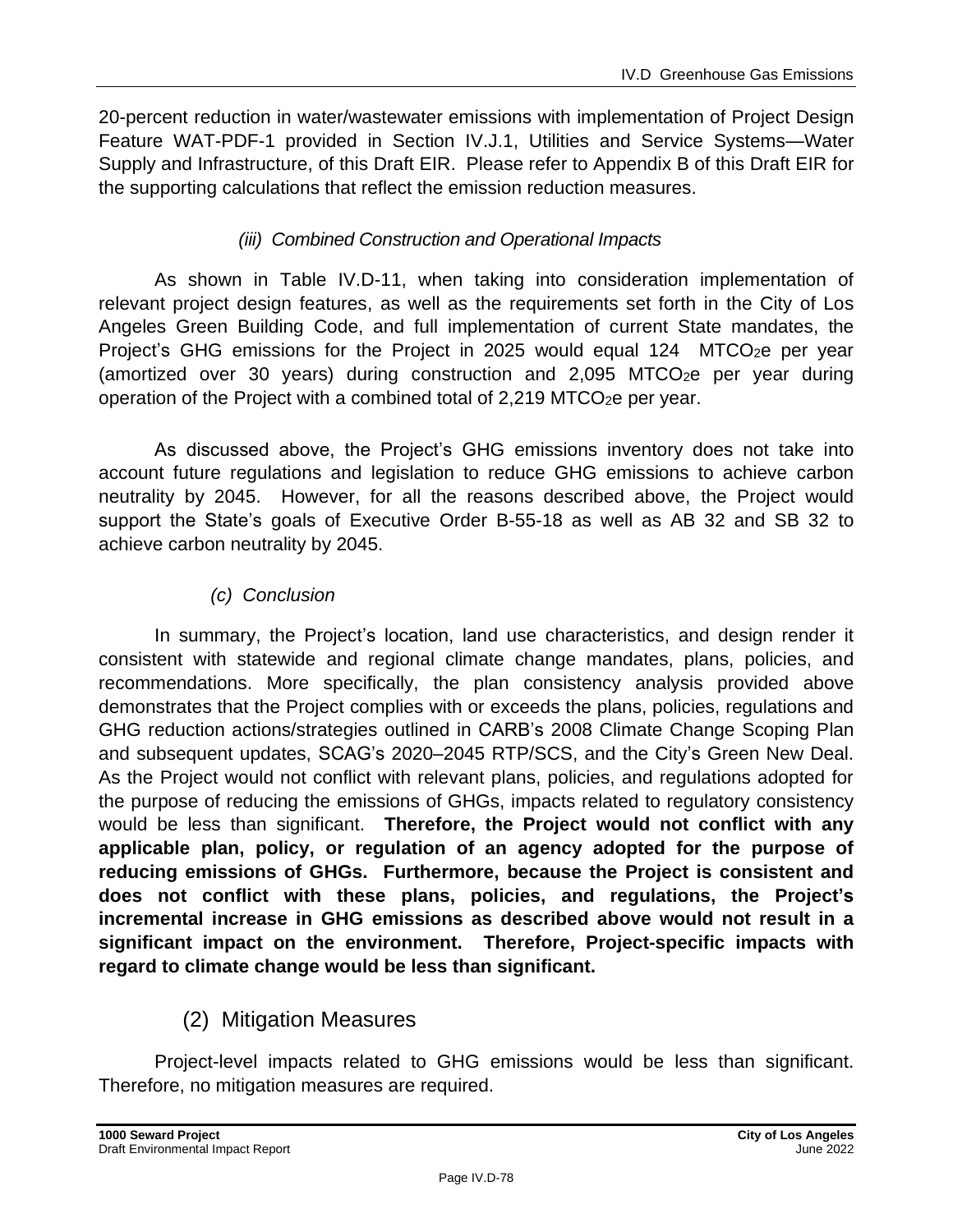20-percent reduction in water/wastewater emissions with implementation of Project Design Feature WAT-PDF-1 provided in Section IV.J.1, Utilities and Service Systems—Water Supply and Infrastructure, of this Draft EIR. Please refer to Appendix B of this Draft EIR for the supporting calculations that reflect the emission reduction measures.

*(iii) Combined Construction and Operational Impacts*

As shown in Table IV.D-11, when taking into consideration implementation of relevant project design features, as well as the requirements set forth in the City of Los Angeles Green Building Code, and full implementation of current State mandates, the Project's GHG emissions for the Project in 2025 would equal 124 $MTCO_2e$ per year (amortized over 30 years) during construction and 2,095 $MTCO_2e$ per year during operation of the Project with a combined total of 2,219 $MTCO_2e$ per year.

As discussed above, the Project's GHG emissions inventory does not take into account future regulations and legislation to reduce GHG emissions to achieve carbon neutrality by 2045. However, for all the reasons described above, the Project would support the State's goals of Executive Order B-55-18 as well as AB 32 and SB 32 to achieve carbon neutrality by 2045.

*(c) Conclusion*

In summary, the Project's location, land use characteristics, and design render it consistent with statewide and regional climate change mandates, plans, policies, and recommendations. More specifically, the plan consistency analysis provided above demonstrates that the Project complies with or exceeds the plans, policies, regulations and GHG reduction actions/strategies outlined in CARB's 2008 Climate Change Scoping Plan and subsequent updates, SCAG's 2020–2045 RTP/SCS, and the City's Green New Deal. As the Project would not conflict with relevant plans, policies, and regulations adopted for the purpose of reducing the emissions of GHGs, impacts related to regulatory consistency would be less than significant. **Therefore, the Project would not conflict with any applicable plan, policy, or regulation of an agency adopted for the purpose of reducing emissions of GHGs. Furthermore, because the Project is consistent and does not conflict with these plans, policies, and regulations, the Project's incremental increase in GHG emissions as described above would not result in a significant impact on the environment. Therefore, Project-specific impacts with regard to climate change would be less than significant.**

## (2) Mitigation Measures

Project-level impacts related to GHG emissions would be less than significant. Therefore, no mitigation measures are required.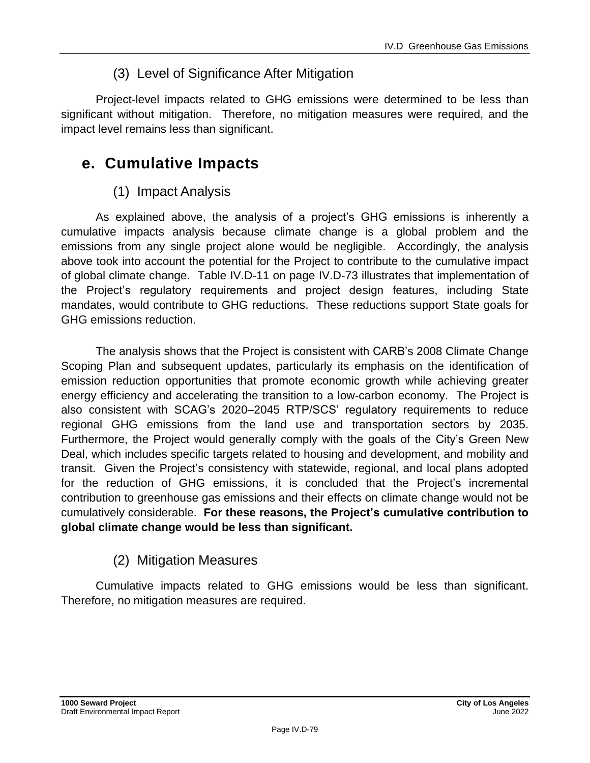### (3) Level of Significance After Mitigation

Project-level impacts related to GHG emissions were determined to be less than significant without mitigation. Therefore, no mitigation measures were required, and the impact level remains less than significant.

## e. Cumulative Impacts

### (1) Impact Analysis

As explained above, the analysis of a project's GHG emissions is inherently a cumulative impacts analysis because climate change is a global problem and the emissions from any single project alone would be negligible. Accordingly, the analysis above took into account the potential for the Project to contribute to the cumulative impact of global climate change. Table IV.D-11 on page IV.D-73 illustrates that implementation of the Project's regulatory requirements and project design features, including State mandates, would contribute to GHG reductions. These reductions support State goals for GHG emissions reduction.

The analysis shows that the Project is consistent with CARB's 2008 Climate Change Scoping Plan and subsequent updates, particularly its emphasis on the identification of emission reduction opportunities that promote economic growth while achieving greater energy efficiency and accelerating the transition to a low-carbon economy. The Project is also consistent with SCAG's 2020–2045 RTP/SCS' regulatory requirements to reduce regional GHG emissions from the land use and transportation sectors by 2035. Furthermore, the Project would generally comply with the goals of the City's Green New Deal, which includes specific targets related to housing and development, and mobility and transit. Given the Project's consistency with statewide, regional, and local plans adopted for the reduction of GHG emissions, it is concluded that the Project's incremental contribution to greenhouse gas emissions and their effects on climate change would not be cumulatively considerable. **For these reasons, the Project's cumulative contribution to global climate change would be less than significant.**

### (2) Mitigation Measures

Cumulative impacts related to GHG emissions would be less than significant. Therefore, no mitigation measures are required.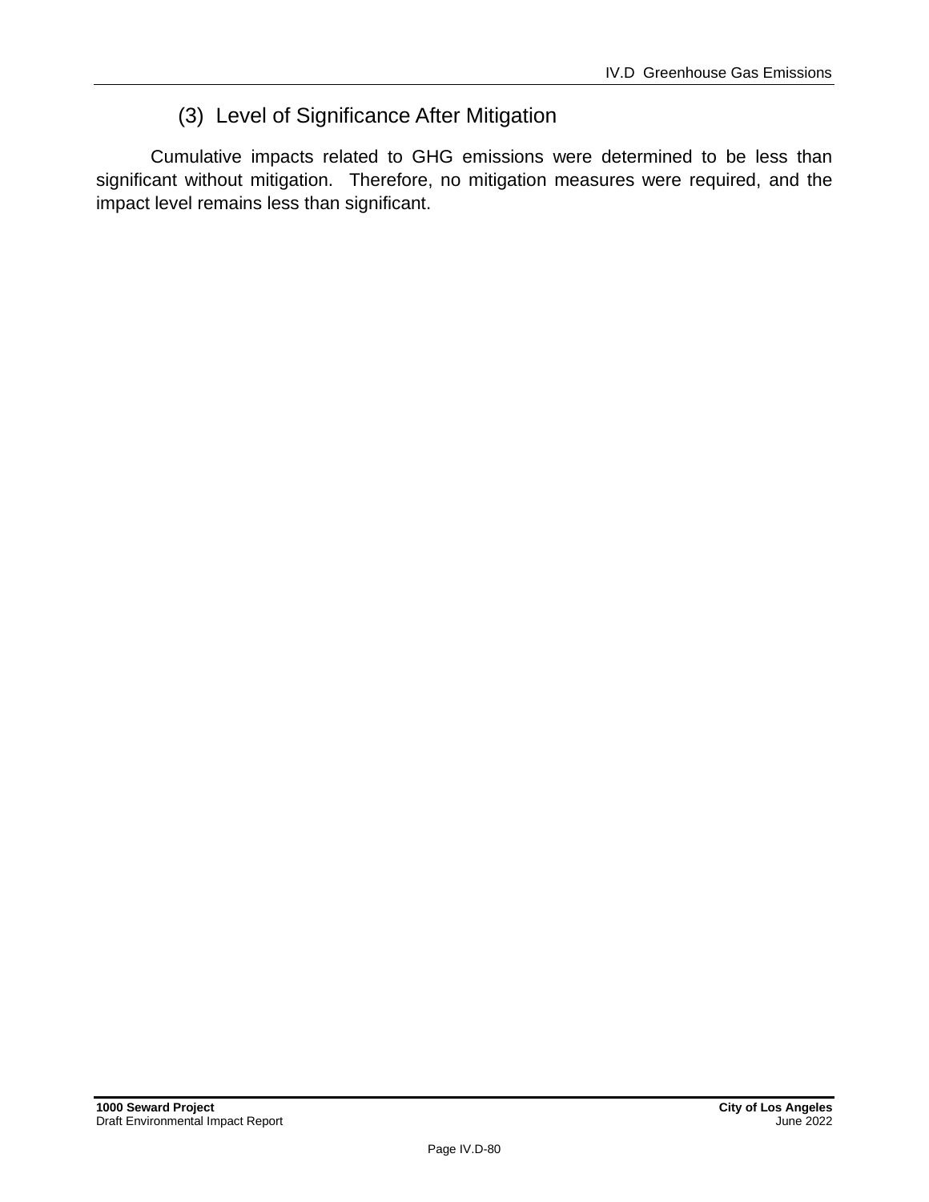### (3) Level of Significance After Mitigation

Cumulative impacts related to GHG emissions were determined to be less than significant without mitigation. Therefore, no mitigation measures were required, and the impact level remains less than significant.